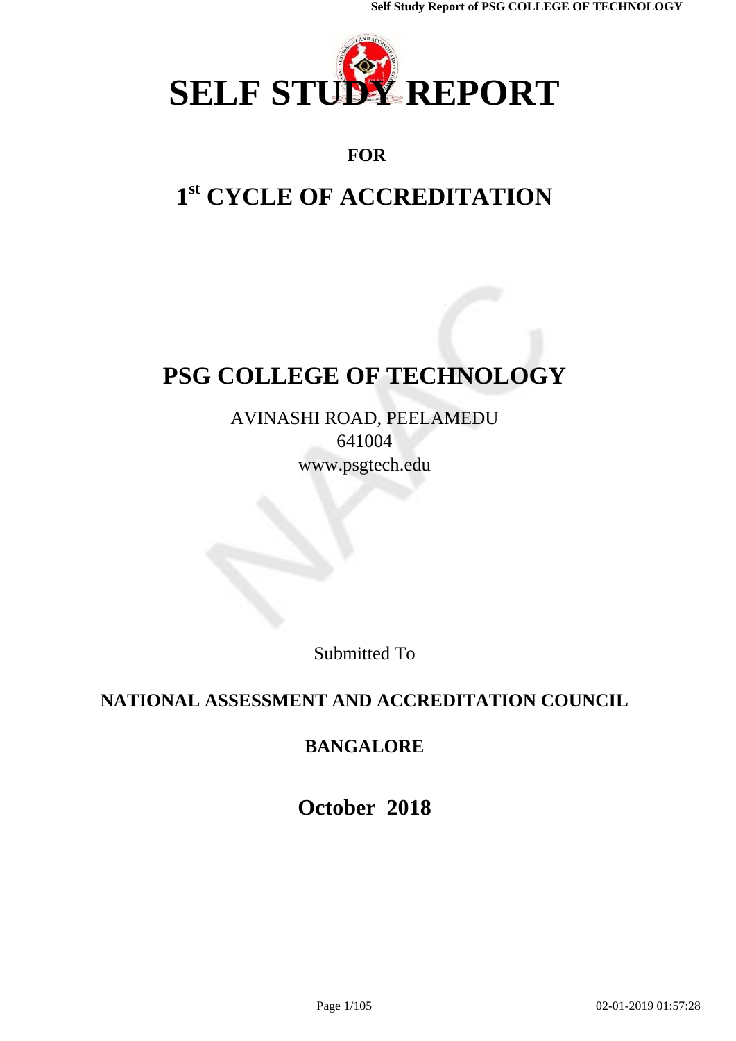# SELF STUDY REPORT

**FOR**

## 1st CYCLE OF ACCREDITATION

## PSG COLLEGE OF TECHNOLOGY

AVINASHI ROAD, PEELAMEDU
641004
www.psgtech.edu

Submitted To

**NATIONAL ASSESSMENT AND ACCREDITATION COUNCIL**

**BANGALORE**

**October 2018**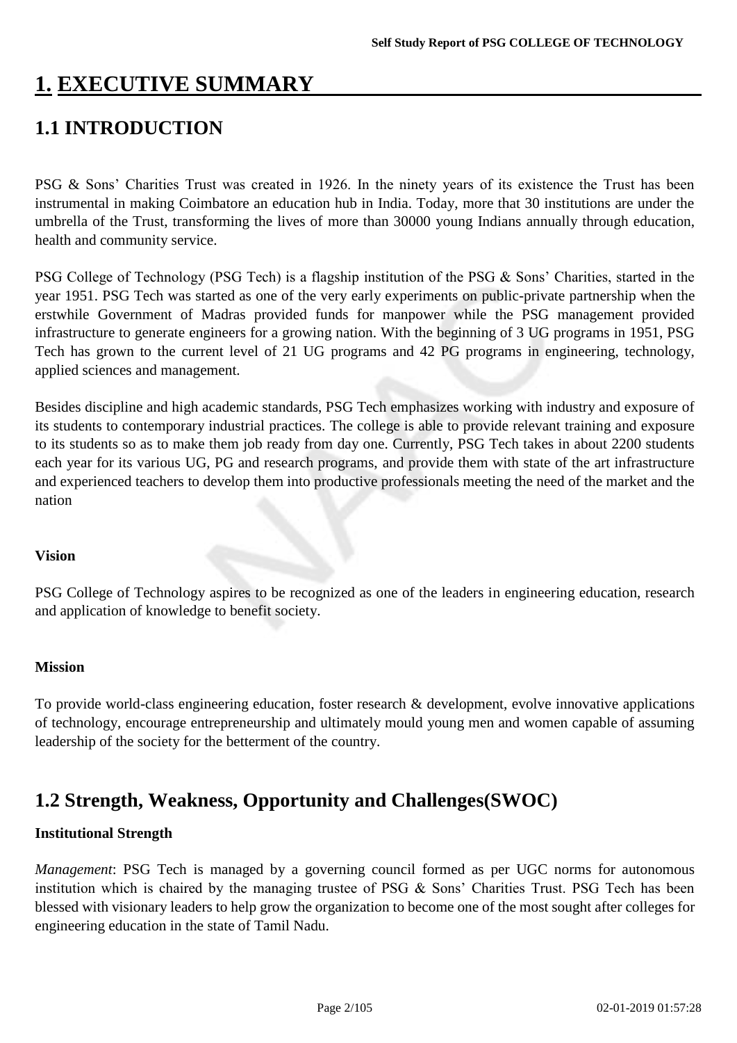# 1. EXECUTIVE SUMMARY

## 1.1 INTRODUCTION

PSG & Sons' Charities Trust was created in 1926. In the ninety years of its existence the Trust has been instrumental in making Coimbatore an education hub in India. Today, more that 30 institutions are under the umbrella of the Trust, transforming the lives of more than 30000 young Indians annually through education, health and community service.

PSG College of Technology (PSG Tech) is a flagship institution of the PSG & Sons' Charities, started in the year 1951. PSG Tech was started as one of the very early experiments on public-private partnership when the erstwhile Government of Madras provided funds for manpower while the PSG management provided infrastructure to generate engineers for a growing nation. With the beginning of 3 UG programs in 1951, PSG Tech has grown to the current level of 21 UG programs and 42 PG programs in engineering, technology, applied sciences and management.

Besides discipline and high academic standards, PSG Tech emphasizes working with industry and exposure of its students to contemporary industrial practices. The college is able to provide relevant training and exposure to its students so as to make them job ready from day one. Currently, PSG Tech takes in about 2200 students each year for its various UG, PG and research programs, and provide them with state of the art infrastructure and experienced teachers to develop them into productive professionals meeting the need of the market and the nation

**Vision**

PSG College of Technology aspires to be recognized as one of the leaders in engineering education, research and application of knowledge to benefit society.

**Mission**

To provide world-class engineering education, foster research & development, evolve innovative applications of technology, encourage entrepreneurship and ultimately mould young men and women capable of assuming leadership of the society for the betterment of the country.

## 1.2 Strength, Weakness, Opportunity and Challenges(SWOC)

**Institutional Strength**

*Management*: PSG Tech is managed by a governing council formed as per UGC norms for autonomous institution which is chaired by the managing trustee of PSG & Sons' Charities Trust. PSG Tech has been blessed with visionary leaders to help grow the organization to become one of the most sought after colleges for engineering education in the state of Tamil Nadu.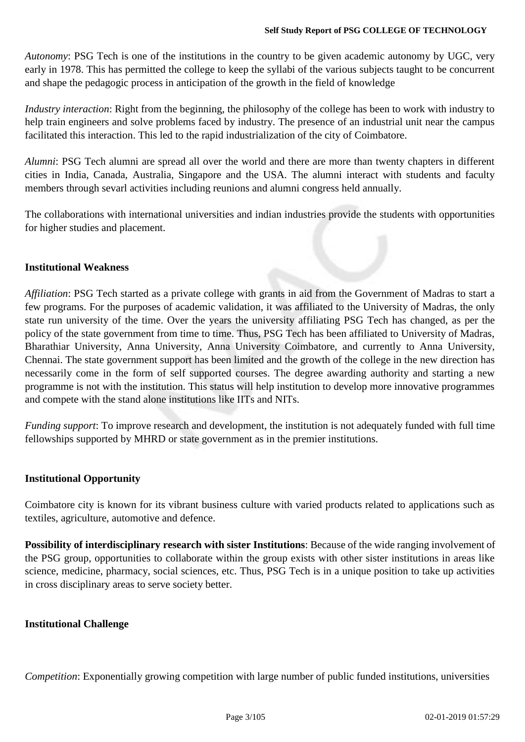*Autonomy*: PSG Tech is one of the institutions in the country to be given academic autonomy by UGC, very early in 1978. This has permitted the college to keep the syllabi of the various subjects taught to be concurrent and shape the pedagogic process in anticipation of the growth in the field of knowledge

*Industry interaction*: Right from the beginning, the philosophy of the college has been to work with industry to help train engineers and solve problems faced by industry. The presence of an industrial unit near the campus facilitated this interaction. This led to the rapid industrialization of the city of Coimbatore.

*Alumni*: PSG Tech alumni are spread all over the world and there are more than twenty chapters in different cities in India, Canada, Australia, Singapore and the USA. The alumni interact with students and faculty members through sevarl activities including reunions and alumni congress held annually.

The collaborations with international universities and indian industries provide the students with opportunities for higher studies and placement.

**Institutional Weakness**

*Affiliation*: PSG Tech started as a private college with grants in aid from the Government of Madras to start a few programs. For the purposes of academic validation, it was affiliated to the University of Madras, the only state run university of the time. Over the years the university affiliating PSG Tech has changed, as per the policy of the state government from time to time. Thus, PSG Tech has been affiliated to University of Madras, Bharathiar University, Anna University, Anna University Coimbatore, and currently to Anna University, Chennai. The state government support has been limited and the growth of the college in the new direction has necessarily come in the form of self supported courses. The degree awarding authority and starting a new programme is not with the institution. This status will help institution to develop more innovative programmes and compete with the stand alone institutions like IITs and NITs.

*Funding support*: To improve research and development, the institution is not adequately funded with full time fellowships supported by MHRD or state government as in the premier institutions.

**Institutional Opportunity**

Coimbatore city is known for its vibrant business culture with varied products related to applications such as textiles, agriculture, automotive and defence.

**Possibility of interdisciplinary research with sister Institutions**: Because of the wide ranging involvement of the PSG group, opportunities to collaborate within the group exists with other sister institutions in areas like science, medicine, pharmacy, social sciences, etc. Thus, PSG Tech is in a unique position to take up activities in cross disciplinary areas to serve society better.

**Institutional Challenge**

*Competition*: Exponentially growing competition with large number of public funded institutions, universities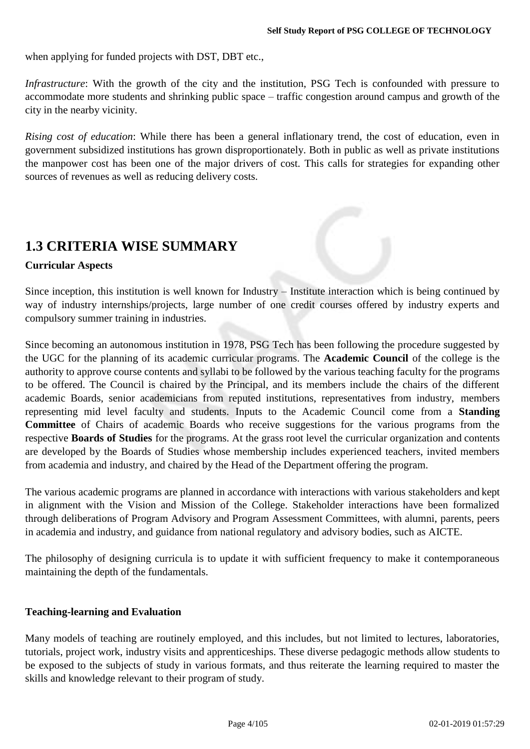when applying for funded projects with DST, DBT etc.,

*Infrastructure*: With the growth of the city and the institution, PSG Tech is confounded with pressure to accommodate more students and shrinking public space – traffic congestion around campus and growth of the city in the nearby vicinity.

*Rising cost of education*: While there has been a general inflationary trend, the cost of education, even in government subsidized institutions has grown disproportionately. Both in public as well as private institutions the manpower cost has been one of the major drivers of cost. This calls for strategies for expanding other sources of revenues as well as reducing delivery costs.

## 1.3 CRITERIA WISE SUMMARY

**Curricular Aspects**

Since inception, this institution is well known for Industry – Institute interaction which is being continued by way of industry internships/projects, large number of one credit courses offered by industry experts and compulsory summer training in industries.

Since becoming an autonomous institution in 1978, PSG Tech has been following the procedure suggested by the UGC for the planning of its academic curricular programs. The **Academic Council** of the college is the authority to approve course contents and syllabi to be followed by the various teaching faculty for the programs to be offered. The Council is chaired by the Principal, and its members include the chairs of the different academic Boards, senior academicians from reputed institutions, representatives from industry, members representing mid level faculty and students. Inputs to the Academic Council come from a **Standing Committee** of Chairs of academic Boards who receive suggestions for the various programs from the respective **Boards of Studies** for the programs. At the grass root level the curricular organization and contents are developed by the Boards of Studies whose membership includes experienced teachers, invited members from academia and industry, and chaired by the Head of the Department offering the program.

The various academic programs are planned in accordance with interactions with various stakeholders and kept in alignment with the Vision and Mission of the College. Stakeholder interactions have been formalized through deliberations of Program Advisory and Program Assessment Committees, with alumni, parents, peers in academia and industry, and guidance from national regulatory and advisory bodies, such as AICTE.

The philosophy of designing curricula is to update it with sufficient frequency to make it contemporaneous maintaining the depth of the fundamentals.

**Teaching-learning and Evaluation**

Many models of teaching are routinely employed, and this includes, but not limited to lectures, laboratories, tutorials, project work, industry visits and apprenticeships. These diverse pedagogic methods allow students to be exposed to the subjects of study in various formats, and thus reiterate the learning required to master the skills and knowledge relevant to their program of study.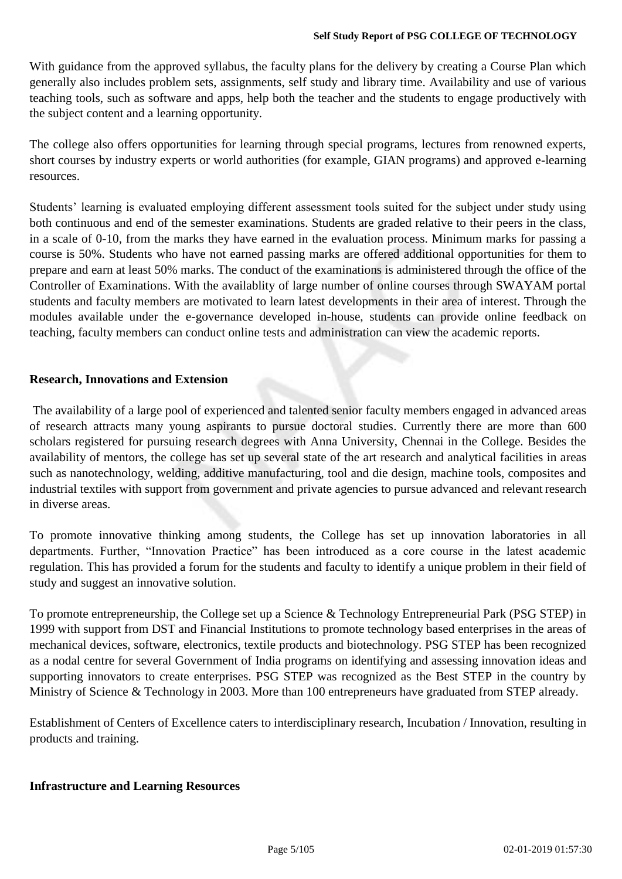With guidance from the approved syllabus, the faculty plans for the delivery by creating a Course Plan which generally also includes problem sets, assignments, self study and library time. Availability and use of various teaching tools, such as software and apps, help both the teacher and the students to engage productively with the subject content and a learning opportunity.

The college also offers opportunities for learning through special programs, lectures from renowned experts, short courses by industry experts or world authorities (for example, GIAN programs) and approved e-learning resources.

Students' learning is evaluated employing different assessment tools suited for the subject under study using both continuous and end of the semester examinations. Students are graded relative to their peers in the class, in a scale of 0-10, from the marks they have earned in the evaluation process. Minimum marks for passing a course is 50%. Students who have not earned passing marks are offered additional opportunities for them to prepare and earn at least 50% marks. The conduct of the examinations is administered through the office of the Controller of Examinations. With the availablity of large number of online courses through SWAYAM portal students and faculty members are motivated to learn latest developments in their area of interest. Through the modules available under the e-governance developed in-house, students can provide online feedback on teaching, faculty members can conduct online tests and administration can view the academic reports.

**Research, Innovations and Extension**

The availability of a large pool of experienced and talented senior faculty members engaged in advanced areas of research attracts many young aspirants to pursue doctoral studies. Currently there are more than 600 scholars registered for pursuing research degrees with Anna University, Chennai in the College. Besides the availability of mentors, the college has set up several state of the art research and analytical facilities in areas such as nanotechnology, welding, additive manufacturing, tool and die design, machine tools, composites and industrial textiles with support from government and private agencies to pursue advanced and relevant research in diverse areas.

To promote innovative thinking among students, the College has set up innovation laboratories in all departments. Further, "Innovation Practice" has been introduced as a core course in the latest academic regulation. This has provided a forum for the students and faculty to identify a unique problem in their field of study and suggest an innovative solution.

To promote entrepreneurship, the College set up a Science & Technology Entrepreneurial Park (PSG STEP) in 1999 with support from DST and Financial Institutions to promote technology based enterprises in the areas of mechanical devices, software, electronics, textile products and biotechnology. PSG STEP has been recognized as a nodal centre for several Government of India programs on identifying and assessing innovation ideas and supporting innovators to create enterprises. PSG STEP was recognized as the Best STEP in the country by Ministry of Science & Technology in 2003. More than 100 entrepreneurs have graduated from STEP already.

Establishment of Centers of Excellence caters to interdisciplinary research, Incubation / Innovation, resulting in products and training.

**Infrastructure and Learning Resources**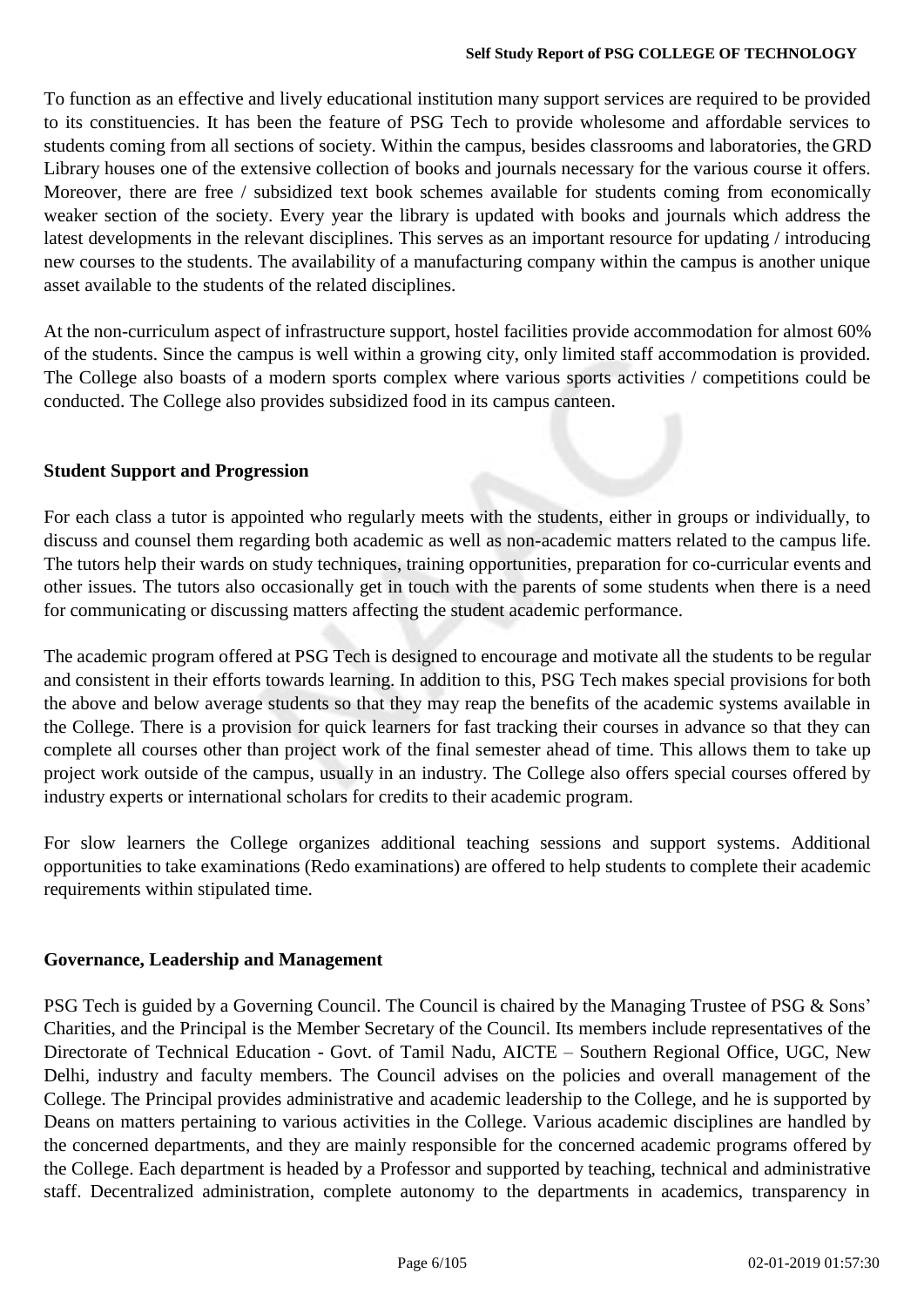To function as an effective and lively educational institution many support services are required to be provided to its constituencies. It has been the feature of PSG Tech to provide wholesome and affordable services to students coming from all sections of society. Within the campus, besides classrooms and laboratories, the GRD Library houses one of the extensive collection of books and journals necessary for the various course it offers. Moreover, there are free / subsidized text book schemes available for students coming from economically weaker section of the society. Every year the library is updated with books and journals which address the latest developments in the relevant disciplines. This serves as an important resource for updating / introducing new courses to the students. The availability of a manufacturing company within the campus is another unique asset available to the students of the related disciplines.

At the non-curriculum aspect of infrastructure support, hostel facilities provide accommodation for almost 60% of the students. Since the campus is well within a growing city, only limited staff accommodation is provided. The College also boasts of a modern sports complex where various sports activities / competitions could be conducted. The College also provides subsidized food in its campus canteen.

**Student Support and Progression**

For each class a tutor is appointed who regularly meets with the students, either in groups or individually, to discuss and counsel them regarding both academic as well as non-academic matters related to the campus life. The tutors help their wards on study techniques, training opportunities, preparation for co-curricular events and other issues. The tutors also occasionally get in touch with the parents of some students when there is a need for communicating or discussing matters affecting the student academic performance.

The academic program offered at PSG Tech is designed to encourage and motivate all the students to be regular and consistent in their efforts towards learning. In addition to this, PSG Tech makes special provisions for both the above and below average students so that they may reap the benefits of the academic systems available in the College. There is a provision for quick learners for fast tracking their courses in advance so that they can complete all courses other than project work of the final semester ahead of time. This allows them to take up project work outside of the campus, usually in an industry. The College also offers special courses offered by industry experts or international scholars for credits to their academic program.

For slow learners the College organizes additional teaching sessions and support systems. Additional opportunities to take examinations (Redo examinations) are offered to help students to complete their academic requirements within stipulated time.

**Governance, Leadership and Management**

PSG Tech is guided by a Governing Council. The Council is chaired by the Managing Trustee of PSG & Sons' Charities, and the Principal is the Member Secretary of the Council. Its members include representatives of the Directorate of Technical Education - Govt. of Tamil Nadu, AICTE – Southern Regional Office, UGC, New Delhi, industry and faculty members. The Council advises on the policies and overall management of the College. The Principal provides administrative and academic leadership to the College, and he is supported by Deans on matters pertaining to various activities in the College. Various academic disciplines are handled by the concerned departments, and they are mainly responsible for the concerned academic programs offered by the College. Each department is headed by a Professor and supported by teaching, technical and administrative staff. Decentralized administration, complete autonomy to the departments in academics, transparency in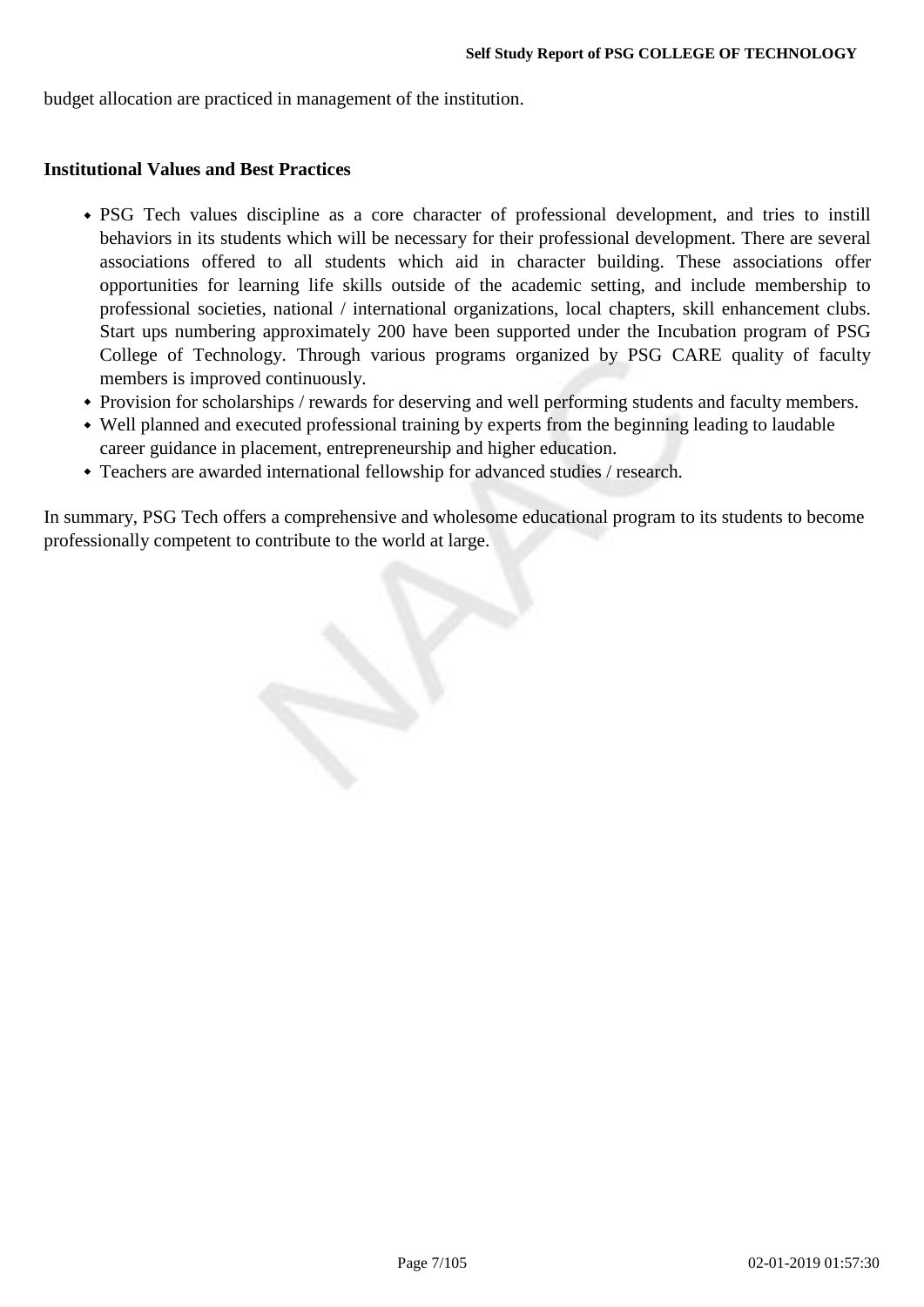budget allocation are practiced in management of the institution.

**Institutional Values and Best Practices**

- PSG Tech values discipline as a core character of professional development, and tries to instill behaviors in its students which will be necessary for their professional development. There are several associations offered to all students which aid in character building. These associations offer opportunities for learning life skills outside of the academic setting, and include membership to professional societies, national / international organizations, local chapters, skill enhancement clubs. Start ups numbering approximately 200 have been supported under the Incubation program of PSG College of Technology. Through various programs organized by PSG CARE quality of faculty members is improved continuously.
- Provision for scholarships / rewards for deserving and well performing students and faculty members.
- Well planned and executed professional training by experts from the beginning leading to laudable career guidance in placement, entrepreneurship and higher education.
- Teachers are awarded international fellowship for advanced studies / research.

In summary, PSG Tech offers a comprehensive and wholesome educational program to its students to become professionally competent to contribute to the world at large.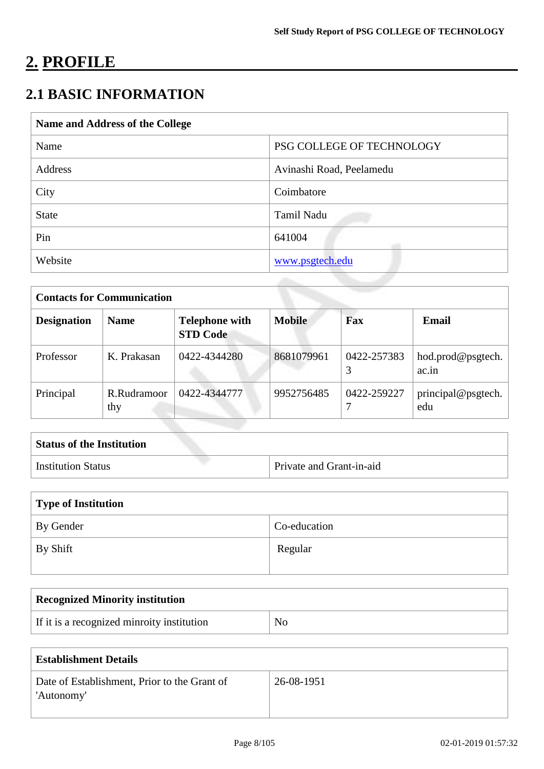# 2. PROFILE

## 2.1 BASIC INFORMATION

| Name and Address of the College | |
|---|---|
| Name | PSG COLLEGE OF TECHNOLOGY |
| Address | Avinashi Road, Peelamedu |
| City | Coimbatore |
| State | Tamil Nadu |
| Pin | 641004 |
| Website | www.psgtech.edu |

| Contacts for Communication | | | | | |
|---|---|---|---|---|---|
| **Designation** | **Name** | **Telephone with STD Code** | **Mobile** | **Fax** | **Email** |
| Professor | K. Prakasan | 0422-4344280 | 8681079961 | 0422-2573833 | hod.prod@psgtech.ac.in |
| Principal | R.Rudramoorthy | 0422-4344777 | 9952756485 | 0422-2592277 | principal@psgtech.edu |

| Status of the Institution | |
|---|---|
| Institution Status | Private and Grant-in-aid |

| Type of Institution | |
|---|---|
| By Gender | Co-education |
| By Shift | Regular |

| Recognized Minority institution | |
|---|---|
| If it is a recognized minroity institution | No |

| Establishment Details | |
|---|---|
| Date of Establishment, Prior to the Grant of 'Autonomy' | 26-08-1951 |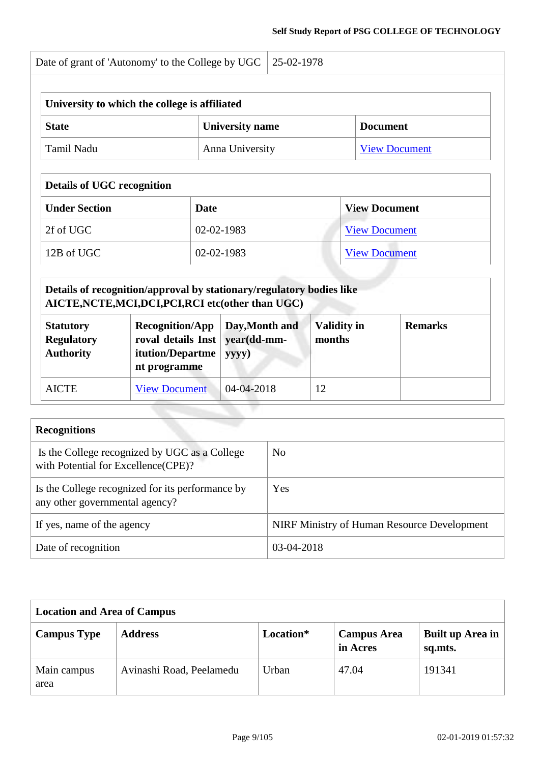| Date of grant of 'Autonomy' to the College by UGC | 25-02-1978 |
|---|---|

| University to which the college is affiliated | | |
|---|---|---|
| **State** | **University name** | **Document** |
| Tamil Nadu | Anna University | View Document |

| Details of UGC recognition | | |
|---|---|---|
| **Under Section** | **Date** | **View Document** |
| 2f of UGC | 02-02-1983 | View Document |
| 12B of UGC | 02-02-1983 | View Document |

| Details of recognition/approval by stationary/regulatory bodies like AICTE,NCTE,MCI,DCI,PCI,RCI etc(other than UGC) | | | | |
|---|---|---|---|---|
| **Statutory Regulatory Authority** | **Recognition/Approval details Institution/Department programme** | **Day,Month and year(dd-mm-yyyy)** | **Validity in months** | **Remarks** |
| AICTE | View Document | 04-04-2018 | 12 | |

| Recognitions | |
|---|---|
| Is the College recognized by UGC as a College with Potential for Excellence(CPE)? | No |
| Is the College recognized for its performance by any other governmental agency? | Yes |
| If yes, name of the agency | NIRF Ministry of Human Resource Development |
| Date of recognition | 03-04-2018 |

| Location and Area of Campus | | | | |
|---|---|---|---|---|
| **Campus Type** | **Address** | **Location*** | **Campus Area in Acres** | **Built up Area in sq.mts.** |
| Main campus area | Avinashi Road, Peelamedu | Urban | 47.04 | 191341 |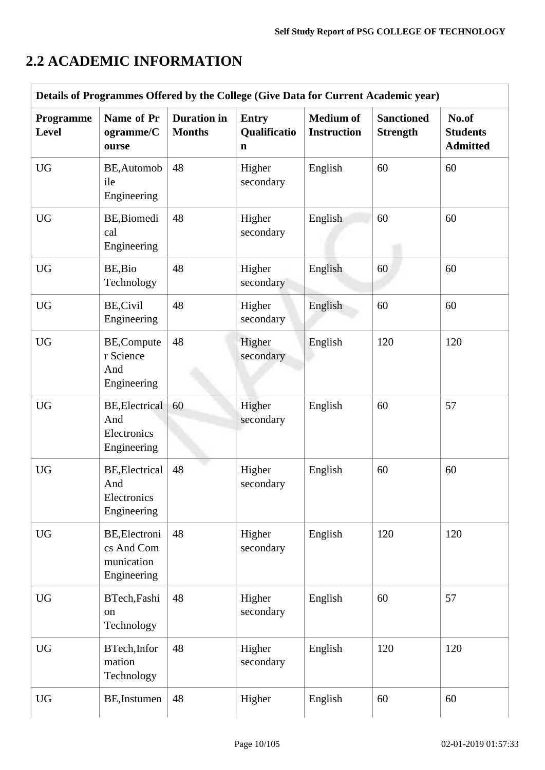## 2.2 ACADEMIC INFORMATION

| Details of Programmes Offered by the College (Give Data for Current Academic year) | | | | | | |
|---|---|---|---|---|---|---|
| **Programme Level** | **Name of Programme/Course** | **Duration in Months** | **Entry Qualification** | **Medium of Instruction** | **Sanctioned Strength** | **No.of Students Admitted** |
| UG | BE,Automobile Engineering | 48 | Higher secondary | English | 60 | 60 |
| UG | BE,Biomedical Engineering | 48 | Higher secondary | English | 60 | 60 |
| UG | BE,Bio Technology | 48 | Higher secondary | English | 60 | 60 |
| UG | BE,Civil Engineering | 48 | Higher secondary | English | 60 | 60 |
| UG | BE,Computer Science And Engineering | 48 | Higher secondary | English | 120 | 120 |
| UG | BE,Electrical And Electronics Engineering | 60 | Higher secondary | English | 60 | 57 |
| UG | BE,Electrical And Electronics Engineering | 48 | Higher secondary | English | 60 | 60 |
| UG | BE,Electronics And Communication Engineering | 48 | Higher secondary | English | 120 | 120 |
| UG | BTech,Fashion Technology | 48 | Higher secondary | English | 60 | 57 |
| UG | BTech,Information Technology | 48 | Higher secondary | English | 120 | 120 |
| UG | BE,Instumen | 48 | Higher | English | 60 | 60 |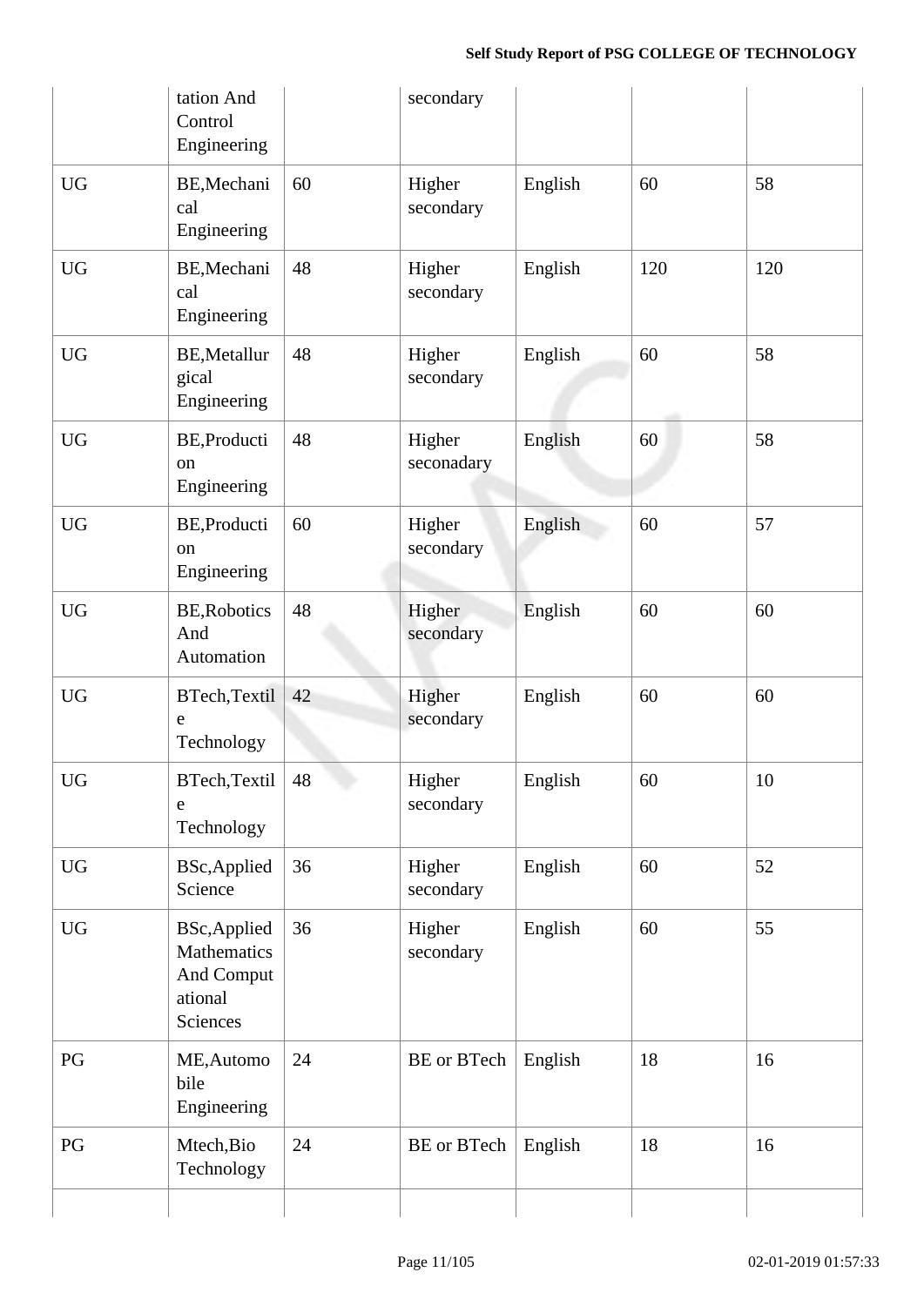|  | tation And Control Engineering |  | secondary |  |  |  |
|---|---|---|---|---|---|---|
| UG | BE,Mechanical Engineering | 60 | Higher secondary | English | 60 | 58 |
| UG | BE,Mechanical Engineering | 48 | Higher secondary | English | 120 | 120 |
| UG | BE,Metallurgical Engineering | 48 | Higher secondary | English | 60 | 58 |
| UG | BE,Production Engineering | 48 | Higher seconadary | English | 60 | 58 |
| UG | BE,Production Engineering | 60 | Higher secondary | English | 60 | 57 |
| UG | BE,Robotics And Automation | 48 | Higher secondary | English | 60 | 60 |
| UG | BTech,Textile Technology | 42 | Higher secondary | English | 60 | 60 |
| UG | BTech,Textile Technology | 48 | Higher secondary | English | 60 | 10 |
| UG | BSc,Applied Science | 36 | Higher secondary | English | 60 | 52 |
| UG | BSc,Applied Mathematics And Computational Sciences | 36 | Higher secondary | English | 60 | 55 |
| PG | ME,Automobile Engineering | 24 | BE or BTech | English | 18 | 16 |
| PG | Mtech,Bio Technology | 24 | BE or BTech | English | 18 | 16 |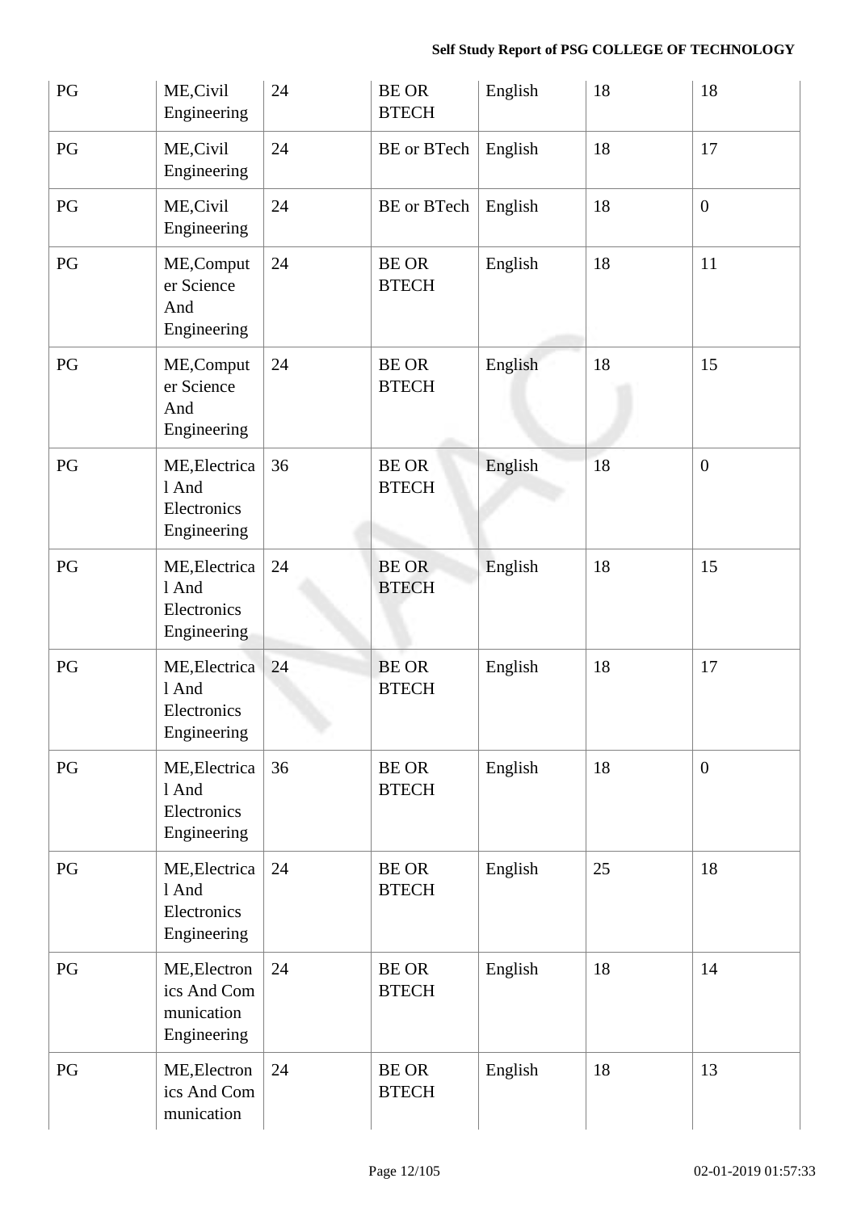| PG | ME,Civil Engineering | 24 | BE OR BTECH | English | 18 | 18 |
|---|---|---|---|---|---|---|
| PG | ME,Civil Engineering | 24 | BE or BTech | English | 18 | 17 |
| PG | ME,Civil Engineering | 24 | BE or BTech | English | 18 | 0 |
| PG | ME,Computer Science And Engineering | 24 | BE OR BTECH | English | 18 | 11 |
| PG | ME,Computer Science And Engineering | 24 | BE OR BTECH | English | 18 | 15 |
| PG | ME,Electrical And Electronics Engineering | 36 | BE OR BTECH | English | 18 | 0 |
| PG | ME,Electrical And Electronics Engineering | 24 | BE OR BTECH | English | 18 | 15 |
| PG | ME,Electrical And Electronics Engineering | 24 | BE OR BTECH | English | 18 | 17 |
| PG | ME,Electrical And Electronics Engineering | 36 | BE OR BTECH | English | 18 | 0 |
| PG | ME,Electrical And Electronics Engineering | 24 | BE OR BTECH | English | 25 | 18 |
| PG | ME,Electronics And Communication Engineering | 24 | BE OR BTECH | English | 18 | 14 |
| PG | ME,Electronics And Communication | 24 | BE OR BTECH | English | 18 | 13 |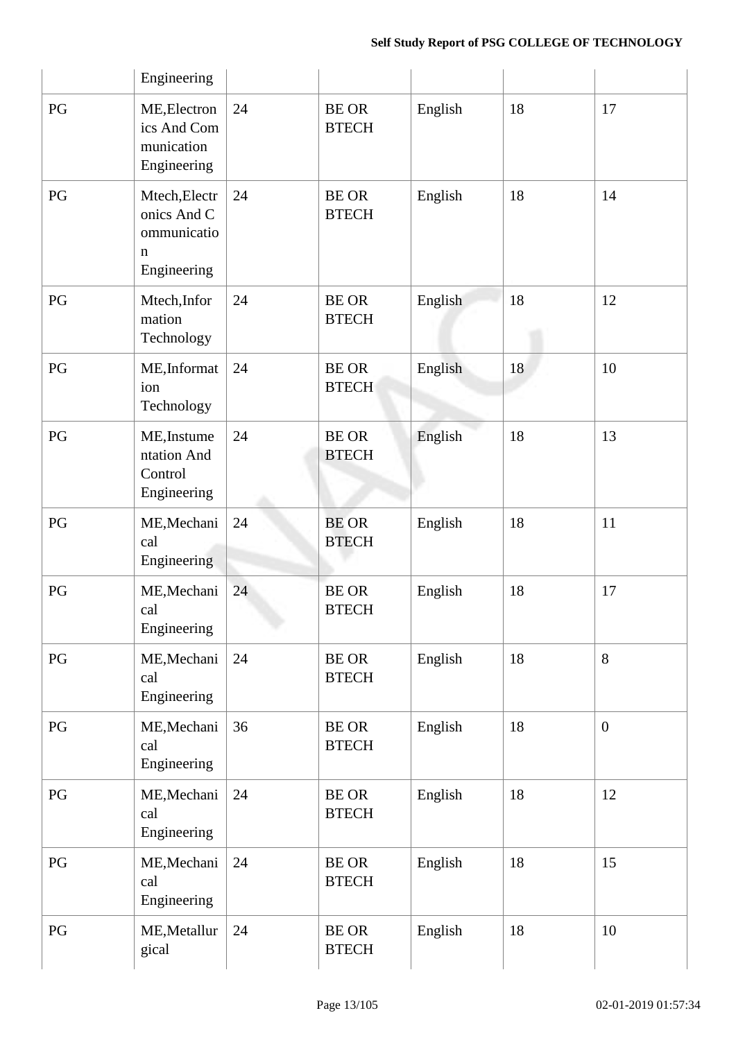| | | | | | | |
|---|---|---|---|---|---|---|
| | Engineering | | | | | |
| PG | ME,Electronics And Communication Engineering | 24 | BE OR BTECH | English | 18 | 17 |
| PG | Mtech,Electronics And Communication Engineering | 24 | BE OR BTECH | English | 18 | 14 |
| PG | Mtech,Information Technology | 24 | BE OR BTECH | English | 18 | 12 |
| PG | ME,Information Technology | 24 | BE OR BTECH | English | 18 | 10 |
| PG | ME,Instumentation And Control Engineering | 24 | BE OR BTECH | English | 18 | 13 |
| PG | ME,Mechanical Engineering | 24 | BE OR BTECH | English | 18 | 11 |
| PG | ME,Mechanical Engineering | 24 | BE OR BTECH | English | 18 | 17 |
| PG | ME,Mechanical Engineering | 24 | BE OR BTECH | English | 18 | 8 |
| PG | ME,Mechanical Engineering | 36 | BE OR BTECH | English | 18 | 0 |
| PG | ME,Mechanical Engineering | 24 | BE OR BTECH | English | 18 | 12 |
| PG | ME,Mechanical Engineering | 24 | BE OR BTECH | English | 18 | 15 |
| PG | ME,Metallurgical | 24 | BE OR BTECH | English | 18 | 10 |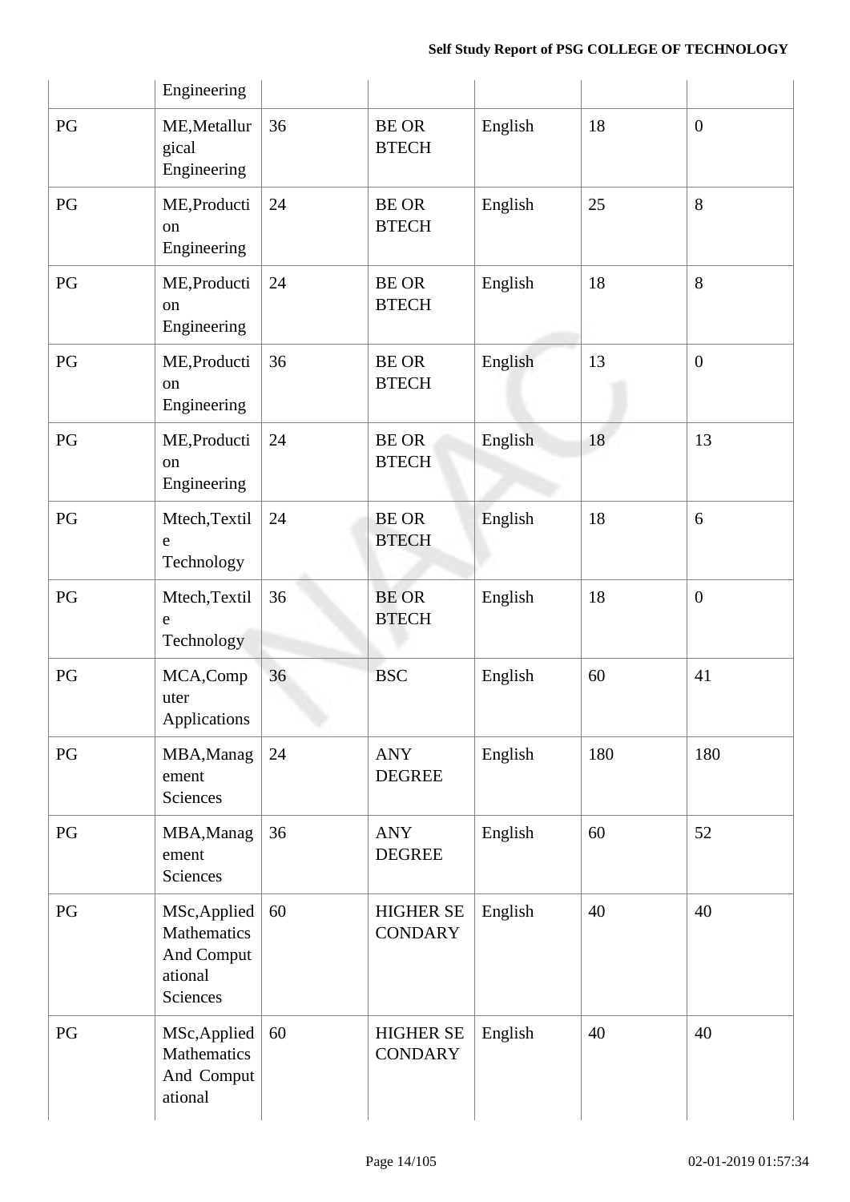|  | Engineering |  |  |  |  |  |
|---|---|---|---|---|---|---|
| PG | ME,Metallurgical Engineering | 36 | BE OR BTECH | English | 18 | 0 |
| PG | ME,Production Engineering | 24 | BE OR BTECH | English | 25 | 8 |
| PG | ME,Production Engineering | 24 | BE OR BTECH | English | 18 | 8 |
| PG | ME,Production Engineering | 36 | BE OR BTECH | English | 13 | 0 |
| PG | ME,Production Engineering | 24 | BE OR BTECH | English | 18 | 13 |
| PG | Mtech,Textile Technology | 24 | BE OR BTECH | English | 18 | 6 |
| PG | Mtech,Textile Technology | 36 | BE OR BTECH | English | 18 | 0 |
| PG | MCA,Computer Applications | 36 | BSC | English | 60 | 41 |
| PG | MBA,Management Sciences | 24 | ANY DEGREE | English | 180 | 180 |
| PG | MBA,Management Sciences | 36 | ANY DEGREE | English | 60 | 52 |
| PG | MSc,Applied Mathematics And Computational Sciences | 60 | HIGHER SECONDARY | English | 40 | 40 |
| PG | MSc,Applied Mathematics And Computational | 60 | HIGHER SECONDARY | English | 40 | 40 |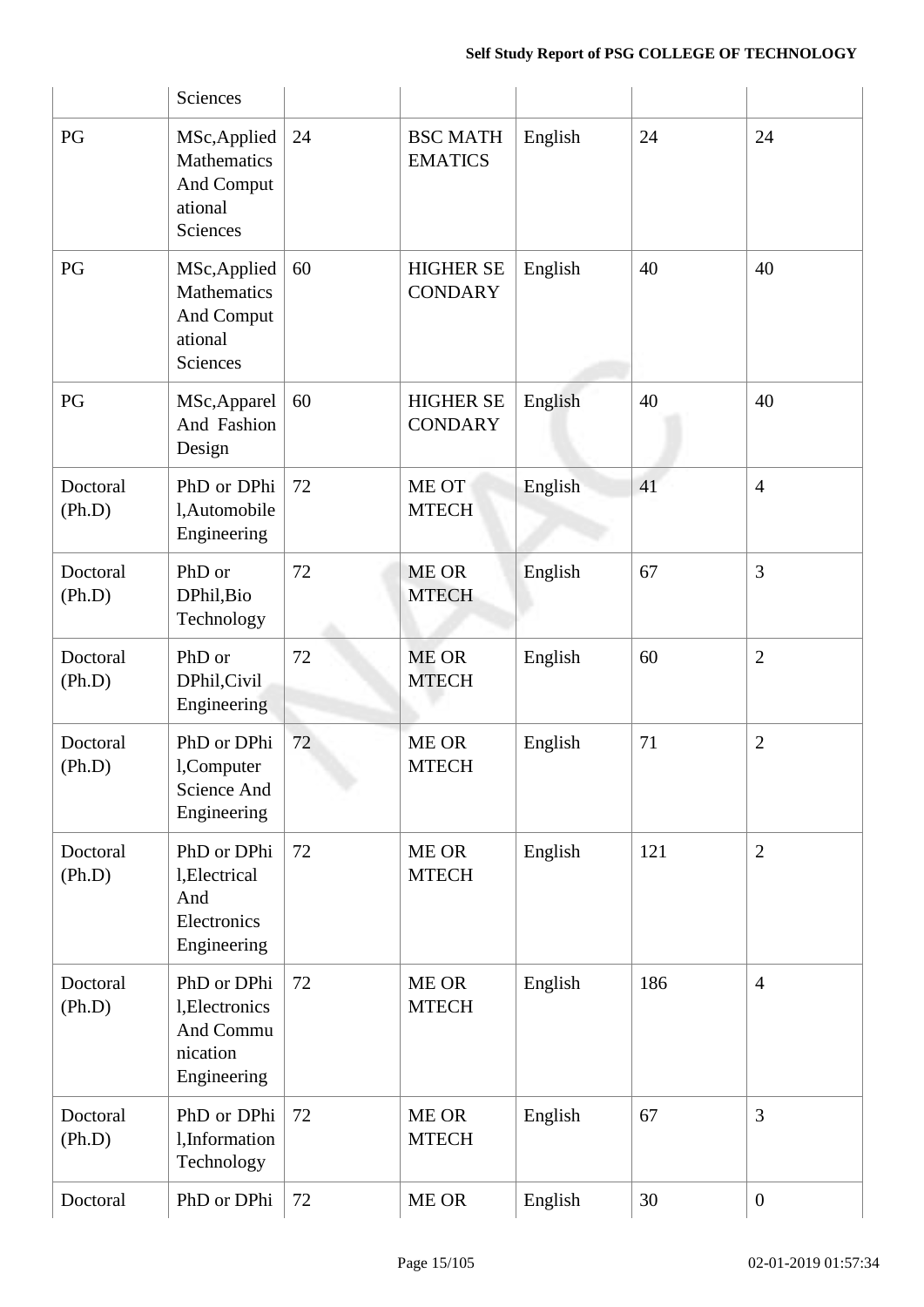| | Sciences | | | | | |
|---|---|---|---|---|---|---|
| PG | MSc,Applied Mathematics And Computational Sciences | 24 | BSC MATHEMATICS | English | 24 | 24 |
| PG | MSc,Applied Mathematics And Computational Sciences | 60 | HIGHER SECONDARY | English | 40 | 40 |
| PG | MSc,Apparel And Fashion Design | 60 | HIGHER SECONDARY | English | 40 | 40 |
| Doctoral (Ph.D) | PhD or DPhil,Automobile Engineering | 72 | ME OT MTECH | English | 41 | 4 |
| Doctoral (Ph.D) | PhD or DPhil,Bio Technology | 72 | ME OR MTECH | English | 67 | 3 |
| Doctoral (Ph.D) | PhD or DPhil,Civil Engineering | 72 | ME OR MTECH | English | 60 | 2 |
| Doctoral (Ph.D) | PhD or DPhil,Computer Science And Engineering | 72 | ME OR MTECH | English | 71 | 2 |
| Doctoral (Ph.D) | PhD or DPhil,Electrical And Electronics Engineering | 72 | ME OR MTECH | English | 121 | 2 |
| Doctoral (Ph.D) | PhD or DPhil,Electronics And Communication Engineering | 72 | ME OR MTECH | English | 186 | 4 |
| Doctoral (Ph.D) | PhD or DPhil,Information Technology | 72 | ME OR MTECH | English | 67 | 3 |
| Doctoral | PhD or DPhi | 72 | ME OR | English | 30 | 0 |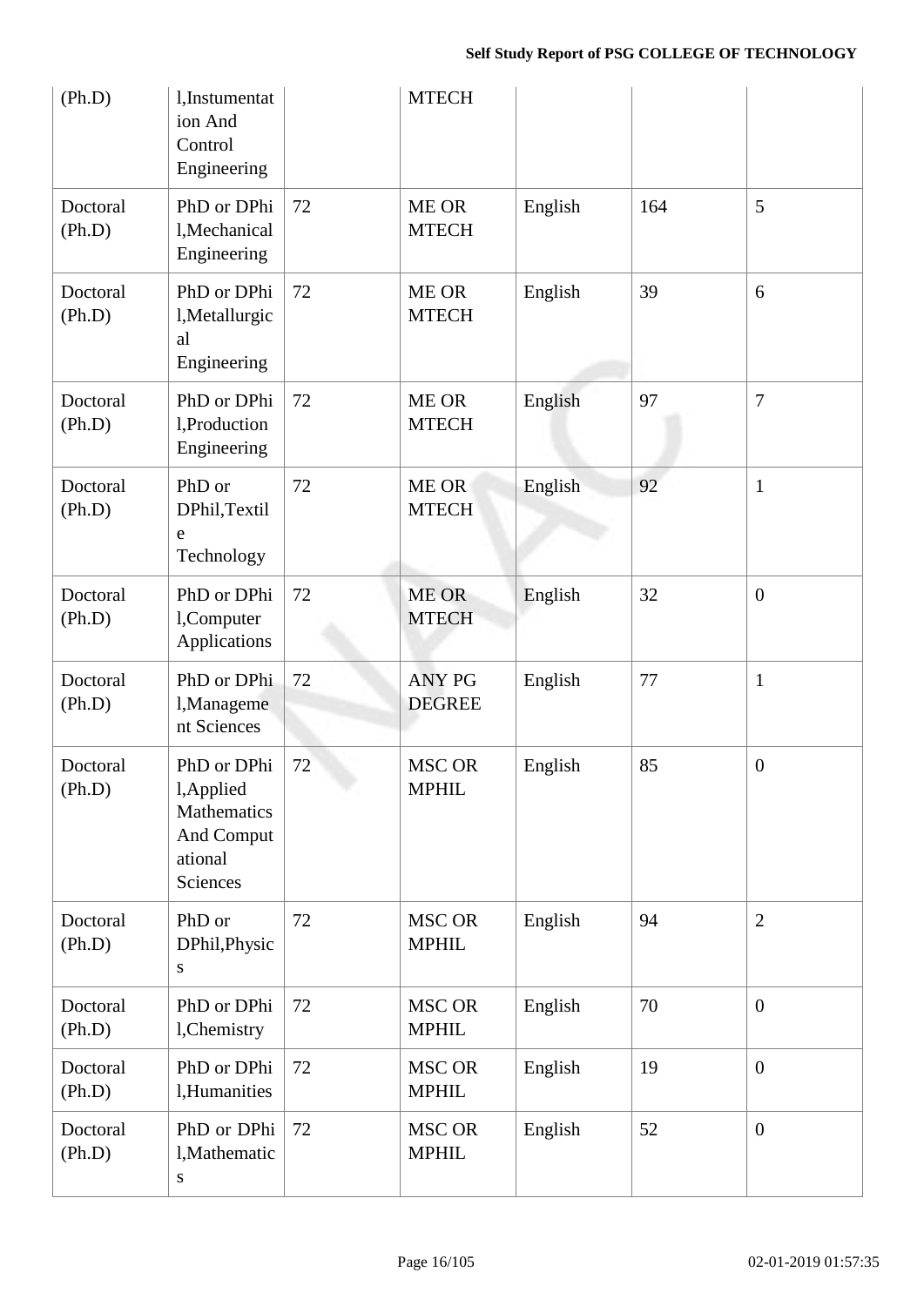| (Ph.D) | l,Instumentation And Control Engineering | | MTECH | | | |
|---|---|---|---|---|---|---|
| Doctoral (Ph.D) | PhD or DPhil,Mechanical Engineering | 72 | ME OR MTECH | English | 164 | 5 |
| Doctoral (Ph.D) | PhD or DPhil,Metallurgical Engineering | 72 | ME OR MTECH | English | 39 | 6 |
| Doctoral (Ph.D) | PhD or DPhil,Production Engineering | 72 | ME OR MTECH | English | 97 | 7 |
| Doctoral (Ph.D) | PhD or DPhil,Textile Technology | 72 | ME OR MTECH | English | 92 | 1 |
| Doctoral (Ph.D) | PhD or DPhil,Computer Applications | 72 | ME OR MTECH | English | 32 | 0 |
| Doctoral (Ph.D) | PhD or DPhil,Management Sciences | 72 | ANY PG DEGREE | English | 77 | 1 |
| Doctoral (Ph.D) | PhD or DPhil,Applied Mathematics And Computational Sciences | 72 | MSC OR MPHIL | English | 85 | 0 |
| Doctoral (Ph.D) | PhD or DPhil,Physics | 72 | MSC OR MPHIL | English | 94 | 2 |
| Doctoral (Ph.D) | PhD or DPhil,Chemistry | 72 | MSC OR MPHIL | English | 70 | 0 |
| Doctoral (Ph.D) | PhD or DPhil,Humanities | 72 | MSC OR MPHIL | English | 19 | 0 |
| Doctoral (Ph.D) | PhD or DPhil,Mathematics | 72 | MSC OR MPHIL | English | 52 | 0 |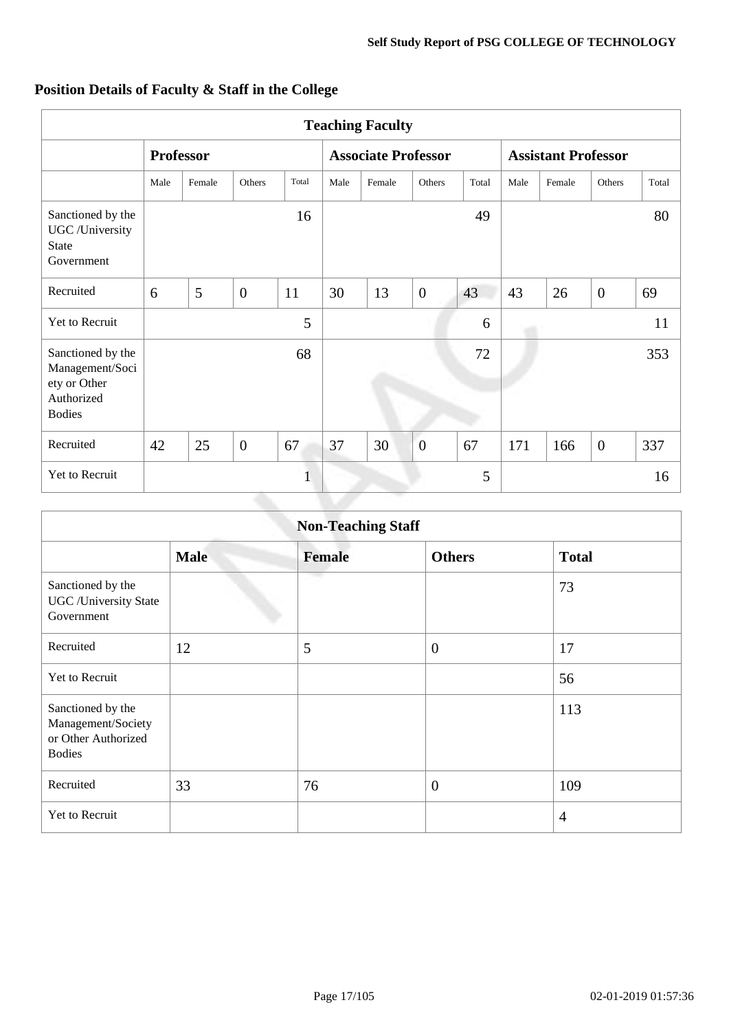## Position Details of Faculty & Staff in the College

| Teaching Faculty | | | | | | | | | | | | |
|---|---|---|---|---|---|---|---|---|---|---|---|---|
| | **Professor** | | | | **Associate Professor** | | | | **Assistant Professor** | | | |
| | Male | Female | Others | Total | Male | Female | Others | Total | Male | Female | Others | Total |
| Sanctioned by the UGC /University State Government | | | | 16 | | | | 49 | | | | 80 |
| Recruited | 6 | 5 | 0 | 11 | 30 | 13 | 0 | 43 | 43 | 26 | 0 | 69 |
| Yet to Recruit | | | | 5 | | | | 6 | | | | 11 |
| Sanctioned by the Management/Society or Other Authorized Bodies | | | | 68 | | | | 72 | | | | 353 |
| Recruited | 42 | 25 | 0 | 67 | 37 | 30 | 0 | 67 | 171 | 166 | 0 | 337 |
| Yet to Recruit | | | | 1 | | | | 5 | | | | 16 |

| Non-Teaching Staff | | | | |
|---|---|---|---|---|
| | **Male** | **Female** | **Others** | **Total** |
| Sanctioned by the UGC /University State Government | | | | 73 |
| Recruited | 12 | 5 | 0 | 17 |
| Yet to Recruit | | | | 56 |
| Sanctioned by the Management/Society or Other Authorized Bodies | | | | 113 |
| Recruited | 33 | 76 | 0 | 109 |
| Yet to Recruit | | | | 4 |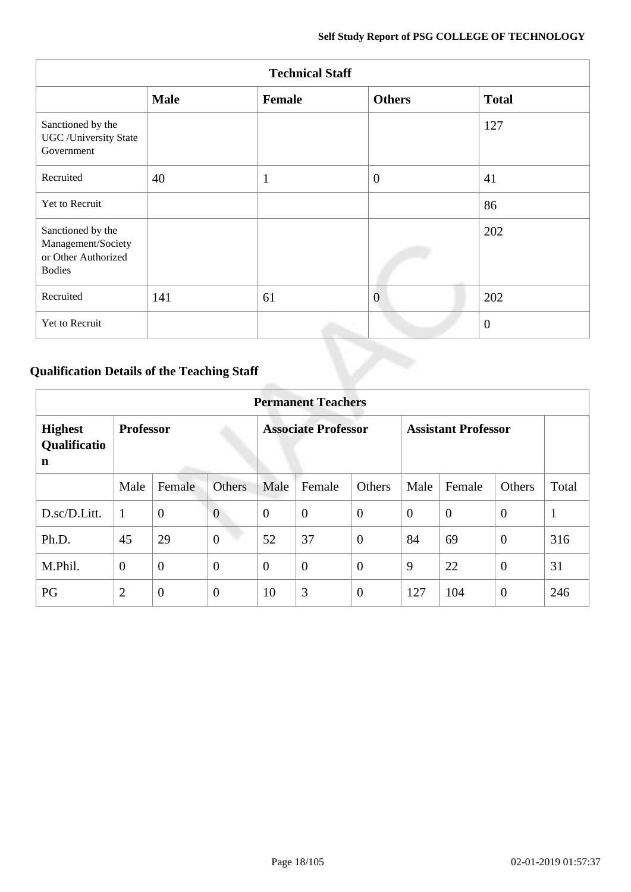| Technical Staff | | | | |
|---|---|---|---|---|
| | **Male** | **Female** | **Others** | **Total** |
| Sanctioned by the UGC /University State Government | | | | 127 |
| Recruited | 40 | 1 | 0 | 41 |
| Yet to Recruit | | | | 86 |
| Sanctioned by the Management/Society or Other Authorized Bodies | | | | 202 |
| Recruited | 141 | 61 | 0 | 202 |
| Yet to Recruit | | | | 0 |

## Qualification Details of the Teaching Staff

| Permanent Teachers | | | | | | | | | | |
|---|---|---|---|---|---|---|---|---|---|---|
| **Highest Qualification** | **Professor** | | | **Associate Professor** | | | **Assistant Professor** | | | |
| | Male | Female | Others | Male | Female | Others | Male | Female | Others | Total |
| D.sc/D.Litt. | 1 | 0 | 0 | 0 | 0 | 0 | 0 | 0 | 0 | 1 |
| Ph.D. | 45 | 29 | 0 | 52 | 37 | 0 | 84 | 69 | 0 | 316 |
| M.Phil. | 0 | 0 | 0 | 0 | 0 | 0 | 9 | 22 | 0 | 31 |
| PG | 2 | 0 | 0 | 10 | 3 | 0 | 127 | 104 | 0 | 246 |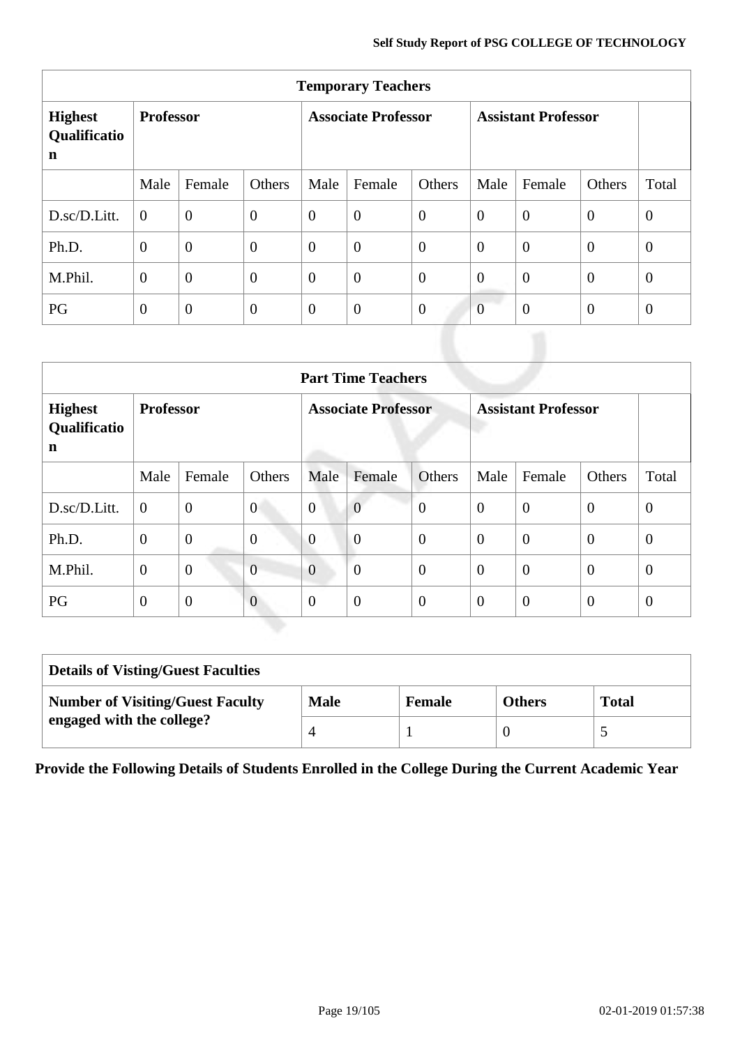| Temporary Teachers | | | | | | | | | | |
|---|---|---|---|---|---|---|---|---|---|---|
| **Highest Qualification** | **Professor** | | | **Associate Professor** | | | **Assistant Professor** | | | |
| | Male | Female | Others | Male | Female | Others | Male | Female | Others | Total |
| D.sc/D.Litt. | 0 | 0 | 0 | 0 | 0 | 0 | 0 | 0 | 0 | 0 |
| Ph.D. | 0 | 0 | 0 | 0 | 0 | 0 | 0 | 0 | 0 | 0 |
| M.Phil. | 0 | 0 | 0 | 0 | 0 | 0 | 0 | 0 | 0 | 0 |
| PG | 0 | 0 | 0 | 0 | 0 | 0 | 0 | 0 | 0 | 0 |

| Part Time Teachers | | | | | | | | | | |
|---|---|---|---|---|---|---|---|---|---|---|
| **Highest Qualification** | **Professor** | | | **Associate Professor** | | | **Assistant Professor** | | | |
| | Male | Female | Others | Male | Female | Others | Male | Female | Others | Total |
| D.sc/D.Litt. | 0 | 0 | 0 | 0 | 0 | 0 | 0 | 0 | 0 | 0 |
| Ph.D. | 0 | 0 | 0 | 0 | 0 | 0 | 0 | 0 | 0 | 0 |
| M.Phil. | 0 | 0 | 0 | 0 | 0 | 0 | 0 | 0 | 0 | 0 |
| PG | 0 | 0 | 0 | 0 | 0 | 0 | 0 | 0 | 0 | 0 |

| Details of Visting/Guest Faculties | | | | |
|---|---|---|---|---|
| **Number of Visiting/Guest Faculty engaged with the college?** | **Male** | **Female** | **Others** | **Total** |
| | 4 | 1 | 0 | 5 |

**Provide the Following Details of Students Enrolled in the College During the Current Academic Year**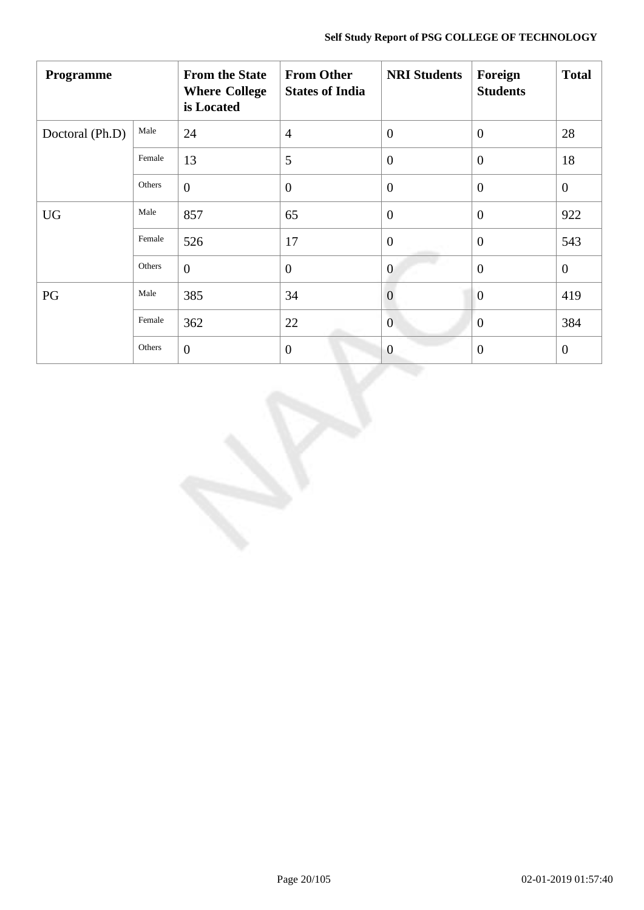| Programme | | From the State Where College is Located | From Other States of India | NRI Students | Foreign Students | Total |
|---|---|---|---|---|---|---|
| Doctoral (Ph.D) | Male | 24 | 4 | 0 | 0 | 28 |
| | Female | 13 | 5 | 0 | 0 | 18 |
| | Others | 0 | 0 | 0 | 0 | 0 |
| UG | Male | 857 | 65 | 0 | 0 | 922 |
| | Female | 526 | 17 | 0 | 0 | 543 |
| | Others | 0 | 0 | 0 | 0 | 0 |
| PG | Male | 385 | 34 | 0 | 0 | 419 |
| | Female | 362 | 22 | 0 | 0 | 384 |
| | Others | 0 | 0 | 0 | 0 | 0 |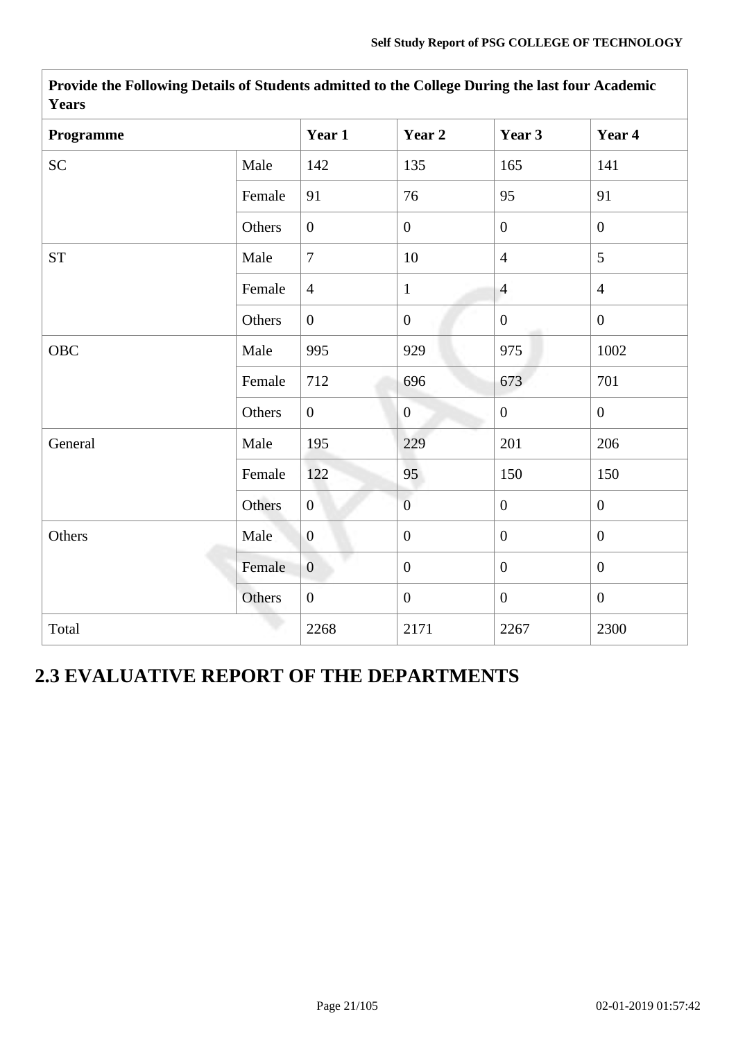| Provide the Following Details of Students admitted to the College During the last four Academic Years | | | | | |
|---|---|---|---|---|---|
| **Programme** | | **Year 1** | **Year 2** | **Year 3** | **Year 4** |
| SC | Male | 142 | 135 | 165 | 141 |
| | Female | 91 | 76 | 95 | 91 |
| | Others | 0 | 0 | 0 | 0 |
| ST | Male | 7 | 10 | 4 | 5 |
| | Female | 4 | 1 | 4 | 4 |
| | Others | 0 | 0 | 0 | 0 |
| OBC | Male | 995 | 929 | 975 | 1002 |
| | Female | 712 | 696 | 673 | 701 |
| | Others | 0 | 0 | 0 | 0 |
| General | Male | 195 | 229 | 201 | 206 |
| | Female | 122 | 95 | 150 | 150 |
| | Others | 0 | 0 | 0 | 0 |
| Others | Male | 0 | 0 | 0 | 0 |
| | Female | 0 | 0 | 0 | 0 |
| | Others | 0 | 0 | 0 | 0 |
| Total | | 2268 | 2171 | 2267 | 2300 |

# 2.3 EVALUATIVE REPORT OF THE DEPARTMENTS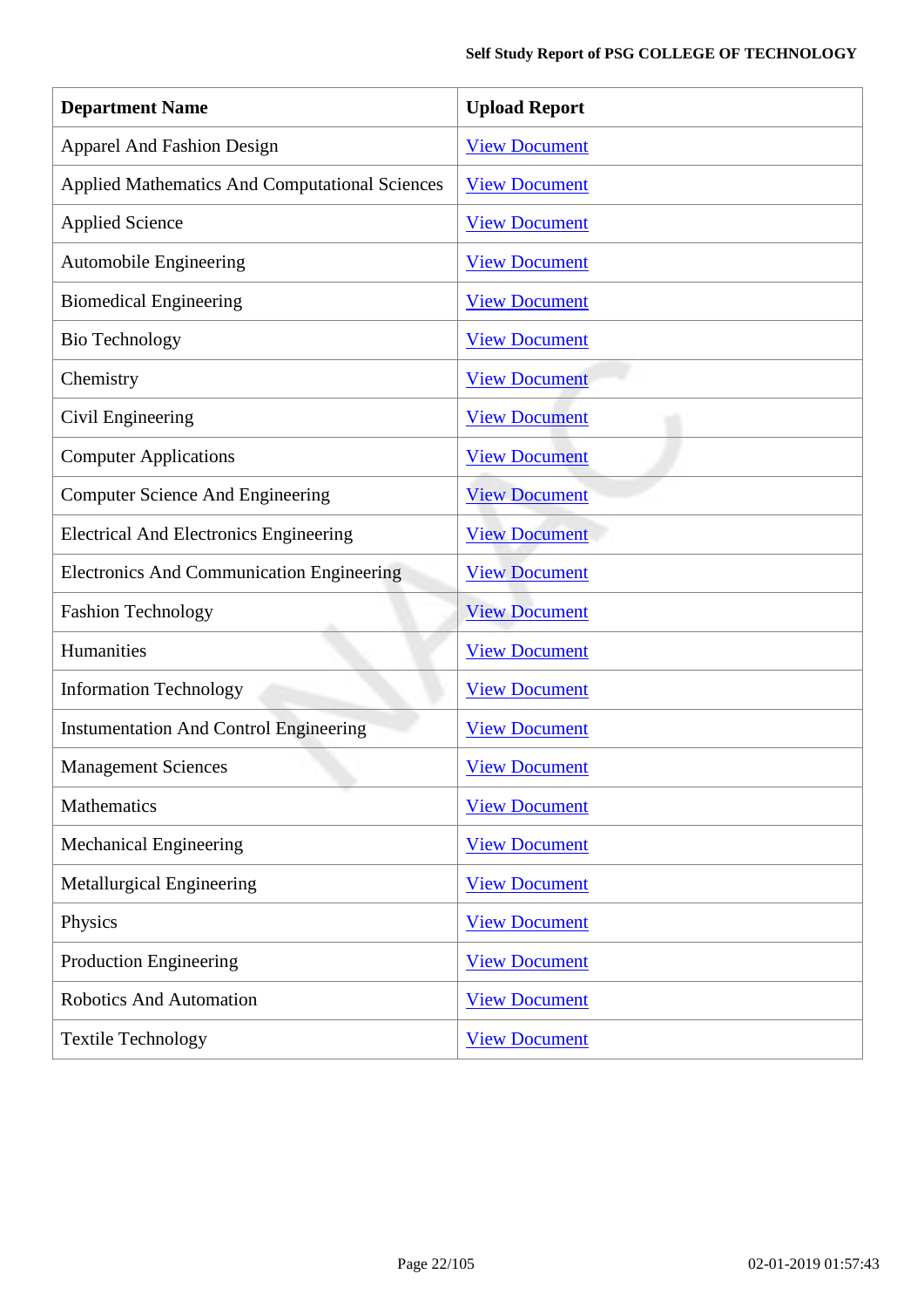| Department Name | Upload Report |
|---|---|
| Apparel And Fashion Design | View Document |
| Applied Mathematics And Computational Sciences | View Document |
| Applied Science | View Document |
| Automobile Engineering | View Document |
| Biomedical Engineering | View Document |
| Bio Technology | View Document |
| Chemistry | View Document |
| Civil Engineering | View Document |
| Computer Applications | View Document |
| Computer Science And Engineering | View Document |
| Electrical And Electronics Engineering | View Document |
| Electronics And Communication Engineering | View Document |
| Fashion Technology | View Document |
| Humanities | View Document |
| Information Technology | View Document |
| Instumentation And Control Engineering | View Document |
| Management Sciences | View Document |
| Mathematics | View Document |
| Mechanical Engineering | View Document |
| Metallurgical Engineering | View Document |
| Physics | View Document |
| Production Engineering | View Document |
| Robotics And Automation | View Document |
| Textile Technology | View Document |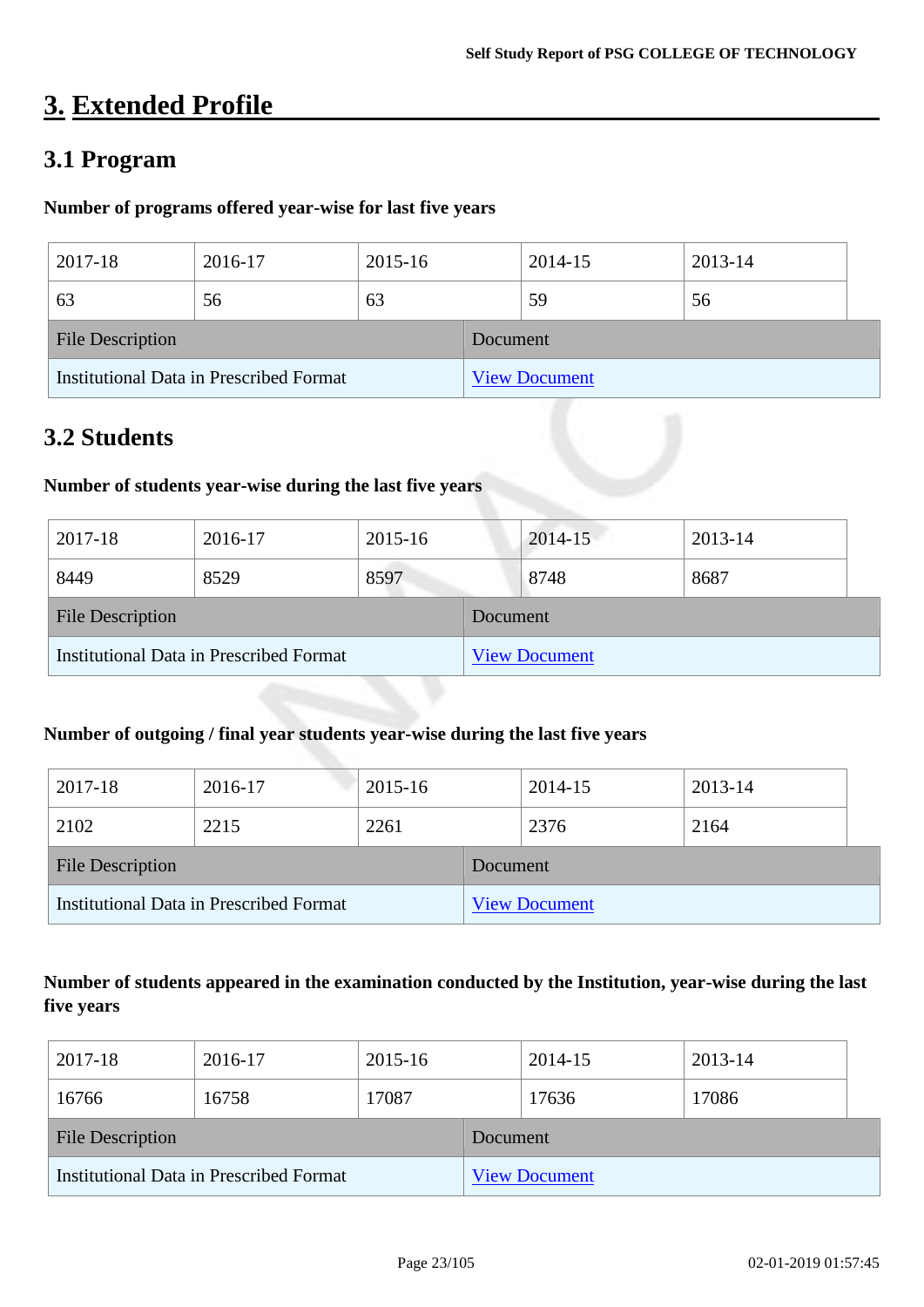# 3. Extended Profile

## 3.1 Program

**Number of programs offered year-wise for last five years**

| 2017-18 | 2016-17 | 2015-16 | 2014-15 | 2013-14 |
|---|---|---|---|---|
| 63 | 56 | 63 | 59 | 56 |

| File Description | Document |
|---|---|
| Institutional Data in Prescribed Format | View Document |

## 3.2 Students

**Number of students year-wise during the last five years**

| 2017-18 | 2016-17 | 2015-16 | 2014-15 | 2013-14 |
|---|---|---|---|---|
| 8449 | 8529 | 8597 | 8748 | 8687 |

| File Description | Document |
|---|---|
| Institutional Data in Prescribed Format | View Document |

**Number of outgoing / final year students year-wise during the last five years**

| 2017-18 | 2016-17 | 2015-16 | 2014-15 | 2013-14 |
|---|---|---|---|---|
| 2102 | 2215 | 2261 | 2376 | 2164 |

| File Description | Document |
|---|---|
| Institutional Data in Prescribed Format | View Document |

**Number of students appeared in the examination conducted by the Institution, year-wise during the last five years**

| 2017-18 | 2016-17 | 2015-16 | 2014-15 | 2013-14 |
|---|---|---|---|---|
| 16766 | 16758 | 17087 | 17636 | 17086 |

| File Description | Document |
|---|---|
| Institutional Data in Prescribed Format | View Document |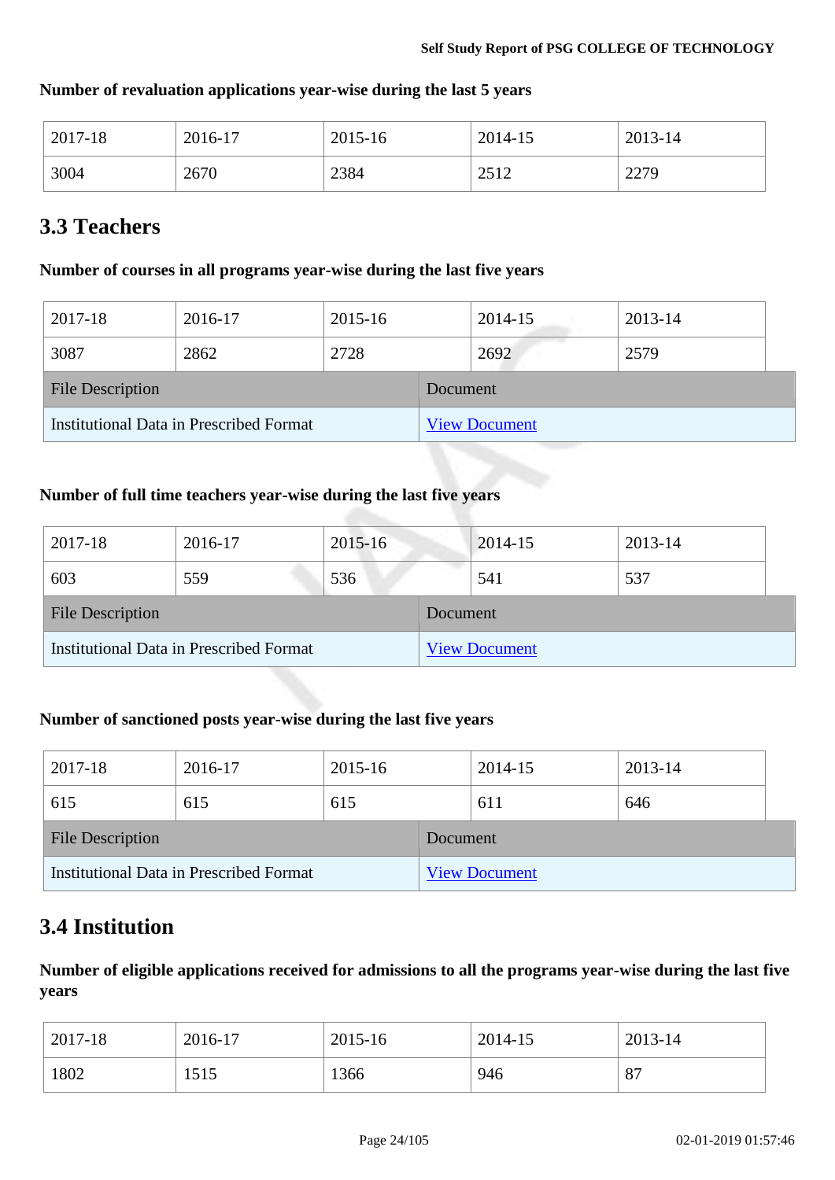**Number of revaluation applications year-wise during the last 5 years**

| 2017-18 | 2016-17 | 2015-16 | 2014-15 | 2013-14 |
|---|---|---|---|---|
| 3004 | 2670 | 2384 | 2512 | 2279 |

## 3.3 Teachers

**Number of courses in all programs year-wise during the last five years**

| 2017-18 | 2016-17 | 2015-16 | 2014-15 | 2013-14 |
|---|---|---|---|---|
| 3087 | 2862 | 2728 | 2692 | 2579 |

| File Description | Document |
|---|---|
| Institutional Data in Prescribed Format | View Document |

**Number of full time teachers year-wise during the last five years**

| 2017-18 | 2016-17 | 2015-16 | 2014-15 | 2013-14 |
|---|---|---|---|---|
| 603 | 559 | 536 | 541 | 537 |

| File Description | Document |
|---|---|
| Institutional Data in Prescribed Format | View Document |

**Number of sanctioned posts year-wise during the last five years**

| 2017-18 | 2016-17 | 2015-16 | 2014-15 | 2013-14 |
|---|---|---|---|---|
| 615 | 615 | 615 | 611 | 646 |

| File Description | Document |
|---|---|
| Institutional Data in Prescribed Format | View Document |

## 3.4 Institution

**Number of eligible applications received for admissions to all the programs year-wise during the last five years**

| 2017-18 | 2016-17 | 2015-16 | 2014-15 | 2013-14 |
|---|---|---|---|---|
| 1802 | 1515 | 1366 | 946 | 87 |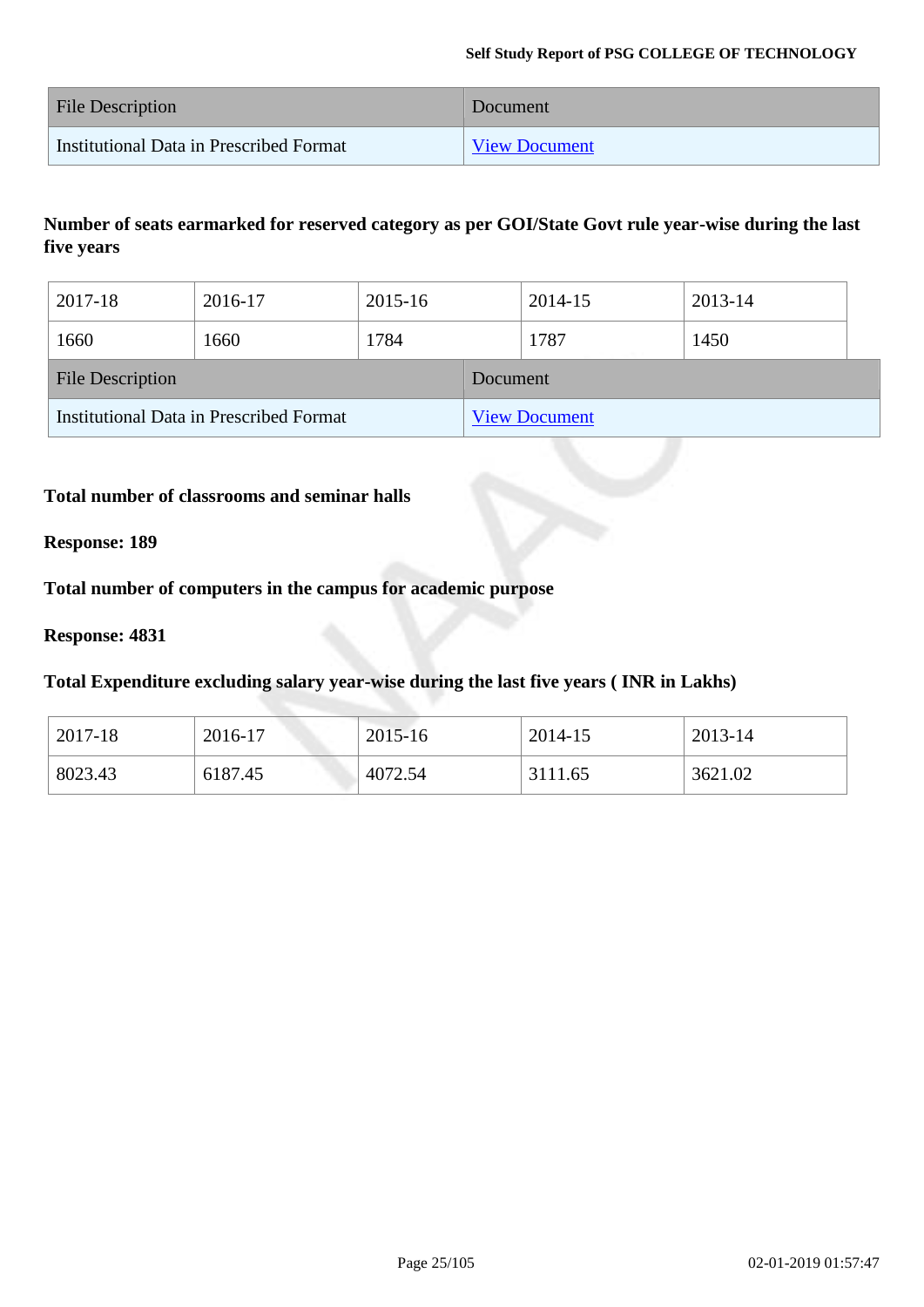| File Description | Document |
|---|---|
| Institutional Data in Prescribed Format | View Document |

**Number of seats earmarked for reserved category as per GOI/State Govt rule year-wise during the last five years**

| 2017-18 | 2016-17 | 2015-16 | 2014-15 | 2013-14 |
|---|---|---|---|---|
| 1660 | 1660 | 1784 | 1787 | 1450 |

| File Description | Document |
|---|---|
| Institutional Data in Prescribed Format | View Document |

**Total number of classrooms and seminar halls**

**Response: 189**

**Total number of computers in the campus for academic purpose**

**Response: 4831**

**Total Expenditure excluding salary year-wise during the last five years ( INR in Lakhs)**

| 2017-18 | 2016-17 | 2015-16 | 2014-15 | 2013-14 |
|---|---|---|---|---|
| 8023.43 | 6187.45 | 4072.54 | 3111.65 | 3621.02 |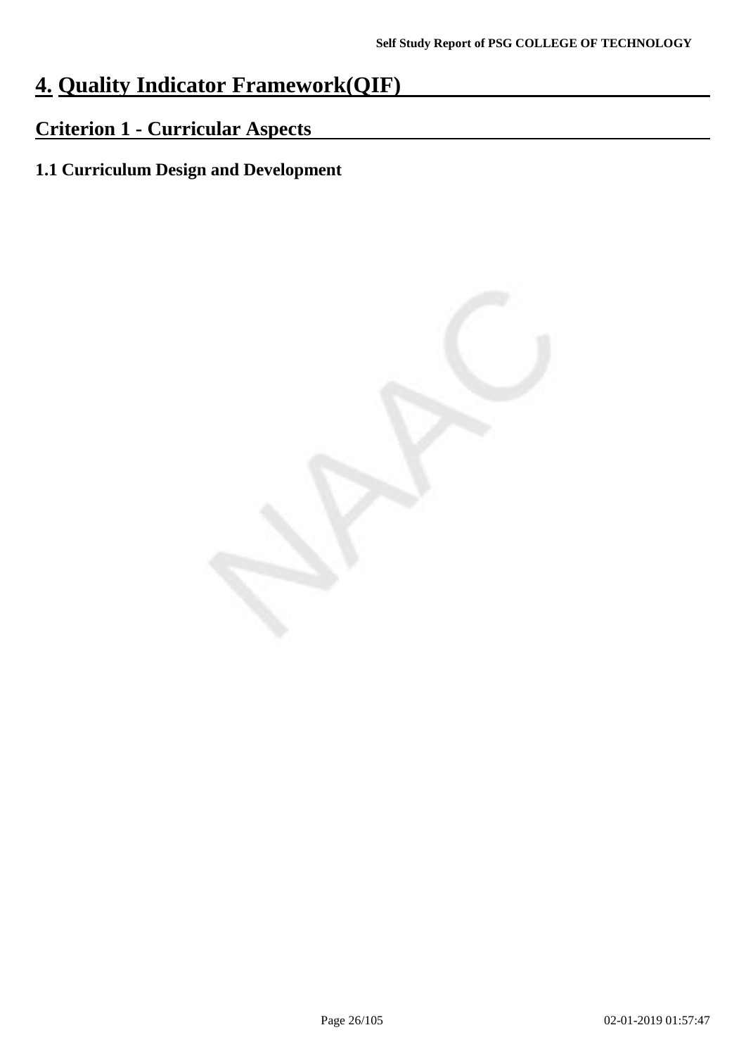# 4. Quality Indicator Framework(QIF)

## Criterion 1 - Curricular Aspects

### 1.1 Curriculum Design and Development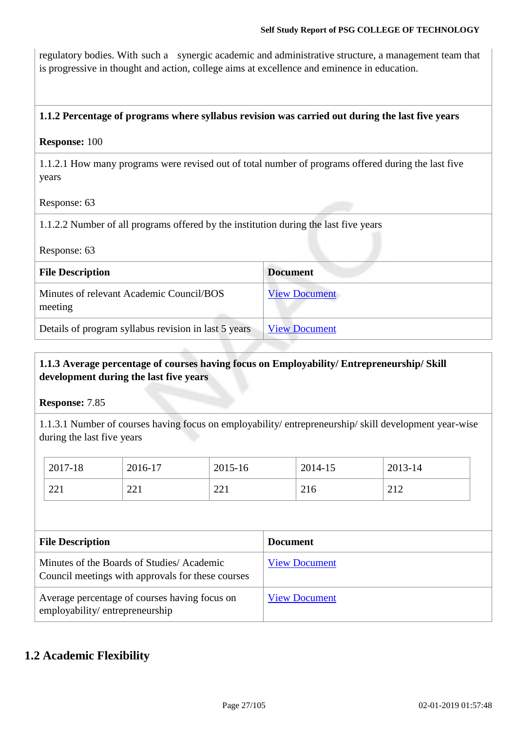regulatory bodies. With such a synergic academic and administrative structure, a management team that is progressive in thought and action, college aims at excellence and eminence in education.

**1.1.2 Percentage of programs where syllabus revision was carried out during the last five years**

**Response:** 100

1.1.2.1 How many programs were revised out of total number of programs offered during the last five years

Response: 63

1.1.2.2 Number of all programs offered by the institution during the last five years

Response: 63

| File Description | Document |
|---|---|
| Minutes of relevant Academic Council/BOS meeting | View Document |
| Details of program syllabus revision in last 5 years | View Document |

**1.1.3 Average percentage of courses having focus on Employability/ Entrepreneurship/ Skill development during the last five years**

**Response:** 7.85

1.1.3.1 Number of courses having focus on employability/ entrepreneurship/ skill development year-wise during the last five years

| 2017-18 | 2016-17 | 2015-16 | 2014-15 | 2013-14 |
|---|---|---|---|---|
| 221 | 221 | 221 | 216 | 212 |

| File Description | Document |
|---|---|
| Minutes of the Boards of Studies/ Academic Council meetings with approvals for these courses | View Document |
| Average percentage of courses having focus on employability/ entrepreneurship | View Document |

## 1.2 Academic Flexibility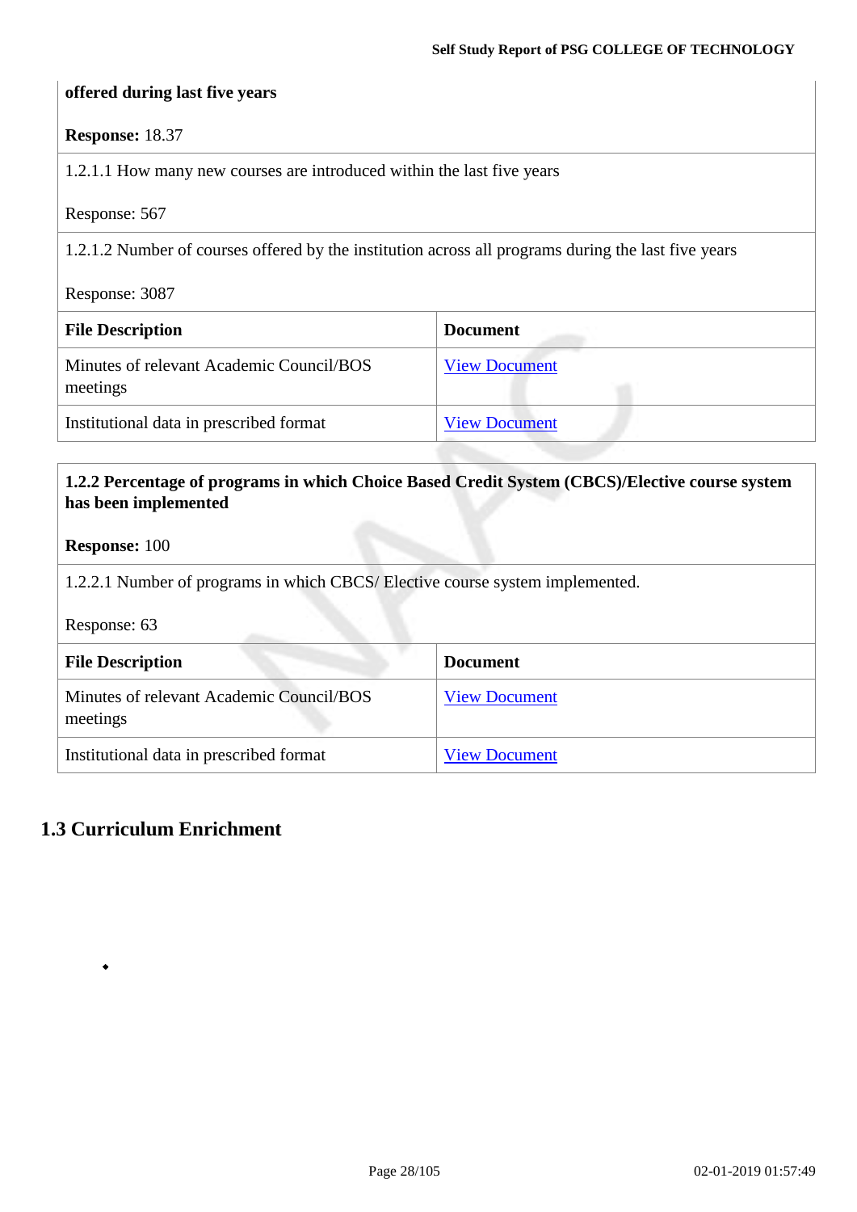**offered during last five years**

**Response:** 18.37

1.2.1.1 How many new courses are introduced within the last five years

Response: 567

1.2.1.2 Number of courses offered by the institution across all programs during the last five years

Response: 3087

| File Description | Document |
|---|---|
| Minutes of relevant Academic Council/BOS meetings | View Document |
| Institutional data in prescribed format | View Document |

**1.2.2 Percentage of programs in which Choice Based Credit System (CBCS)/Elective course system has been implemented**

**Response:** 100

1.2.2.1 Number of programs in which CBCS/ Elective course system implemented.

Response: 63

| File Description | Document |
|---|---|
| Minutes of relevant Academic Council/BOS meetings | View Document |
| Institutional data in prescribed format | View Document |

## 1.3 Curriculum Enrichment

-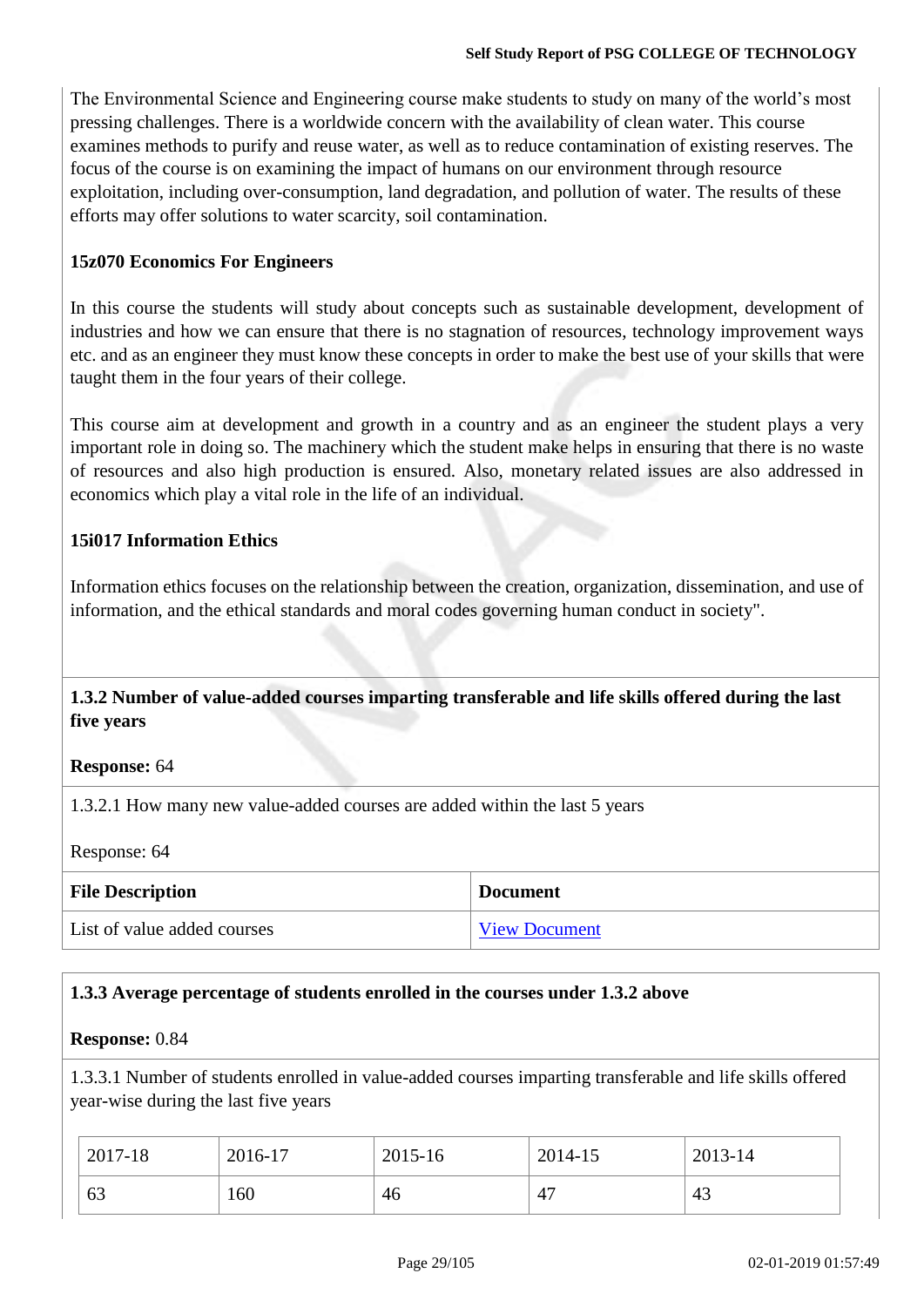The Environmental Science and Engineering course make students to study on many of the world's most pressing challenges. There is a worldwide concern with the availability of clean water. This course examines methods to purify and reuse water, as well as to reduce contamination of existing reserves. The focus of the course is on examining the impact of humans on our environment through resource exploitation, including over-consumption, land degradation, and pollution of water. The results of these efforts may offer solutions to water scarcity, soil contamination.

**15z070 Economics For Engineers**

In this course the students will study about concepts such as sustainable development, development of industries and how we can ensure that there is no stagnation of resources, technology improvement ways etc. and as an engineer they must know these concepts in order to make the best use of your skills that were taught them in the four years of their college.

This course aim at development and growth in a country and as an engineer the student plays a very important role in doing so. The machinery which the student make helps in ensuring that there is no waste of resources and also high production is ensured. Also, monetary related issues are also addressed in economics which play a vital role in the life of an individual.

**15i017 Information Ethics**

Information ethics focuses on the relationship between the creation, organization, dissemination, and use of information, and the ethical standards and moral codes governing human conduct in society".

**1.3.2 Number of value-added courses imparting transferable and life skills offered during the last five years**

**Response:** 64

1.3.2.1 How many new value-added courses are added within the last 5 years

Response: 64

| File Description | Document |
|---|---|
| List of value added courses | View Document |

**1.3.3 Average percentage of students enrolled in the courses under 1.3.2 above**

**Response:** 0.84

1.3.3.1 Number of students enrolled in value-added courses imparting transferable and life skills offered year-wise during the last five years

| 2017-18 | 2016-17 | 2015-16 | 2014-15 | 2013-14 |
|---|---|---|---|---|
| 63 | 160 | 46 | 47 | 43 |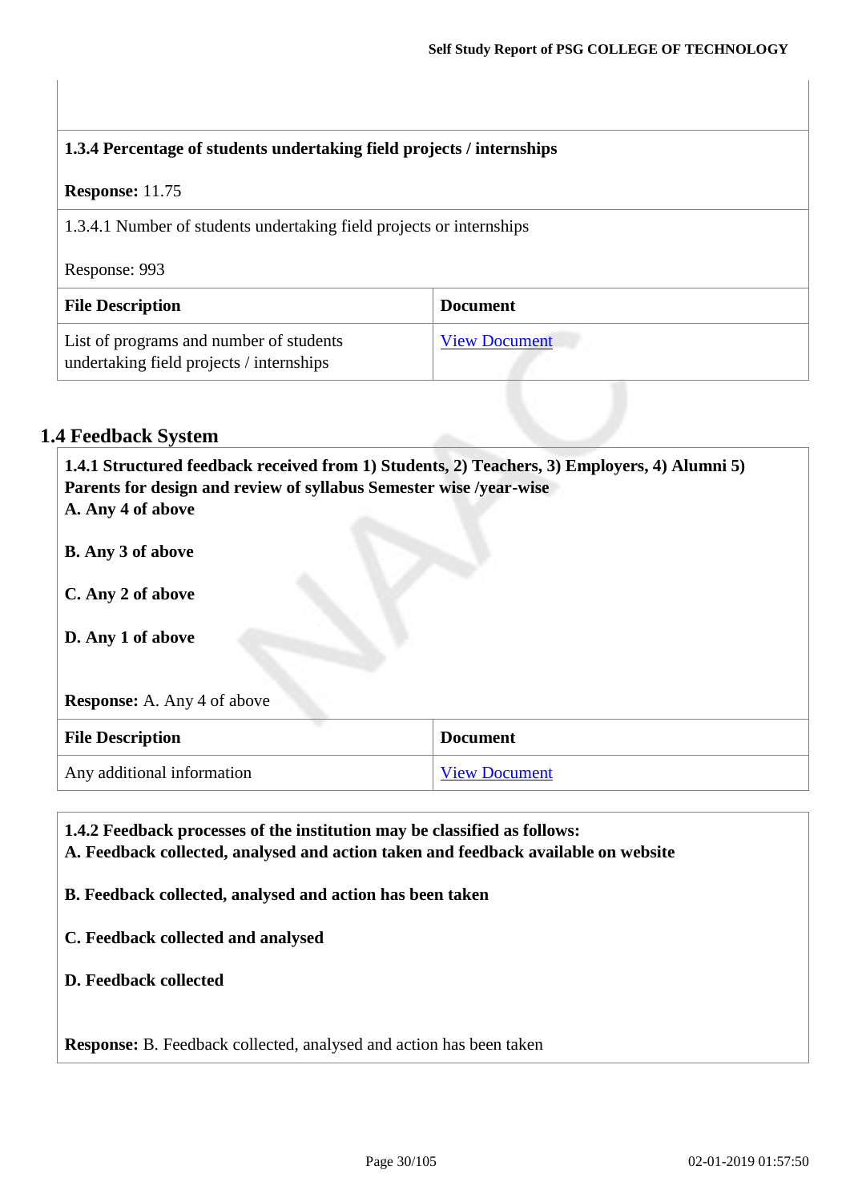**1.3.4 Percentage of students undertaking field projects / internships**

**Response:** 11.75

1.3.4.1 Number of students undertaking field projects or internships

Response: 993

| File Description | Document |
|---|---|
| List of programs and number of students undertaking field projects / internships | View Document |

## 1.4 Feedback System

**1.4.1 Structured feedback received from 1) Students, 2) Teachers, 3) Employers, 4) Alumni 5) Parents for design and review of syllabus Semester wise /year-wise**
**A. Any 4 of above**

**B. Any 3 of above**

**C. Any 2 of above**

**D. Any 1 of above**

**Response:** A. Any 4 of above

| File Description | Document |
|---|---|
| Any additional information | View Document |

**1.4.2 Feedback processes of the institution may be classified as follows:**
**A. Feedback collected, analysed and action taken and feedback available on website**

**B. Feedback collected, analysed and action has been taken**

**C. Feedback collected and analysed**

**D. Feedback collected**

**Response:** B. Feedback collected, analysed and action has been taken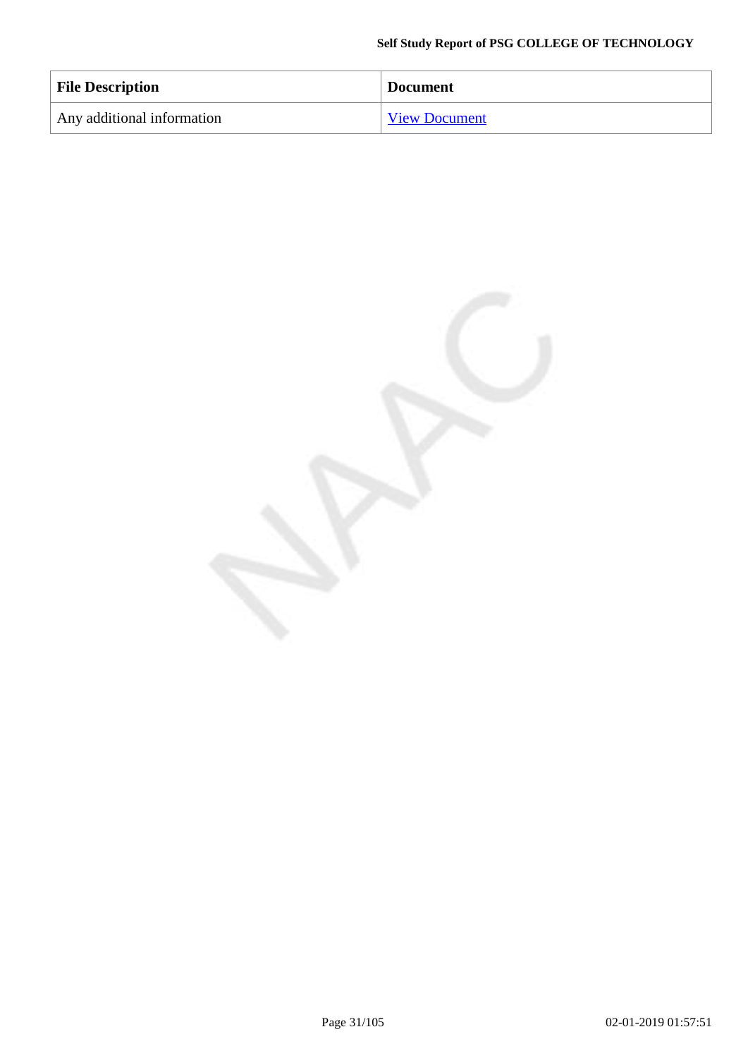| File Description | Document |
| --- | --- |
| Any additional information | View Document |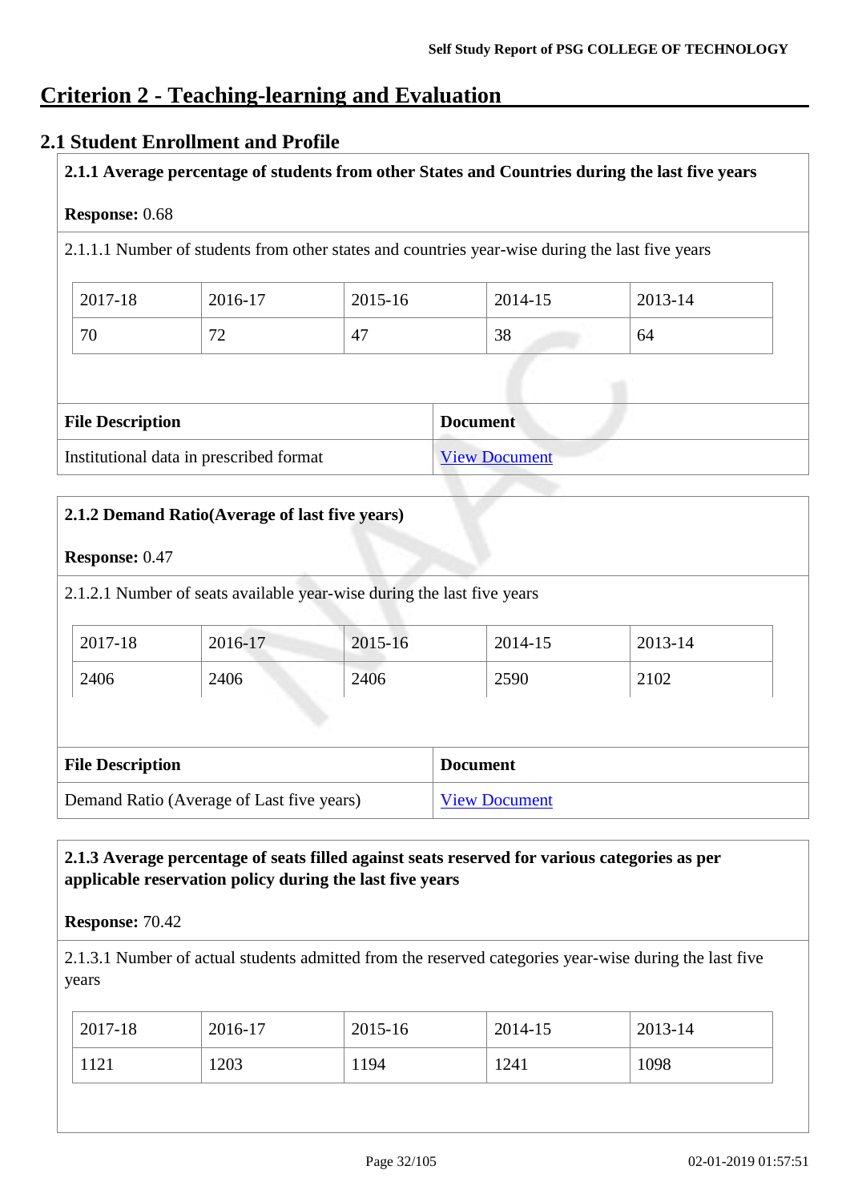# Criterion 2 - Teaching-learning and Evaluation

## 2.1 Student Enrollment and Profile

**2.1.1 Average percentage of students from other States and Countries during the last five years**

**Response:** 0.68

2.1.1.1 Number of students from other states and countries year-wise during the last five years

| 2017-18 | 2016-17 | 2015-16 | 2014-15 | 2013-14 |
|---|---|---|---|---|
| 70 | 72 | 47 | 38 | 64 |

| File Description | Document |
|---|---|
| Institutional data in prescribed format | View Document |

**2.1.2 Demand Ratio(Average of last five years)**

**Response:** 0.47

2.1.2.1 Number of seats available year-wise during the last five years

| 2017-18 | 2016-17 | 2015-16 | 2014-15 | 2013-14 |
|---|---|---|---|---|
| 2406 | 2406 | 2406 | 2590 | 2102 |

| File Description | Document |
|---|---|
| Demand Ratio (Average of Last five years) | View Document |

**2.1.3 Average percentage of seats filled against seats reserved for various categories as per applicable reservation policy during the last five years**

**Response:** 70.42

2.1.3.1 Number of actual students admitted from the reserved categories year-wise during the last five years

| 2017-18 | 2016-17 | 2015-16 | 2014-15 | 2013-14 |
|---|---|---|---|---|
| 1121 | 1203 | 1194 | 1241 | 1098 |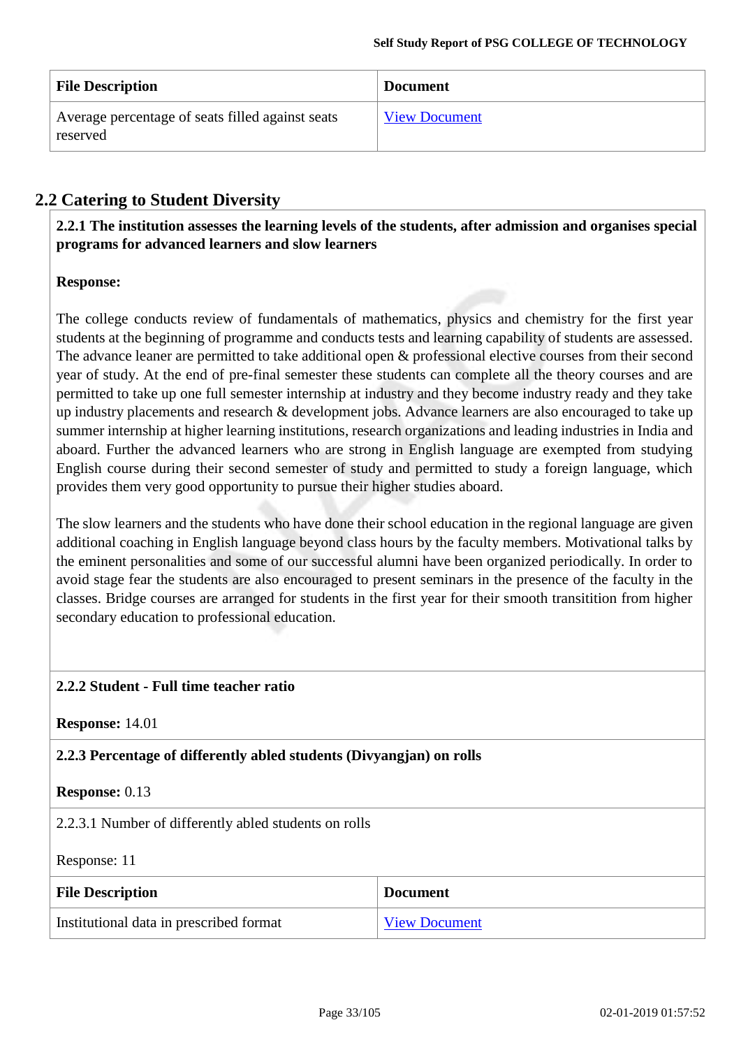| File Description | Document |
|---|---|
| Average percentage of seats filled against seats reserved | View Document |

## 2.2 Catering to Student Diversity

**2.2.1 The institution assesses the learning levels of the students, after admission and organises special programs for advanced learners and slow learners**

**Response:**

The college conducts review of fundamentals of mathematics, physics and chemistry for the first year students at the beginning of programme and conducts tests and learning capability of students are assessed. The advance leaner are permitted to take additional open & professional elective courses from their second year of study. At the end of pre-final semester these students can complete all the theory courses and are permitted to take up one full semester internship at industry and they become industry ready and they take up industry placements and research & development jobs. Advance learners are also encouraged to take up summer internship at higher learning institutions, research organizations and leading industries in India and aboard. Further the advanced learners who are strong in English language are exempted from studying English course during their second semester of study and permitted to study a foreign language, which provides them very good opportunity to pursue their higher studies aboard.

The slow learners and the students who have done their school education in the regional language are given additional coaching in English language beyond class hours by the faculty members. Motivational talks by the eminent personalities and some of our successful alumni have been organized periodically. In order to avoid stage fear the students are also encouraged to present seminars in the presence of the faculty in the classes. Bridge courses are arranged for students in the first year for their smooth transitition from higher secondary education to professional education.

**2.2.2 Student - Full time teacher ratio**

**Response:** 14.01

**2.2.3 Percentage of differently abled students (Divyangjan) on rolls**

**Response:** 0.13

2.2.3.1 Number of differently abled students on rolls

Response: 11

| File Description | Document |
|---|---|
| Institutional data in prescribed format | View Document |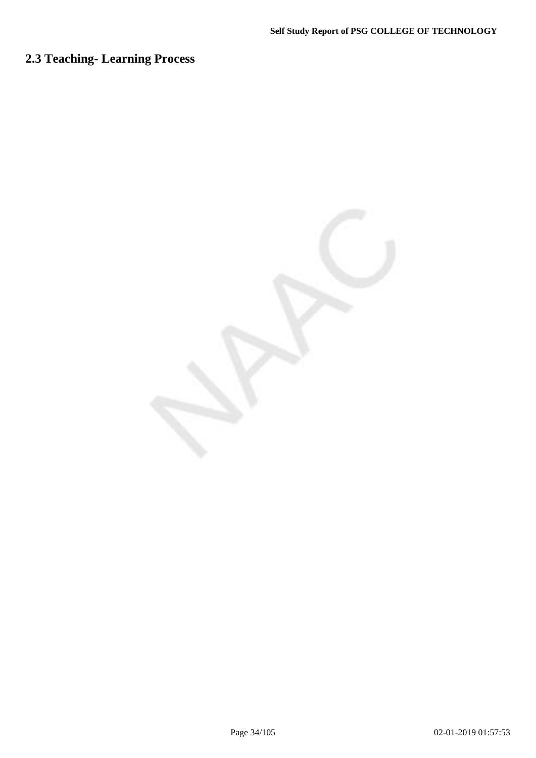## 2.3 Teaching- Learning Process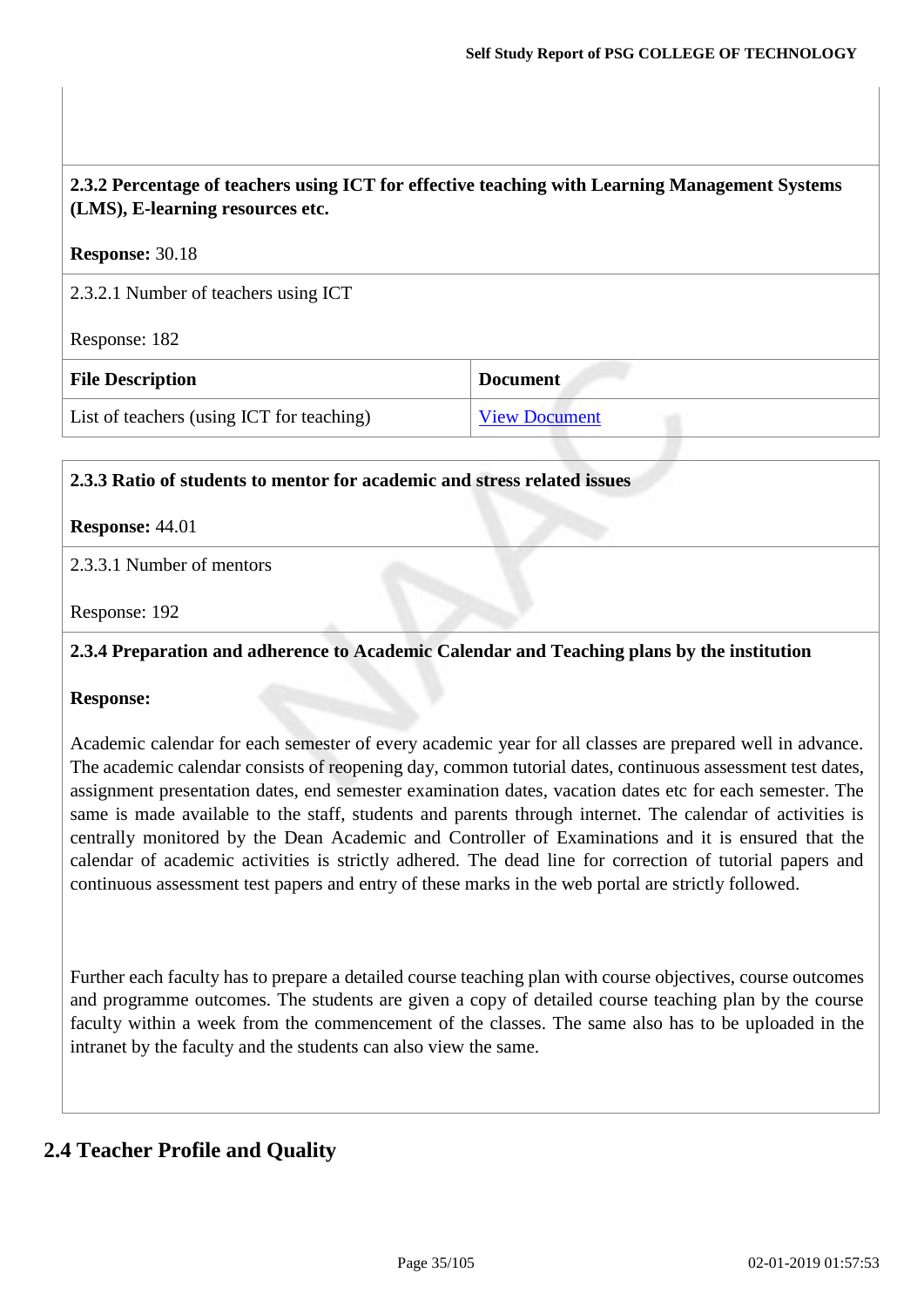**2.3.2 Percentage of teachers using ICT for effective teaching with Learning Management Systems (LMS), E-learning resources etc.**

**Response:** 30.18

2.3.2.1 Number of teachers using ICT

Response: 182

| File Description | Document |
|---|---|
| List of teachers (using ICT for teaching) | View Document |

**2.3.3 Ratio of students to mentor for academic and stress related issues**

**Response:** 44.01

2.3.3.1 Number of mentors

Response: 192

**2.3.4 Preparation and adherence to Academic Calendar and Teaching plans by the institution**

**Response:**

Academic calendar for each semester of every academic year for all classes are prepared well in advance. The academic calendar consists of reopening day, common tutorial dates, continuous assessment test dates, assignment presentation dates, end semester examination dates, vacation dates etc for each semester. The same is made available to the staff, students and parents through internet. The calendar of activities is centrally monitored by the Dean Academic and Controller of Examinations and it is ensured that the calendar of academic activities is strictly adhered. The dead line for correction of tutorial papers and continuous assessment test papers and entry of these marks in the web portal are strictly followed.

Further each faculty has to prepare a detailed course teaching plan with course objectives, course outcomes and programme outcomes. The students are given a copy of detailed course teaching plan by the course faculty within a week from the commencement of the classes. The same also has to be uploaded in the intranet by the faculty and the students can also view the same.

## 2.4 Teacher Profile and Quality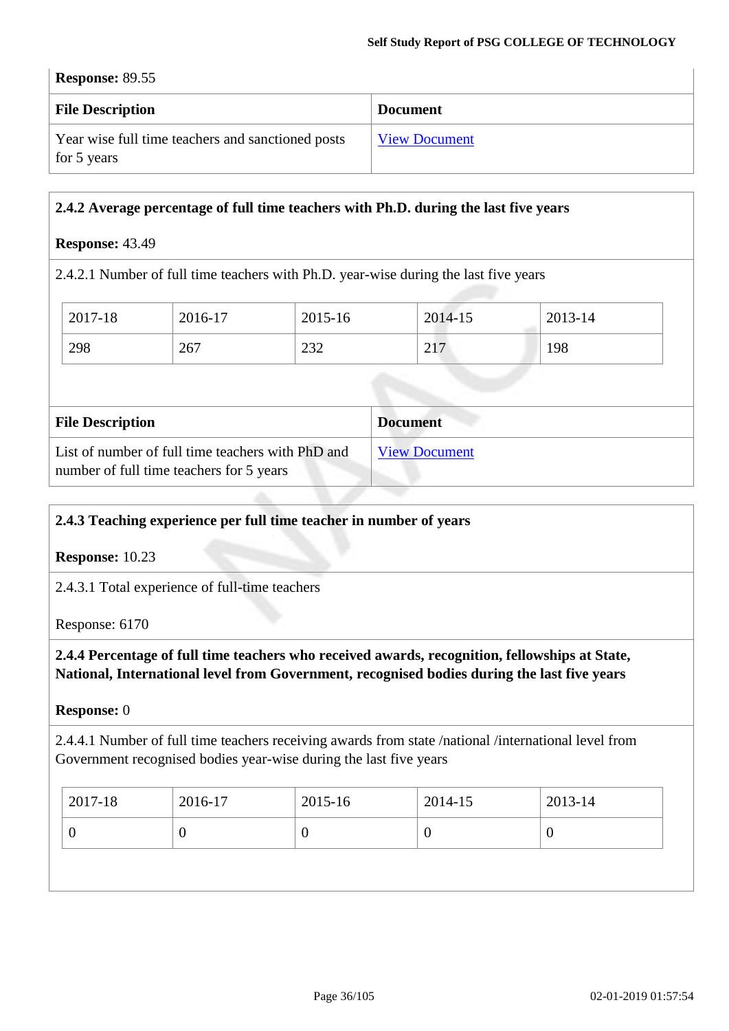**Response:** 89.55

| File Description | Document |
|---|---|
| Year wise full time teachers and sanctioned posts for 5 years | View Document |

**2.4.2 Average percentage of full time teachers with Ph.D. during the last five years**

**Response:** 43.49

2.4.2.1 Number of full time teachers with Ph.D. year-wise during the last five years

| 2017-18 | 2016-17 | 2015-16 | 2014-15 | 2013-14 |
|---|---|---|---|---|
| 298 | 267 | 232 | 217 | 198 |

| File Description | Document |
|---|---|
| List of number of full time teachers with PhD and number of full time teachers for 5 years | View Document |

**2.4.3 Teaching experience per full time teacher in number of years**

**Response:** 10.23

2.4.3.1 Total experience of full-time teachers

Response: 6170

**2.4.4 Percentage of full time teachers who received awards, recognition, fellowships at State, National, International level from Government, recognised bodies during the last five years**

**Response:** 0

2.4.4.1 Number of full time teachers receiving awards from state /national /international level from Government recognised bodies year-wise during the last five years

| 2017-18 | 2016-17 | 2015-16 | 2014-15 | 2013-14 |
|---|---|---|---|---|
| 0 | 0 | 0 | 0 | 0 |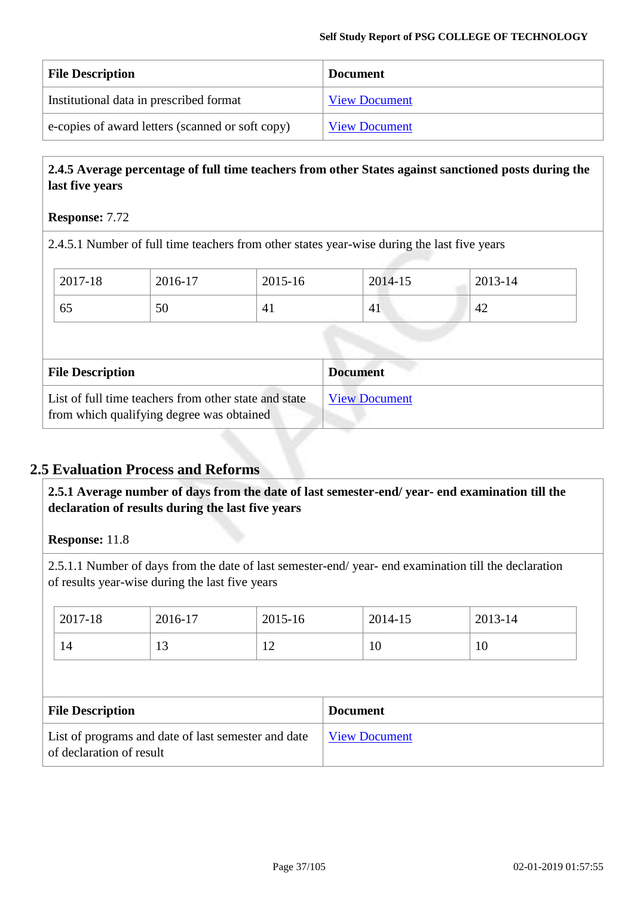| File Description | Document |
|---|---|
| Institutional data in prescribed format | View Document |
| e-copies of award letters (scanned or soft copy) | View Document |

**2.4.5 Average percentage of full time teachers from other States against sanctioned posts during the last five years**

**Response:** 7.72

2.4.5.1 Number of full time teachers from other states year-wise during the last five years

| 2017-18 | 2016-17 | 2015-16 | 2014-15 | 2013-14 |
|---|---|---|---|---|
| 65 | 50 | 41 | 41 | 42 |

| File Description | Document |
|---|---|
| List of full time teachers from other state and state from which qualifying degree was obtained | View Document |

## 2.5 Evaluation Process and Reforms

**2.5.1 Average number of days from the date of last semester-end/ year- end examination till the declaration of results during the last five years**

**Response:** 11.8

2.5.1.1 Number of days from the date of last semester-end/ year- end examination till the declaration of results year-wise during the last five years

| 2017-18 | 2016-17 | 2015-16 | 2014-15 | 2013-14 |
|---|---|---|---|---|
| 14 | 13 | 12 | 10 | 10 |

| File Description | Document |
|---|---|
| List of programs and date of last semester and date of declaration of result | View Document |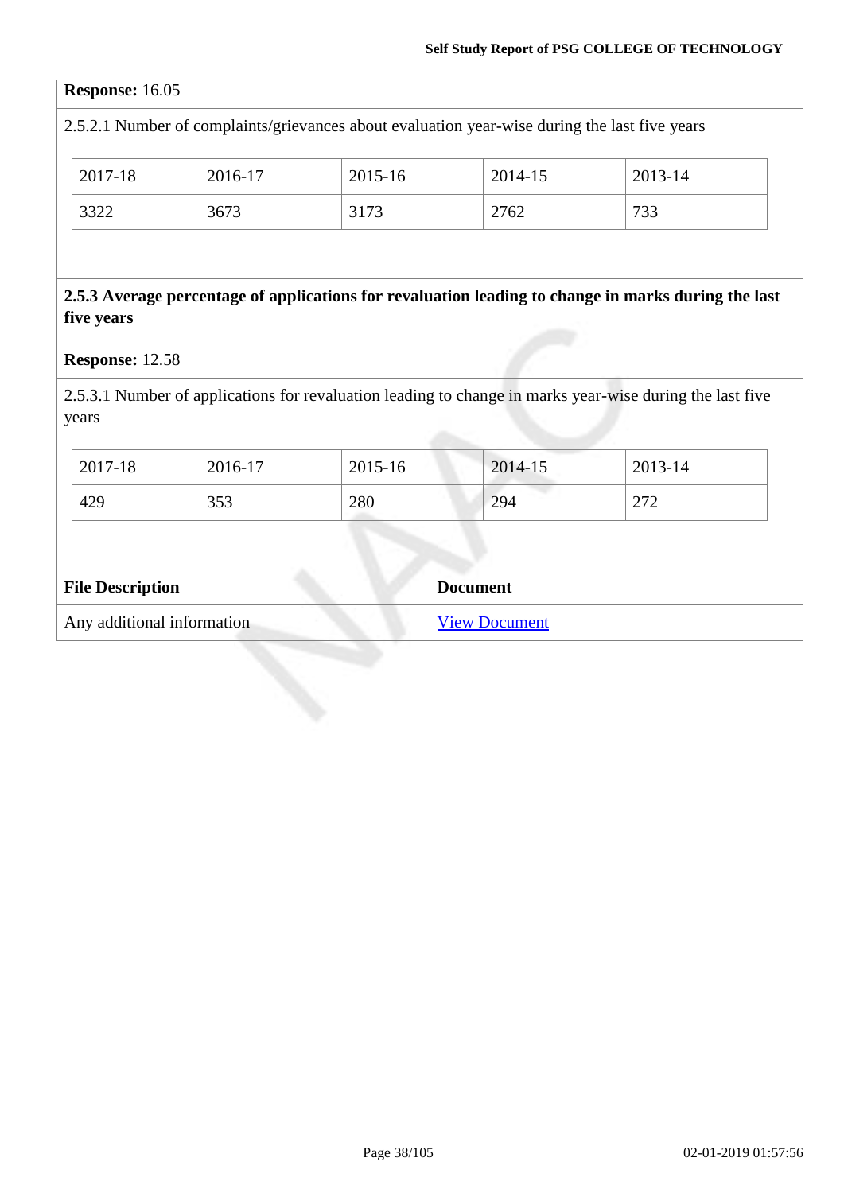**Response:** 16.05

2.5.2.1 Number of complaints/grievances about evaluation year-wise during the last five years

| 2017-18 | 2016-17 | 2015-16 | 2014-15 | 2013-14 |
|---|---|---|---|---|
| 3322 | 3673 | 3173 | 2762 | 733 |

**2.5.3 Average percentage of applications for revaluation leading to change in marks during the last five years**

**Response:** 12.58

2.5.3.1 Number of applications for revaluation leading to change in marks year-wise during the last five years

| 2017-18 | 2016-17 | 2015-16 | 2014-15 | 2013-14 |
|---|---|---|---|---|
| 429 | 353 | 280 | 294 | 272 |

| File Description | Document |
|---|---|
| Any additional information | View Document |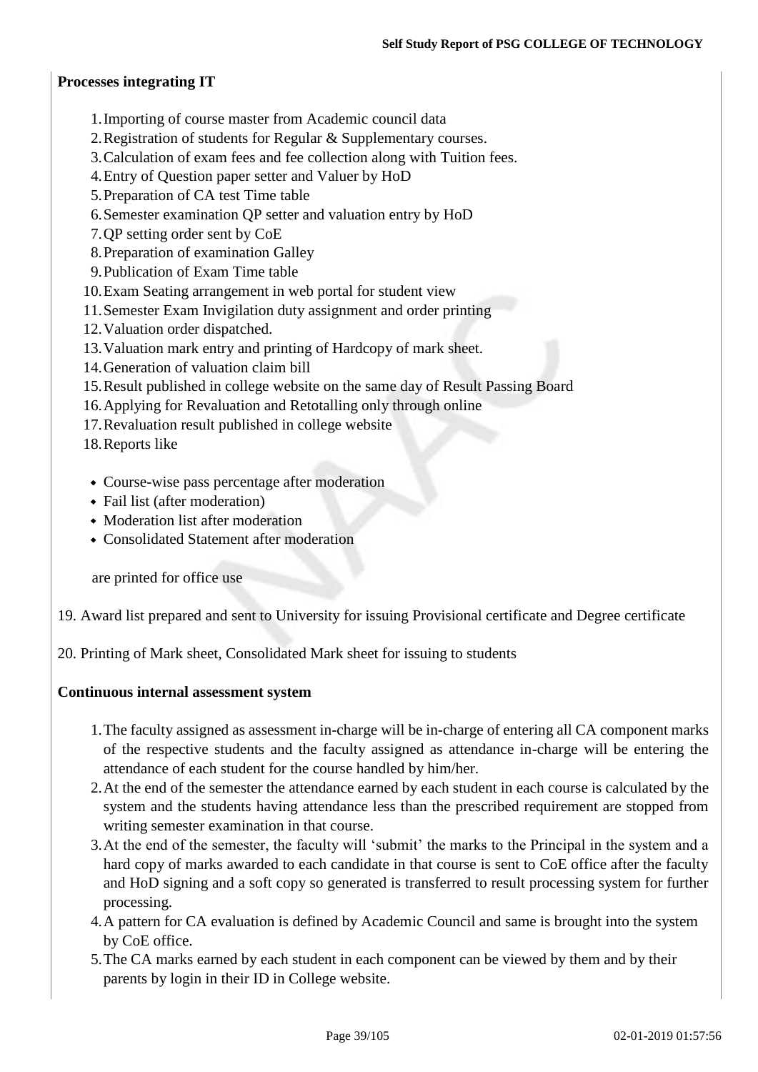**Processes integrating IT**

1. Importing of course master from Academic council data
2. Registration of students for Regular & Supplementary courses.
3. Calculation of exam fees and fee collection along with Tuition fees.
4. Entry of Question paper setter and Valuer by HoD
5. Preparation of CA test Time table
6. Semester examination QP setter and valuation entry by HoD
7. QP setting order sent by CoE
8. Preparation of examination Galley
9. Publication of Exam Time table
10. Exam Seating arrangement in web portal for student view
11. Semester Exam Invigilation duty assignment and order printing
12. Valuation order dispatched.
13. Valuation mark entry and printing of Hardcopy of mark sheet.
14. Generation of valuation claim bill
15. Result published in college website on the same day of Result Passing Board
16. Applying for Revaluation and Retotalling only through online
17. Revaluation result published in college website
18. Reports like
    - Course-wise pass percentage after moderation
    - Fail list (after moderation)
    - Moderation list after moderation
    - Consolidated Statement after moderation

    are printed for office use

19. Award list prepared and sent to University for issuing Provisional certificate and Degree certificate

20. Printing of Mark sheet, Consolidated Mark sheet for issuing to students

**Continuous internal assessment system**

1. The faculty assigned as assessment in-charge will be in-charge of entering all CA component marks of the respective students and the faculty assigned as attendance in-charge will be entering the attendance of each student for the course handled by him/her.
2. At the end of the semester the attendance earned by each student in each course is calculated by the system and the students having attendance less than the prescribed requirement are stopped from writing semester examination in that course.
3. At the end of the semester, the faculty will 'submit' the marks to the Principal in the system and a hard copy of marks awarded to each candidate in that course is sent to CoE office after the faculty and HoD signing and a soft copy so generated is transferred to result processing system for further processing.
4. A pattern for CA evaluation is defined by Academic Council and same is brought into the system by CoE office.
5. The CA marks earned by each student in each component can be viewed by them and by their parents by login in their ID in College website.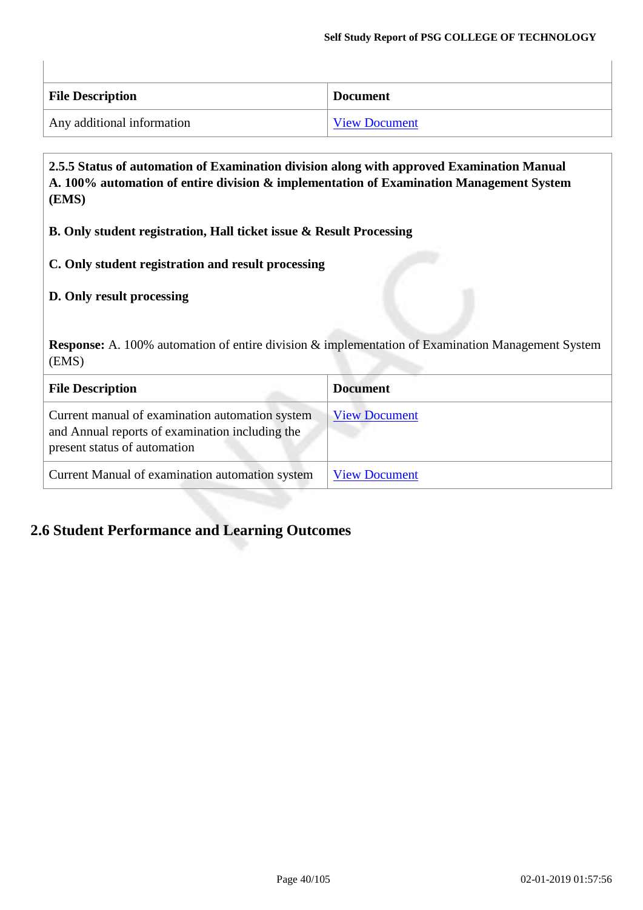| File Description | Document |
|---|---|
| Any additional information | View Document |

**2.5.5 Status of automation of Examination division along with approved Examination Manual**
**A. 100% automation of entire division & implementation of Examination Management System (EMS)**

**B. Only student registration, Hall ticket issue & Result Processing**

**C. Only student registration and result processing**

**D. Only result processing**

**Response:** A. 100% automation of entire division & implementation of Examination Management System (EMS)

| File Description | Document |
|---|---|
| Current manual of examination automation system and Annual reports of examination including the present status of automation | View Document |
| Current Manual of examination automation system | View Document |

## 2.6 Student Performance and Learning Outcomes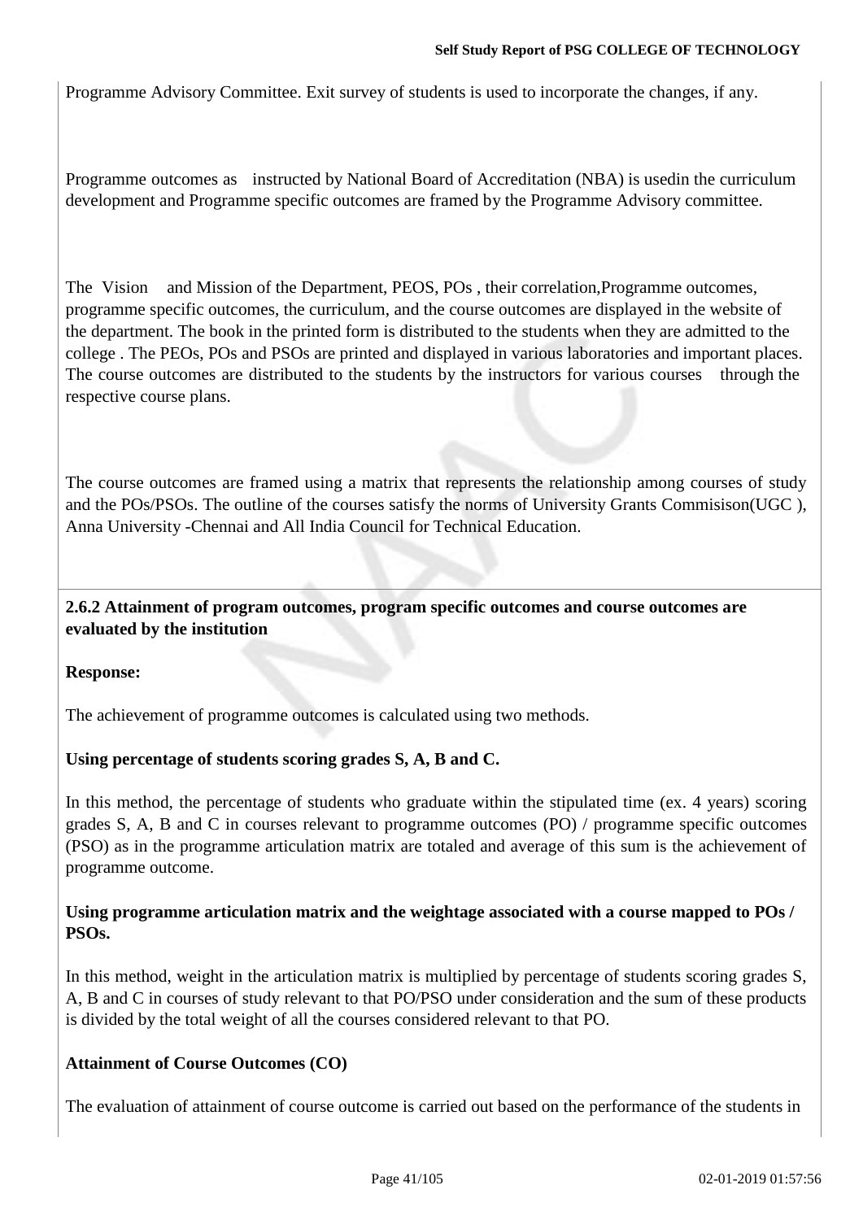Programme Advisory Committee. Exit survey of students is used to incorporate the changes, if any.

Programme outcomes as instructed by National Board of Accreditation (NBA) is usedin the curriculum development and Programme specific outcomes are framed by the Programme Advisory committee.

The Vision and Mission of the Department, PEOS, POs , their correlation,Programme outcomes, programme specific outcomes, the curriculum, and the course outcomes are displayed in the website of the department. The book in the printed form is distributed to the students when they are admitted to the college . The PEOs, POs and PSOs are printed and displayed in various laboratories and important places. The course outcomes are distributed to the students by the instructors for various courses through the respective course plans.

The course outcomes are framed using a matrix that represents the relationship among courses of study and the POs/PSOs. The outline of the courses satisfy the norms of University Grants Commisison(UGC ), Anna University -Chennai and All India Council for Technical Education.

**2.6.2 Attainment of program outcomes, program specific outcomes and course outcomes are evaluated by the institution**

**Response:**

The achievement of programme outcomes is calculated using two methods.

**Using percentage of students scoring grades S, A, B and C.**

In this method, the percentage of students who graduate within the stipulated time (ex. 4 years) scoring grades S, A, B and C in courses relevant to programme outcomes (PO) / programme specific outcomes (PSO) as in the programme articulation matrix are totaled and average of this sum is the achievement of programme outcome.

**Using programme articulation matrix and the weightage associated with a course mapped to POs / PSOs.**

In this method, weight in the articulation matrix is multiplied by percentage of students scoring grades S, A, B and C in courses of study relevant to that PO/PSO under consideration and the sum of these products is divided by the total weight of all the courses considered relevant to that PO.

**Attainment of Course Outcomes (CO)**

The evaluation of attainment of course outcome is carried out based on the performance of the students in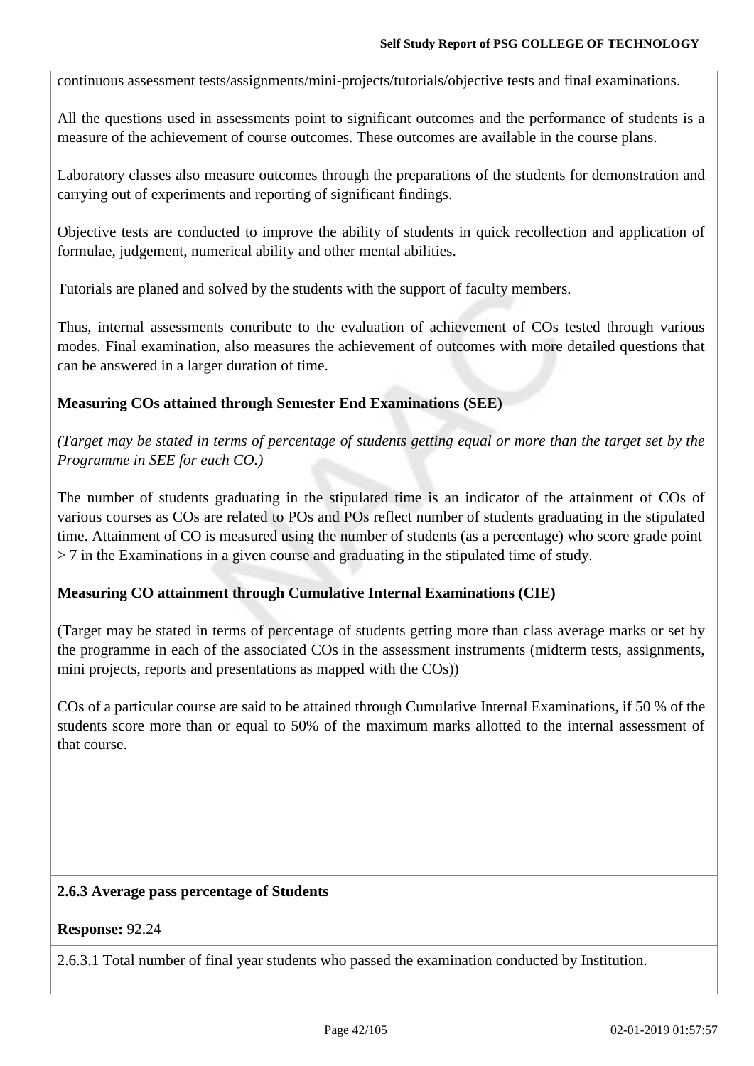continuous assessment tests/assignments/mini-projects/tutorials/objective tests and final examinations.

All the questions used in assessments point to significant outcomes and the performance of students is a measure of the achievement of course outcomes. These outcomes are available in the course plans.

Laboratory classes also measure outcomes through the preparations of the students for demonstration and carrying out of experiments and reporting of significant findings.

Objective tests are conducted to improve the ability of students in quick recollection and application of formulae, judgement, numerical ability and other mental abilities.

Tutorials are planed and solved by the students with the support of faculty members.

Thus, internal assessments contribute to the evaluation of achievement of COs tested through various modes. Final examination, also measures the achievement of outcomes with more detailed questions that can be answered in a larger duration of time.

**Measuring COs attained through Semester End Examinations (SEE)**

*(Target may be stated in terms of percentage of students getting equal or more than the target set by the Programme in SEE for each CO.)*

The number of students graduating in the stipulated time is an indicator of the attainment of COs of various courses as COs are related to POs and POs reflect number of students graduating in the stipulated time. Attainment of CO is measured using the number of students (as a percentage) who score grade point > 7 in the Examinations in a given course and graduating in the stipulated time of study.

**Measuring CO attainment through Cumulative Internal Examinations (CIE)**

(Target may be stated in terms of percentage of students getting more than class average marks or set by the programme in each of the associated COs in the assessment instruments (midterm tests, assignments, mini projects, reports and presentations as mapped with the COs))

COs of a particular course are said to be attained through Cumulative Internal Examinations, if 50 % of the students score more than or equal to 50% of the maximum marks allotted to the internal assessment of that course.

**2.6.3 Average pass percentage of Students**

**Response:** 92.24

2.6.3.1 Total number of final year students who passed the examination conducted by Institution.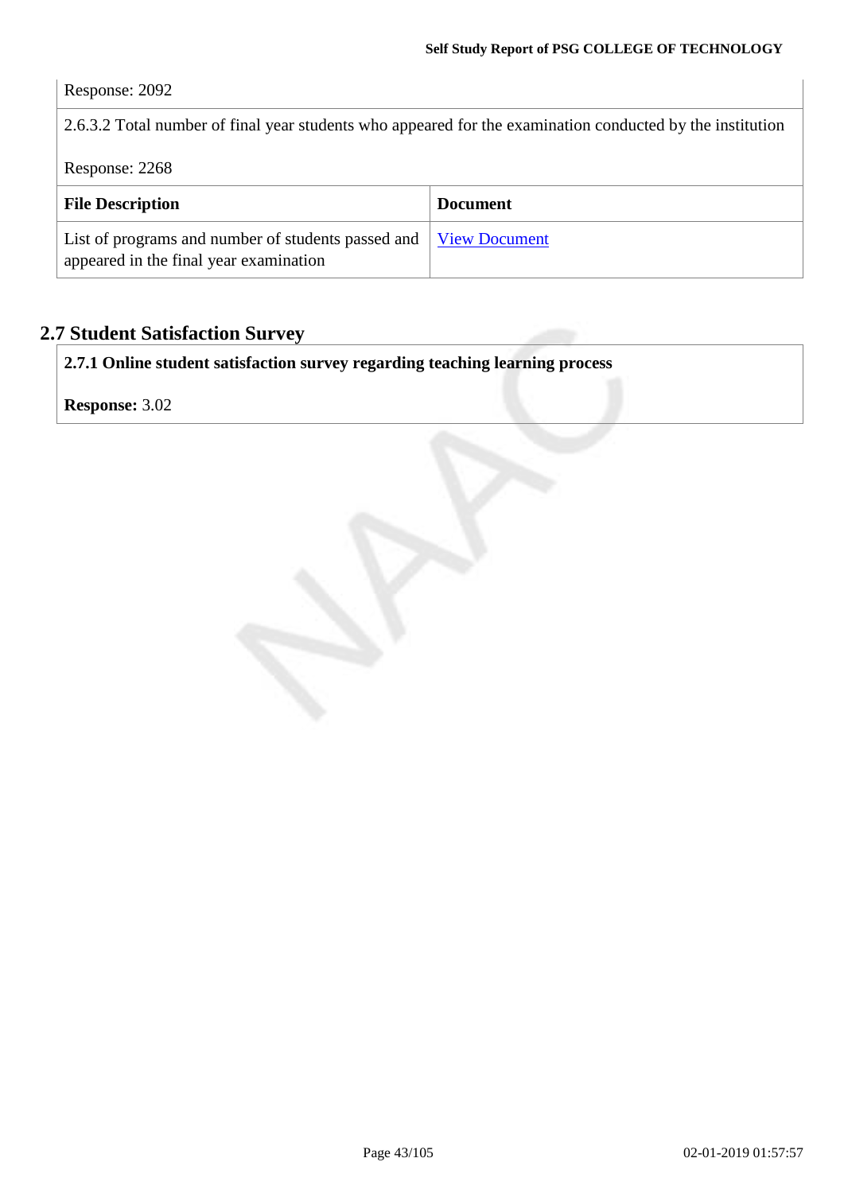Response: 2092

2.6.3.2 Total number of final year students who appeared for the examination conducted by the institution

Response: 2268

| File Description | Document |
| --- | --- |
| List of programs and number of students passed and appeared in the final year examination | View Document |

## 2.7 Student Satisfaction Survey

**2.7.1 Online student satisfaction survey regarding teaching learning process**

**Response:** 3.02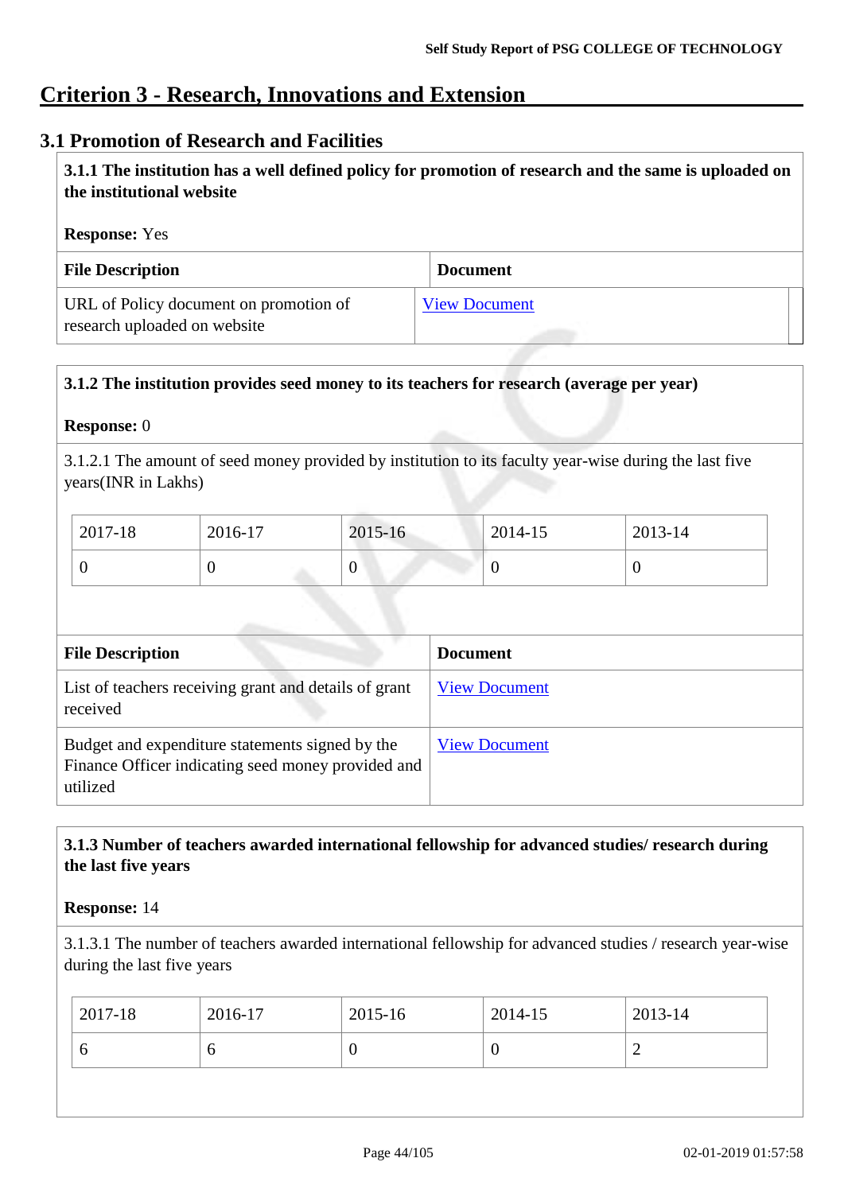# Criterion 3 - Research, Innovations and Extension

## 3.1 Promotion of Research and Facilities

**3.1.1 The institution has a well defined policy for promotion of research and the same is uploaded on the institutional website**

**Response:** Yes

| File Description | Document |
|---|---|
| URL of Policy document on promotion of research uploaded on website | View Document |

**3.1.2 The institution provides seed money to its teachers for research (average per year)**

**Response:** 0

3.1.2.1 The amount of seed money provided by institution to its faculty year-wise during the last five years(INR in Lakhs)

| 2017-18 | 2016-17 | 2015-16 | 2014-15 | 2013-14 |
|---|---|---|---|---|
| 0 | 0 | 0 | 0 | 0 |

| File Description | Document |
|---|---|
| List of teachers receiving grant and details of grant received | View Document |
| Budget and expenditure statements signed by the Finance Officer indicating seed money provided and utilized | View Document |

**3.1.3 Number of teachers awarded international fellowship for advanced studies/ research during the last five years**

**Response:** 14

3.1.3.1 The number of teachers awarded international fellowship for advanced studies / research year-wise during the last five years

| 2017-18 | 2016-17 | 2015-16 | 2014-15 | 2013-14 |
|---|---|---|---|---|
| 6 | 6 | 0 | 0 | 2 |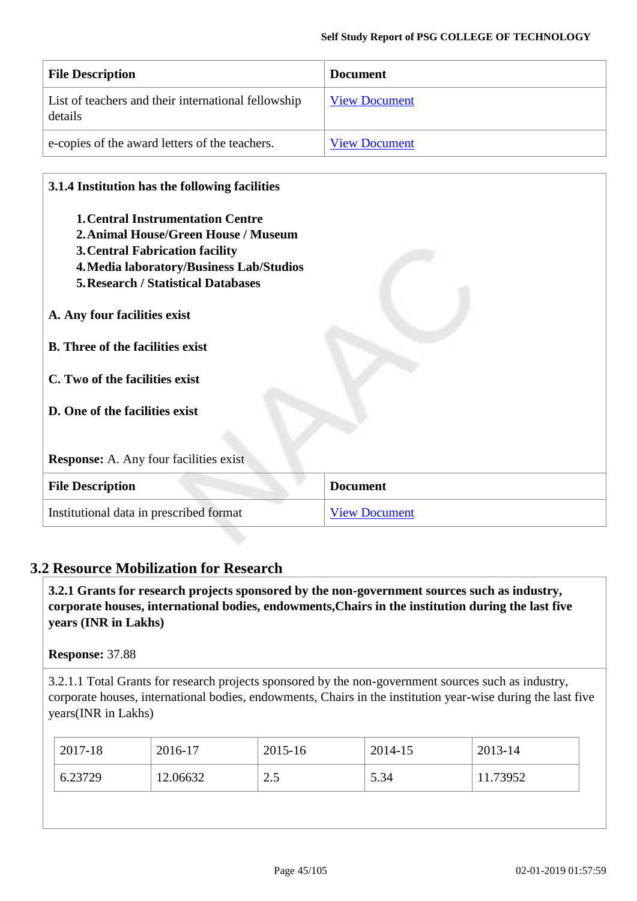| File Description | Document |
|---|---|
| List of teachers and their international fellowship details | View Document |
| e-copies of the award letters of the teachers. | View Document |

**3.1.4 Institution has the following facilities**

1. **Central Instrumentation Centre**
2. **Animal House/Green House / Museum**
3. **Central Fabrication facility**
4. **Media laboratory/Business Lab/Studios**
5. **Research / Statistical Databases**

**A. Any four facilities exist**

**B. Three of the facilities exist**

**C. Two of the facilities exist**

**D. One of the facilities exist**

**Response:** A. Any four facilities exist

| File Description | Document |
|---|---|
| Institutional data in prescribed format | View Document |

## 3.2 Resource Mobilization for Research

**3.2.1 Grants for research projects sponsored by the non-government sources such as industry, corporate houses, international bodies, endowments,Chairs in the institution during the last five years (INR in Lakhs)**

**Response:** 37.88

3.2.1.1 Total Grants for research projects sponsored by the non-government sources such as industry, corporate houses, international bodies, endowments, Chairs in the institution year-wise during the last five years(INR in Lakhs)

| 2017-18 | 2016-17 | 2015-16 | 2014-15 | 2013-14 |
|---|---|---|---|---|
| 6.23729 | 12.06632 | 2.5 | 5.34 | 11.73952 |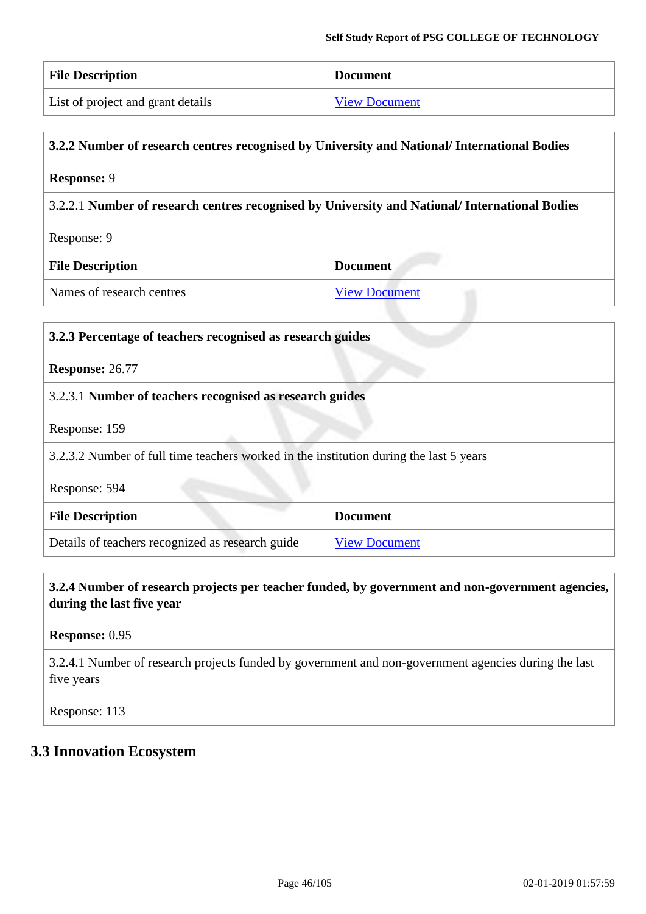| File Description | Document |
| --- | --- |
| List of project and grant details | View Document |

**3.2.2 Number of research centres recognised by University and National/ International Bodies**

**Response:** 9

3.2.2.1 **Number of research centres recognised by University and National/ International Bodies**

Response: 9

| File Description | Document |
| --- | --- |
| Names of research centres | View Document |

**3.2.3 Percentage of teachers recognised as research guides**

**Response:** 26.77

3.2.3.1 **Number of teachers recognised as research guides**

Response: 159

3.2.3.2 Number of full time teachers worked in the institution during the last 5 years

Response: 594

| File Description | Document |
| --- | --- |
| Details of teachers recognized as research guide | View Document |

**3.2.4 Number of research projects per teacher funded, by government and non-government agencies, during the last five year**

**Response:** 0.95

3.2.4.1 Number of research projects funded by government and non-government agencies during the last five years

Response: 113

## 3.3 Innovation Ecosystem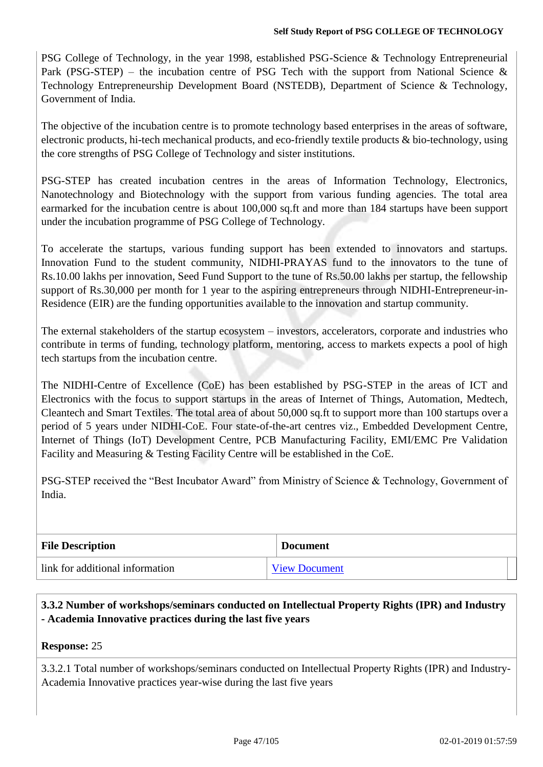PSG College of Technology, in the year 1998, established PSG-Science & Technology Entrepreneurial Park (PSG-STEP) – the incubation centre of PSG Tech with the support from National Science & Technology Entrepreneurship Development Board (NSTEDB), Department of Science & Technology, Government of India.

The objective of the incubation centre is to promote technology based enterprises in the areas of software, electronic products, hi-tech mechanical products, and eco-friendly textile products & bio-technology, using the core strengths of PSG College of Technology and sister institutions.

PSG-STEP has created incubation centres in the areas of Information Technology, Electronics, Nanotechnology and Biotechnology with the support from various funding agencies. The total area earmarked for the incubation centre is about 100,000 sq.ft and more than 184 startups have been support under the incubation programme of PSG College of Technology.

To accelerate the startups, various funding support has been extended to innovators and startups. Innovation Fund to the student community, NIDHI-PRAYAS fund to the innovators to the tune of Rs.10.00 lakhs per innovation, Seed Fund Support to the tune of Rs.50.00 lakhs per startup, the fellowship support of Rs.30,000 per month for 1 year to the aspiring entrepreneurs through NIDHI-Entrepreneur-in-Residence (EIR) are the funding opportunities available to the innovation and startup community.

The external stakeholders of the startup ecosystem – investors, accelerators, corporate and industries who contribute in terms of funding, technology platform, mentoring, access to markets expects a pool of high tech startups from the incubation centre.

The NIDHI-Centre of Excellence (CoE) has been established by PSG-STEP in the areas of ICT and Electronics with the focus to support startups in the areas of Internet of Things, Automation, Medtech, Cleantech and Smart Textiles. The total area of about 50,000 sq.ft to support more than 100 startups over a period of 5 years under NIDHI-CoE. Four state-of-the-art centres viz., Embedded Development Centre, Internet of Things (IoT) Development Centre, PCB Manufacturing Facility, EMI/EMC Pre Validation Facility and Measuring & Testing Facility Centre will be established in the CoE.

PSG-STEP received the "Best Incubator Award" from Ministry of Science & Technology, Government of India.

| File Description | Document |
|---|---|
| link for additional information | View Document |

**3.3.2 Number of workshops/seminars conducted on Intellectual Property Rights (IPR) and Industry - Academia Innovative practices during the last five years**

**Response:** 25

3.3.2.1 Total number of workshops/seminars conducted on Intellectual Property Rights (IPR) and Industry-Academia Innovative practices year-wise during the last five years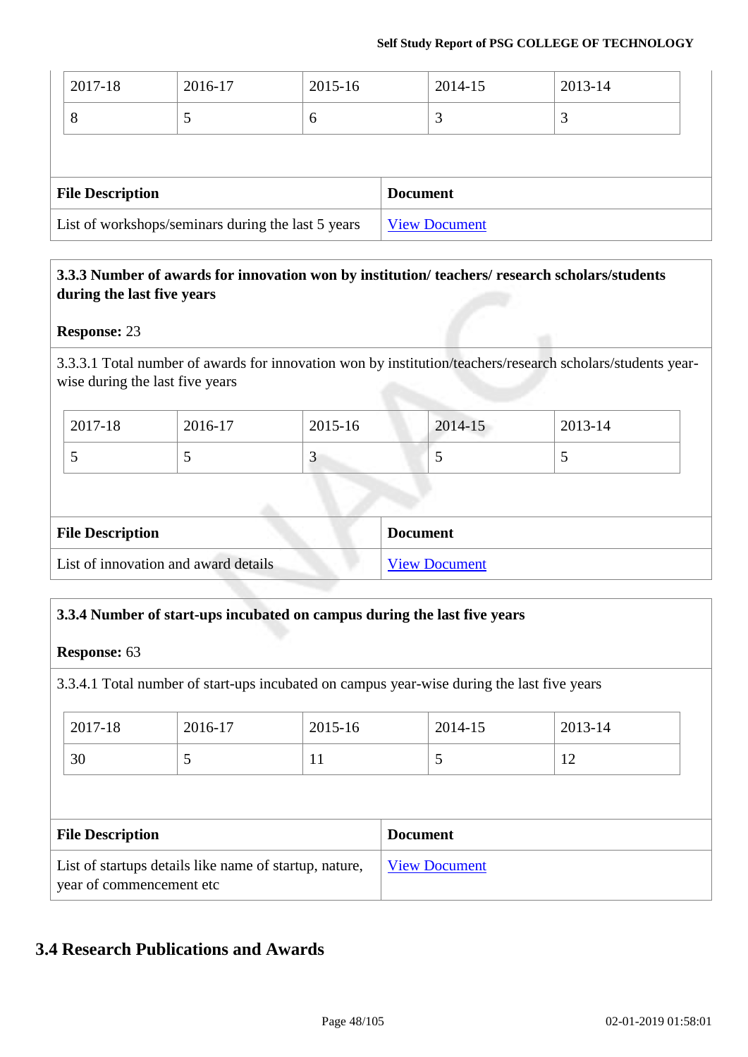| 2017-18 | 2016-17 | 2015-16 | 2014-15 | 2013-14 |
|---|---|---|---|---|
| 8 | 5 | 6 | 3 | 3 |

| File Description | Document |
|---|---|
| List of workshops/seminars during the last 5 years | View Document |

**3.3.3 Number of awards for innovation won by institution/ teachers/ research scholars/students during the last five years**

**Response:** 23

3.3.3.1 Total number of awards for innovation won by institution/teachers/research scholars/students year-wise during the last five years

| 2017-18 | 2016-17 | 2015-16 | 2014-15 | 2013-14 |
|---|---|---|---|---|
| 5 | 5 | 3 | 5 | 5 |

| File Description | Document |
|---|---|
| List of innovation and award details | View Document |

**3.3.4 Number of start-ups incubated on campus during the last five years**

**Response:** 63

3.3.4.1 Total number of start-ups incubated on campus year-wise during the last five years

| 2017-18 | 2016-17 | 2015-16 | 2014-15 | 2013-14 |
|---|---|---|---|---|
| 30 | 5 | 11 | 5 | 12 |

| File Description | Document |
|---|---|
| List of startups details like name of startup, nature, year of commencement etc | View Document |

## 3.4 Research Publications and Awards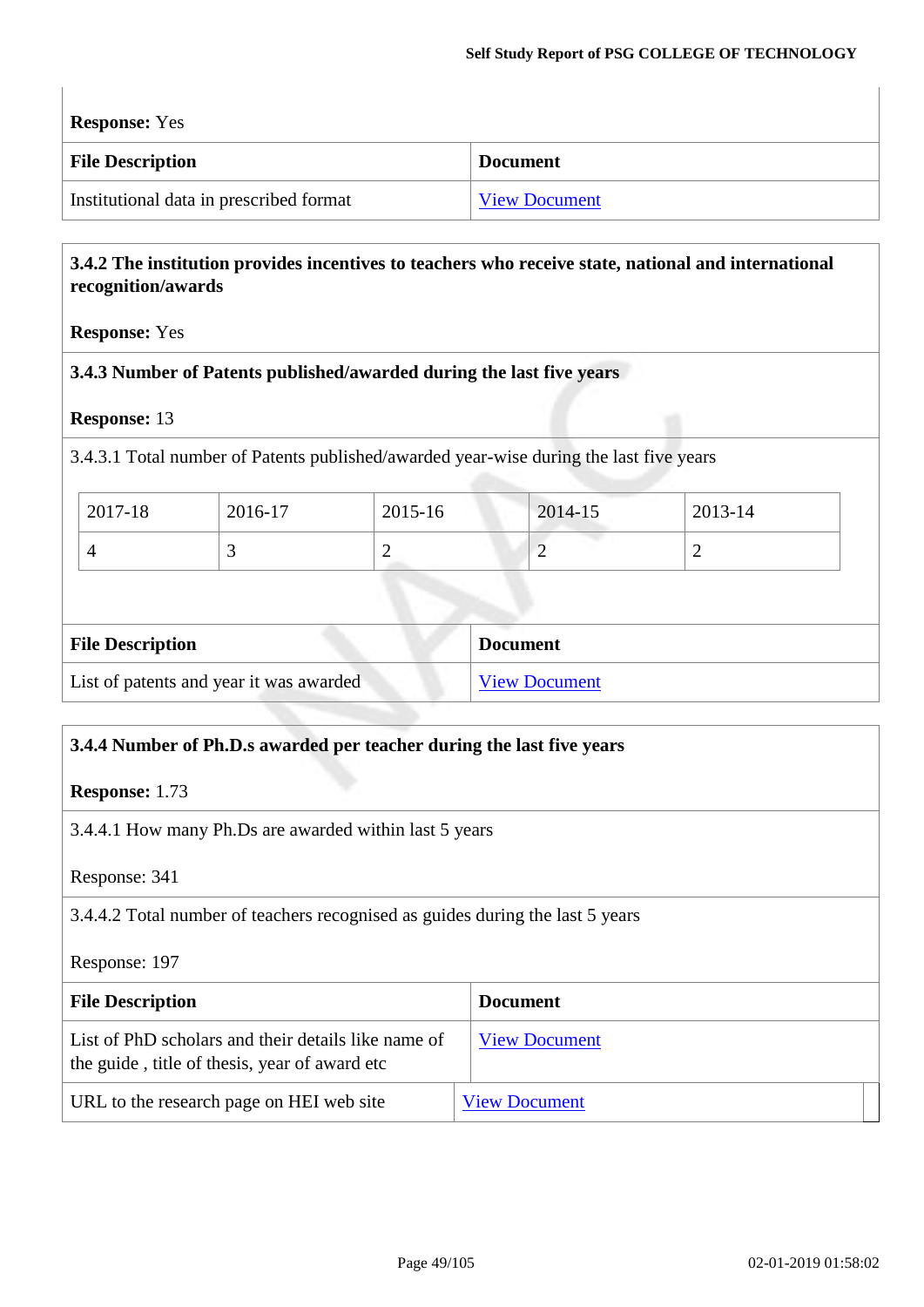**Response:** Yes

| File Description | Document |
|---|---|
| Institutional data in prescribed format | View Document |

**3.4.2 The institution provides incentives to teachers who receive state, national and international recognition/awards**

**Response:** Yes

**3.4.3 Number of Patents published/awarded during the last five years**

**Response:** 13

3.4.3.1 Total number of Patents published/awarded year-wise during the last five years

| 2017-18 | 2016-17 | 2015-16 | 2014-15 | 2013-14 |
|---|---|---|---|---|
| 4 | 3 | 2 | 2 | 2 |

| File Description | Document |
|---|---|
| List of patents and year it was awarded | View Document |

**3.4.4 Number of Ph.D.s awarded per teacher during the last five years**

**Response:** 1.73

3.4.4.1 How many Ph.Ds are awarded within last 5 years

Response: 341

3.4.4.2 Total number of teachers recognised as guides during the last 5 years

Response: 197

| File Description | Document |
|---|---|
| List of PhD scholars and their details like name of the guide , title of thesis, year of award etc | View Document |
| URL to the research page on HEI web site | View Document |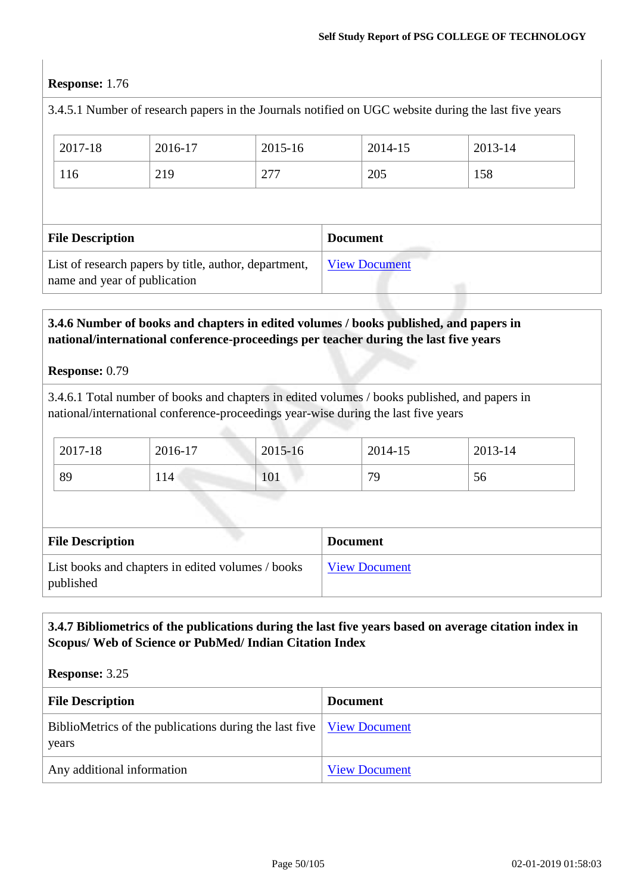**Response:** 1.76

3.4.5.1 Number of research papers in the Journals notified on UGC website during the last five years

| 2017-18 | 2016-17 | 2015-16 | 2014-15 | 2013-14 |
|---|---|---|---|---|
| 116 | 219 | 277 | 205 | 158 |

| File Description | Document |
|---|---|
| List of research papers by title, author, department, name and year of publication | View Document |

**3.4.6 Number of books and chapters in edited volumes / books published, and papers in national/international conference-proceedings per teacher during the last five years**

**Response:** 0.79

3.4.6.1 Total number of books and chapters in edited volumes / books published, and papers in national/international conference-proceedings year-wise during the last five years

| 2017-18 | 2016-17 | 2015-16 | 2014-15 | 2013-14 |
|---|---|---|---|---|
| 89 | 114 | 101 | 79 | 56 |

| File Description | Document |
|---|---|
| List books and chapters in edited volumes / books published | View Document |

**3.4.7 Bibliometrics of the publications during the last five years based on average citation index in Scopus/ Web of Science or PubMed/ Indian Citation Index**

**Response:** 3.25

| File Description | Document |
|---|---|
| BiblioMetrics of the publications during the last five years | View Document |
| Any additional information | View Document |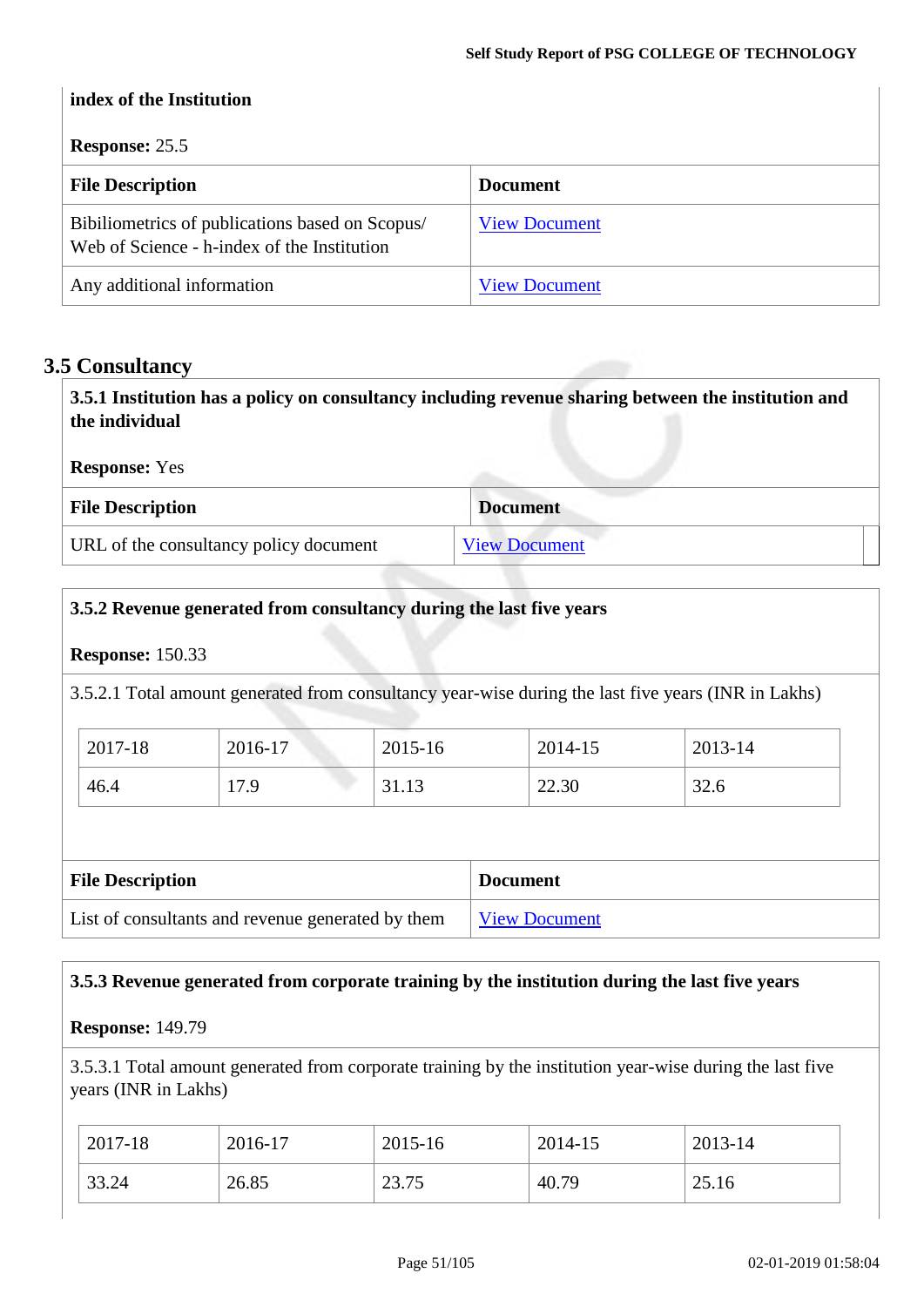**index of the Institution**

**Response:** 25.5

| File Description | Document |
|---|---|
| Bibiliometrics of publications based on Scopus/ Web of Science - h-index of the Institution | View Document |
| Any additional information | View Document |

## 3.5 Consultancy

**3.5.1 Institution has a policy on consultancy including revenue sharing between the institution and the individual**

**Response:** Yes

| File Description | Document |
|---|---|
| URL of the consultancy policy document | View Document |

**3.5.2 Revenue generated from consultancy during the last five years**

**Response:** 150.33

3.5.2.1 Total amount generated from consultancy year-wise during the last five years (INR in Lakhs)

| 2017-18 | 2016-17 | 2015-16 | 2014-15 | 2013-14 |
|---|---|---|---|---|
| 46.4 | 17.9 | 31.13 | 22.30 | 32.6 |

| File Description | Document |
|---|---|
| List of consultants and revenue generated by them | View Document |

**3.5.3 Revenue generated from corporate training by the institution during the last five years**

**Response:** 149.79

3.5.3.1 Total amount generated from corporate training by the institution year-wise during the last five years (INR in Lakhs)

| 2017-18 | 2016-17 | 2015-16 | 2014-15 | 2013-14 |
|---|---|---|---|---|
| 33.24 | 26.85 | 23.75 | 40.79 | 25.16 |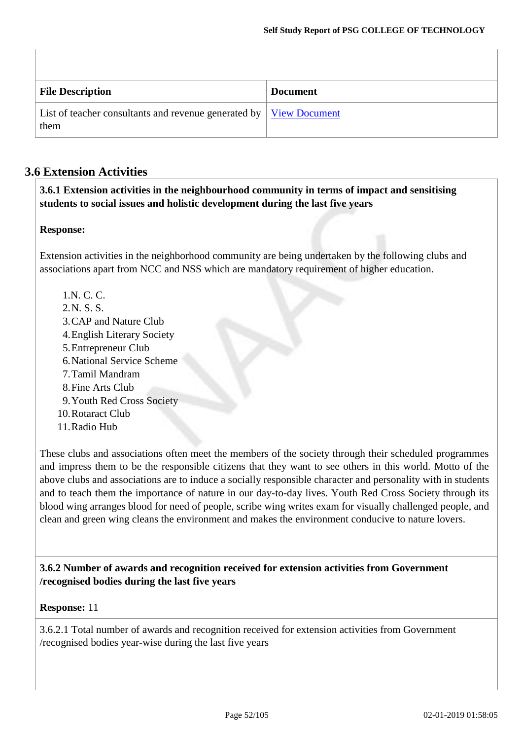| File Description | Document |
| --- | --- |
| List of teacher consultants and revenue generated by them | View Document |

## 3.6 Extension Activities

**3.6.1 Extension activities in the neighbourhood community in terms of impact and sensitising students to social issues and holistic development during the last five years**

**Response:**

Extension activities in the neighborhood community are being undertaken by the following clubs and associations apart from NCC and NSS which are mandatory requirement of higher education.

1. N. C. C.
2. N. S. S.
3. CAP and Nature Club
4. English Literary Society
5. Entrepreneur Club
6. National Service Scheme
7. Tamil Mandram
8. Fine Arts Club
9. Youth Red Cross Society
10. Rotaract Club
11. Radio Hub

These clubs and associations often meet the members of the society through their scheduled programmes and impress them to be the responsible citizens that they want to see others in this world. Motto of the above clubs and associations are to induce a socially responsible character and personality with in students and to teach them the importance of nature in our day-to-day lives. Youth Red Cross Society through its blood wing arranges blood for need of people, scribe wing writes exam for visually challenged people, and clean and green wing cleans the environment and makes the environment conducive to nature lovers.

**3.6.2 Number of awards and recognition received for extension activities from Government /recognised bodies during the last five years**

**Response:** 11

3.6.2.1 Total number of awards and recognition received for extension activities from Government /recognised bodies year-wise during the last five years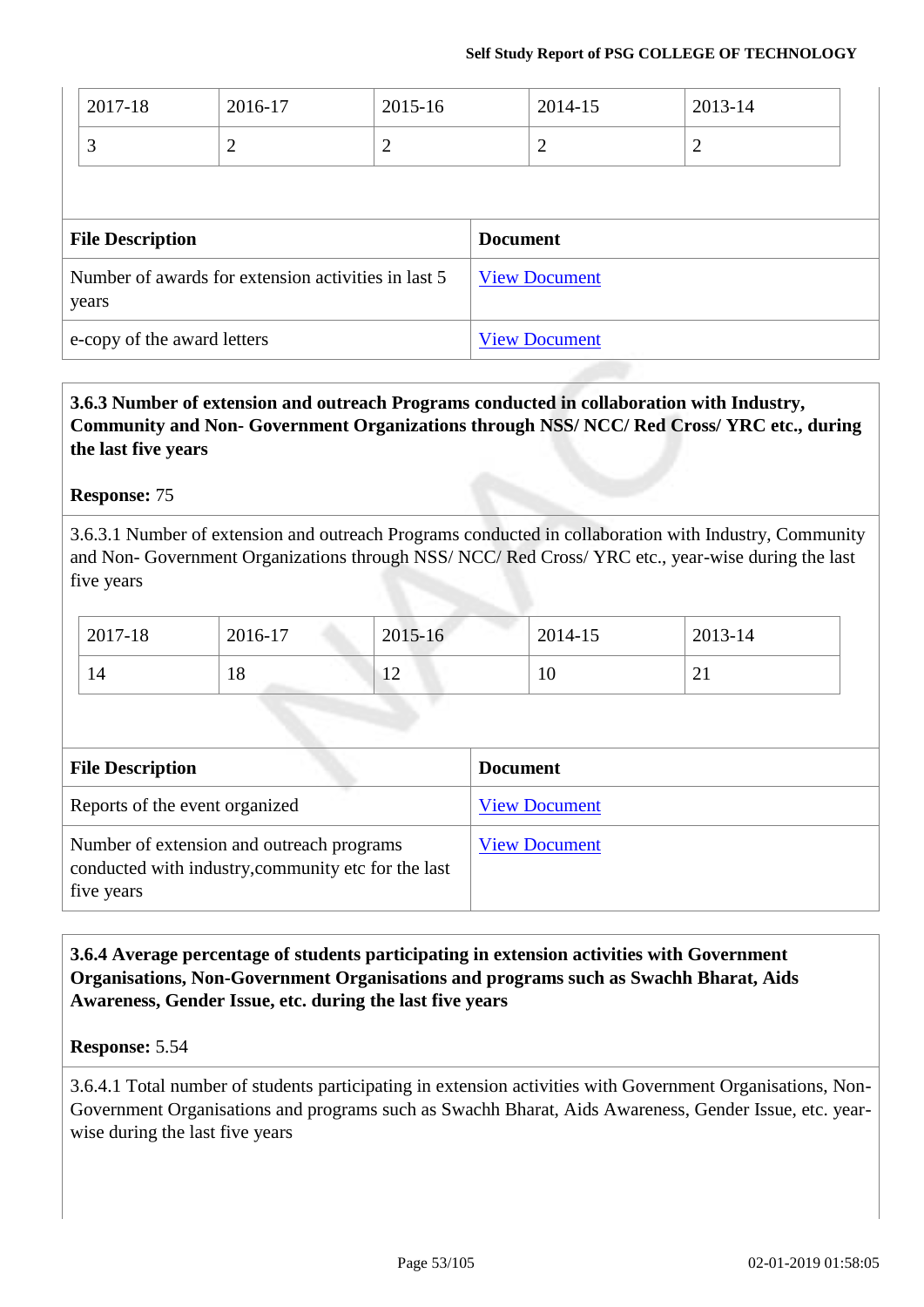| 2017-18 | 2016-17 | 2015-16 | 2014-15 | 2013-14 |
|---|---|---|---|---|
| 3 | 2 | 2 | 2 | 2 |

| File Description | Document |
|---|---|
| Number of awards for extension activities in last 5 years | View Document |
| e-copy of the award letters | View Document |

**3.6.3 Number of extension and outreach Programs conducted in collaboration with Industry, Community and Non- Government Organizations through NSS/ NCC/ Red Cross/ YRC etc., during the last five years**

**Response:** 75

3.6.3.1 Number of extension and outreach Programs conducted in collaboration with Industry, Community and Non- Government Organizations through NSS/ NCC/ Red Cross/ YRC etc., year-wise during the last five years

| 2017-18 | 2016-17 | 2015-16 | 2014-15 | 2013-14 |
|---|---|---|---|---|
| 14 | 18 | 12 | 10 | 21 |

| File Description | Document |
|---|---|
| Reports of the event organized | View Document |
| Number of extension and outreach programs conducted with industry,community etc for the last five years | View Document |

**3.6.4 Average percentage of students participating in extension activities with Government Organisations, Non-Government Organisations and programs such as Swachh Bharat, Aids Awareness, Gender Issue, etc. during the last five years**

**Response:** 5.54

3.6.4.1 Total number of students participating in extension activities with Government Organisations, Non-Government Organisations and programs such as Swachh Bharat, Aids Awareness, Gender Issue, etc. year-wise during the last five years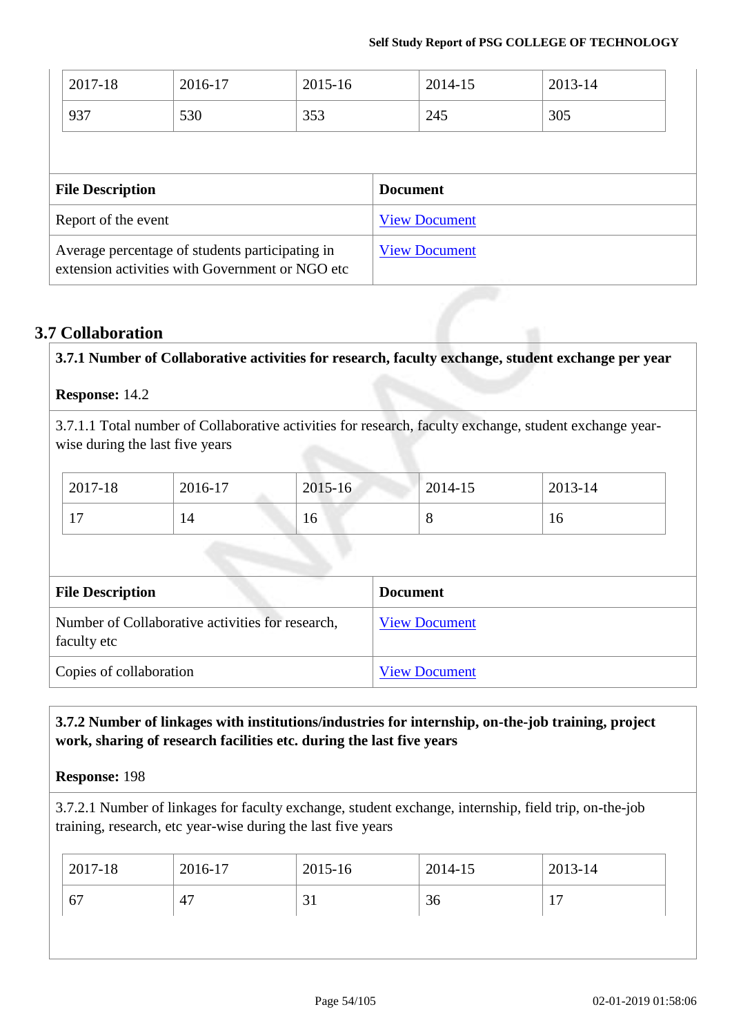| 2017-18 | 2016-17 | 2015-16 | 2014-15 | 2013-14 |
|---|---|---|---|---|
| 937 | 530 | 353 | 245 | 305 |

| File Description | Document |
|---|---|
| Report of the event | View Document |
| Average percentage of students participating in extension activities with Government or NGO etc | View Document |

## 3.7 Collaboration

**3.7.1 Number of Collaborative activities for research, faculty exchange, student exchange per year**

**Response:** 14.2

3.7.1.1 Total number of Collaborative activities for research, faculty exchange, student exchange year-wise during the last five years

| 2017-18 | 2016-17 | 2015-16 | 2014-15 | 2013-14 |
|---|---|---|---|---|
| 17 | 14 | 16 | 8 | 16 |

| File Description | Document |
|---|---|
| Number of Collaborative activities for research, faculty etc | View Document |
| Copies of collaboration | View Document |

**3.7.2 Number of linkages with institutions/industries for internship, on-the-job training, project work, sharing of research facilities etc. during the last five years**

**Response:** 198

3.7.2.1 Number of linkages for faculty exchange, student exchange, internship, field trip, on-the-job training, research, etc year-wise during the last five years

| 2017-18 | 2016-17 | 2015-16 | 2014-15 | 2013-14 |
|---|---|---|---|---|
| 67 | 47 | 31 | 36 | 17 |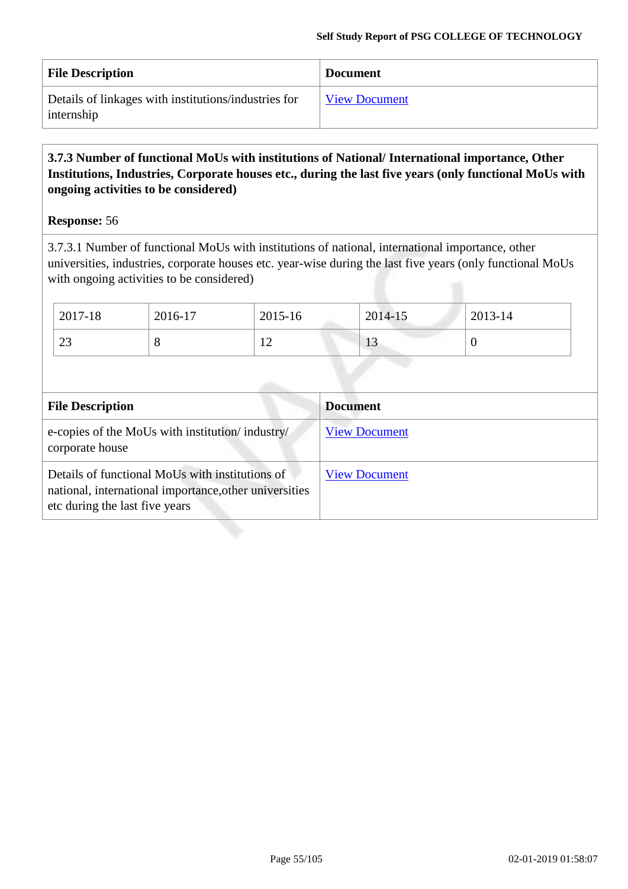| File Description | Document |
| --- | --- |
| Details of linkages with institutions/industries for internship | View Document |

**3.7.3 Number of functional MoUs with institutions of National/ International importance, Other Institutions, Industries, Corporate houses etc., during the last five years (only functional MoUs with ongoing activities to be considered)**

**Response:** 56

3.7.3.1 Number of functional MoUs with institutions of national, international importance, other universities, industries, corporate houses etc. year-wise during the last five years (only functional MoUs with ongoing activities to be considered)

| 2017-18 | 2016-17 | 2015-16 | 2014-15 | 2013-14 |
| --- | --- | --- | --- | --- |
| 23 | 8 | 12 | 13 | 0 |

| File Description | Document |
| --- | --- |
| e-copies of the MoUs with institution/ industry/ corporate house | View Document |
| Details of functional MoUs with institutions of national, international importance,other universities etc during the last five years | View Document |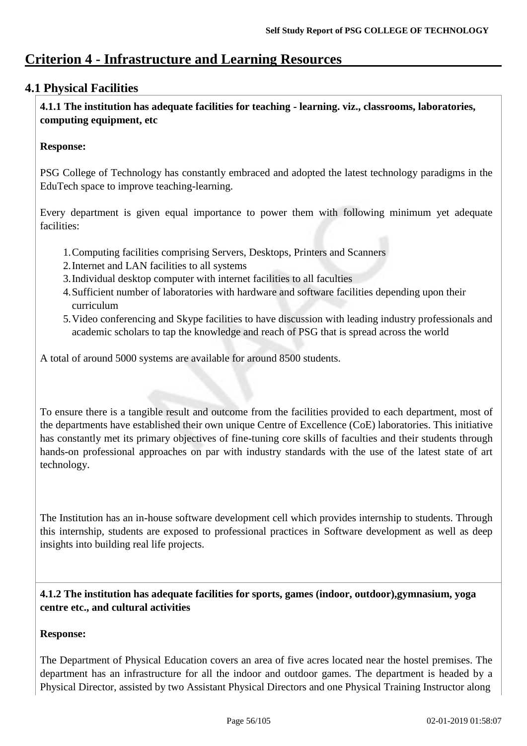# Criterion 4 - Infrastructure and Learning Resources

## 4.1 Physical Facilities

**4.1.1 The institution has adequate facilities for teaching - learning. viz., classrooms, laboratories, computing equipment, etc**

**Response:**

PSG College of Technology has constantly embraced and adopted the latest technology paradigms in the EduTech space to improve teaching-learning.

Every department is given equal importance to power them with following minimum yet adequate facilities:

1. Computing facilities comprising Servers, Desktops, Printers and Scanners
2. Internet and LAN facilities to all systems
3. Individual desktop computer with internet facilities to all faculties
4. Sufficient number of laboratories with hardware and software facilities depending upon their curriculum
5. Video conferencing and Skype facilities to have discussion with leading industry professionals and academic scholars to tap the knowledge and reach of PSG that is spread across the world

A total of around 5000 systems are available for around 8500 students.

To ensure there is a tangible result and outcome from the facilities provided to each department, most of the departments have established their own unique Centre of Excellence (CoE) laboratories. This initiative has constantly met its primary objectives of fine-tuning core skills of faculties and their students through hands-on professional approaches on par with industry standards with the use of the latest state of art technology.

The Institution has an in-house software development cell which provides internship to students. Through this internship, students are exposed to professional practices in Software development as well as deep insights into building real life projects.

**4.1.2 The institution has adequate facilities for sports, games (indoor, outdoor),gymnasium, yoga centre etc., and cultural activities**

**Response:**

The Department of Physical Education covers an area of five acres located near the hostel premises. The department has an infrastructure for all the indoor and outdoor games. The department is headed by a Physical Director, assisted by two Assistant Physical Directors and one Physical Training Instructor along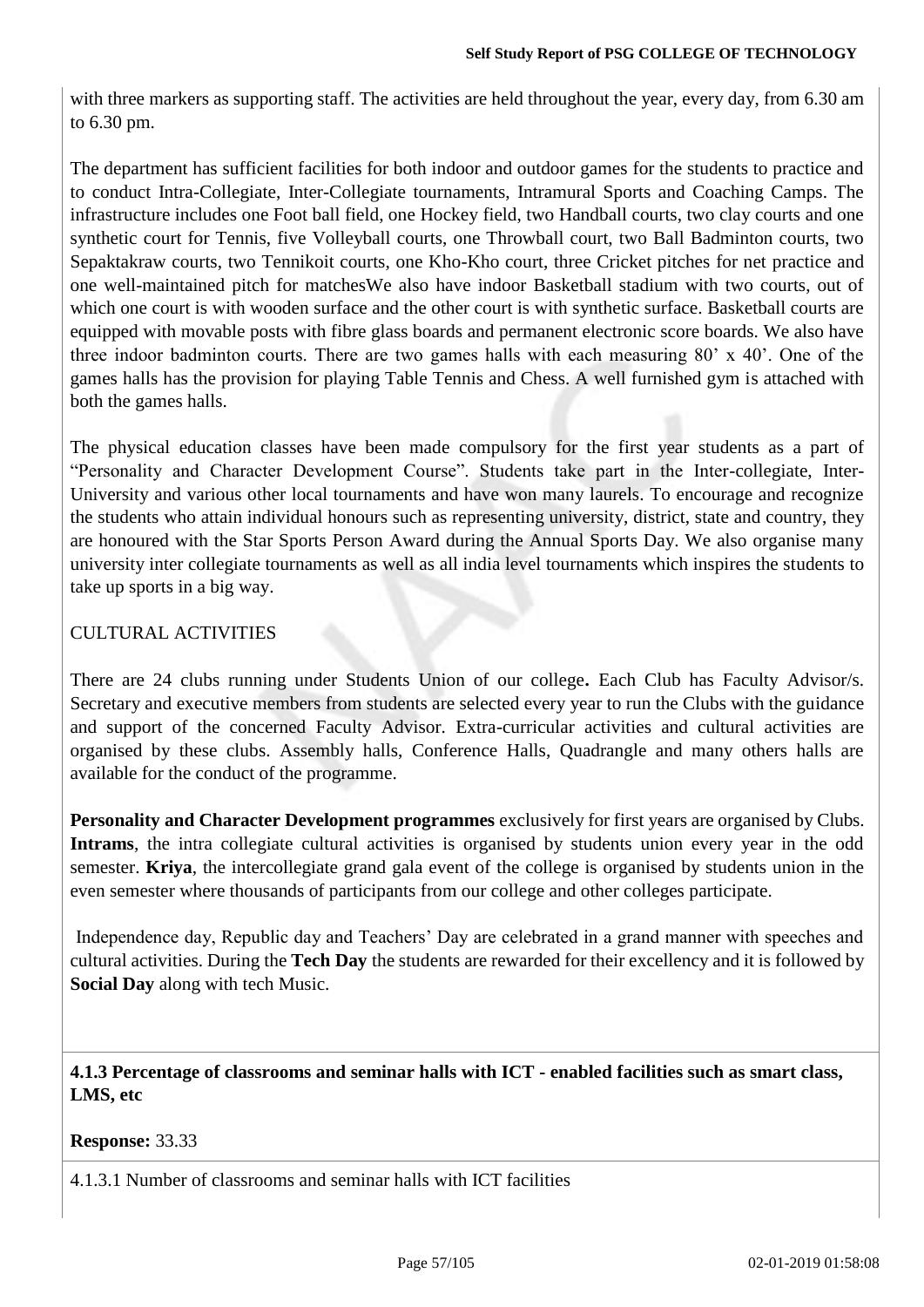with three markers as supporting staff. The activities are held throughout the year, every day, from 6.30 am to 6.30 pm.

The department has sufficient facilities for both indoor and outdoor games for the students to practice and to conduct Intra-Collegiate, Inter-Collegiate tournaments, Intramural Sports and Coaching Camps. The infrastructure includes one Foot ball field, one Hockey field, two Handball courts, two clay courts and one synthetic court for Tennis, five Volleyball courts, one Throwball court, two Ball Badminton courts, two Sepaktakraw courts, two Tennikoit courts, one Kho-Kho court, three Cricket pitches for net practice and one well-maintained pitch for matchesWe also have indoor Basketball stadium with two courts, out of which one court is with wooden surface and the other court is with synthetic surface. Basketball courts are equipped with movable posts with fibre glass boards and permanent electronic score boards. We also have three indoor badminton courts. There are two games halls with each measuring 80' x 40'. One of the games halls has the provision for playing Table Tennis and Chess. A well furnished gym is attached with both the games halls.

The physical education classes have been made compulsory for the first year students as a part of "Personality and Character Development Course". Students take part in the Inter-collegiate, Inter-University and various other local tournaments and have won many laurels. To encourage and recognize the students who attain individual honours such as representing university, district, state and country, they are honoured with the Star Sports Person Award during the Annual Sports Day. We also organise many university inter collegiate tournaments as well as all india level tournaments which inspires the students to take up sports in a big way.

CULTURAL ACTIVITIES

There are 24 clubs running under Students Union of our college**.** Each Club has Faculty Advisor/s. Secretary and executive members from students are selected every year to run the Clubs with the guidance and support of the concerned Faculty Advisor. Extra-curricular activities and cultural activities are organised by these clubs. Assembly halls, Conference Halls, Quadrangle and many others halls are available for the conduct of the programme.

**Personality and Character Development programmes** exclusively for first years are organised by Clubs. **Intrams**, the intra collegiate cultural activities is organised by students union every year in the odd semester. **Kriya**, the intercollegiate grand gala event of the college is organised by students union in the even semester where thousands of participants from our college and other colleges participate.

Independence day, Republic day and Teachers' Day are celebrated in a grand manner with speeches and cultural activities. During the **Tech Day** the students are rewarded for their excellency and it is followed by **Social Day** along with tech Music.

**4.1.3 Percentage of classrooms and seminar halls with ICT - enabled facilities such as smart class, LMS, etc**

**Response:** 33.33

4.1.3.1 Number of classrooms and seminar halls with ICT facilities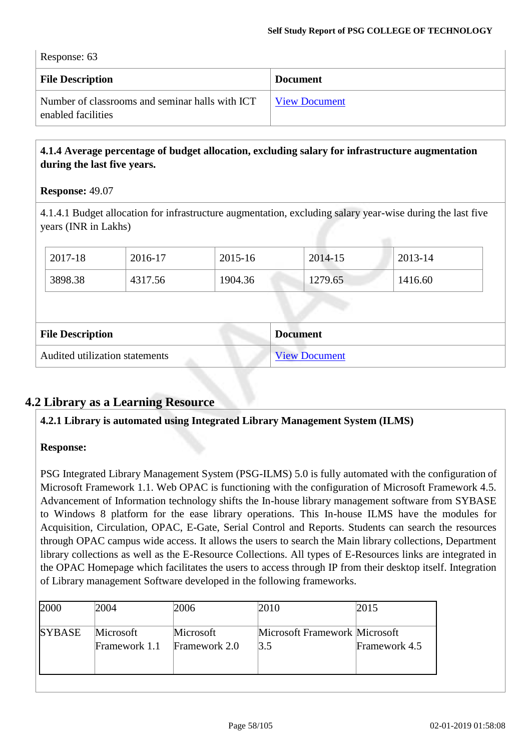Response: 63

| File Description | Document |
|---|---|
| Number of classrooms and seminar halls with ICT enabled facilities | View Document |

**4.1.4 Average percentage of budget allocation, excluding salary for infrastructure augmentation during the last five years.**

**Response:** 49.07

4.1.4.1 Budget allocation for infrastructure augmentation, excluding salary year-wise during the last five years (INR in Lakhs)

| 2017-18 | 2016-17 | 2015-16 | 2014-15 | 2013-14 |
|---|---|---|---|---|
| 3898.38 | 4317.56 | 1904.36 | 1279.65 | 1416.60 |

| File Description | Document |
|---|---|
| Audited utilization statements | View Document |

## 4.2 Library as a Learning Resource

**4.2.1 Library is automated using Integrated Library Management System (ILMS)**

**Response:**

PSG Integrated Library Management System (PSG-ILMS) 5.0 is fully automated with the configuration of Microsoft Framework 1.1. Web OPAC is functioning with the configuration of Microsoft Framework 4.5. Advancement of Information technology shifts the In-house library management software from SYBASE to Windows 8 platform for the ease library operations. This In-house ILMS have the modules for Acquisition, Circulation, OPAC, E-Gate, Serial Control and Reports. Students can search the resources through OPAC campus wide access. It allows the users to search the Main library collections, Department library collections as well as the E-Resource Collections. All types of E-Resources links are integrated in the OPAC Homepage which facilitates the users to access through IP from their desktop itself. Integration of Library management Software developed in the following frameworks.

| 2000 | 2004 | 2006 | 2010 | 2015 |
|---|---|---|---|---|
| SYBASE | Microsoft Framework 1.1 | Microsoft Framework 2.0 | Microsoft Framework 3.5 | Microsoft Framework 4.5 |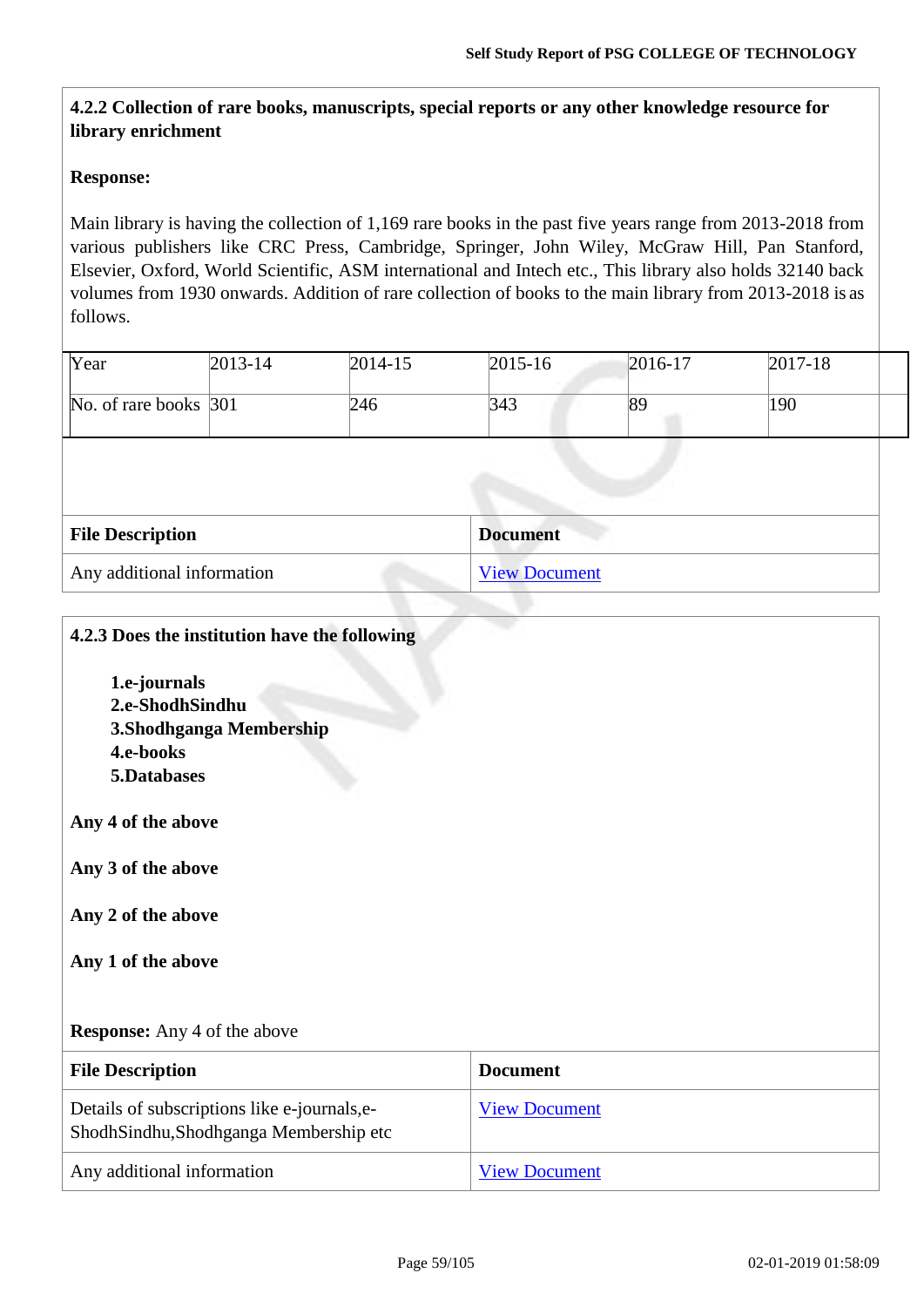### 4.2.2 Collection of rare books, manuscripts, special reports or any other knowledge resource for library enrichment

**Response:**

Main library is having the collection of 1,169 rare books in the past five years range from 2013-2018 from various publishers like CRC Press, Cambridge, Springer, John Wiley, McGraw Hill, Pan Stanford, Elsevier, Oxford, World Scientific, ASM international and Intech etc., This library also holds 32140 back volumes from 1930 onwards. Addition of rare collection of books to the main library from 2013-2018 is as follows.

| Year | 2013-14 | 2014-15 | 2015-16 | 2016-17 | 2017-18 |
|---|---|---|---|---|---|
| No. of rare books | 301 | 246 | 343 | 89 | 190 |

| File Description | Document |
|---|---|
| Any additional information | View Document |

### 4.2.3 Does the institution have the following

1. **e-journals**
2. **e-ShodhSindhu**
3. **Shodhganga Membership**
4. **e-books**
5. **Databases**

**Any 4 of the above**

**Any 3 of the above**

**Any 2 of the above**

**Any 1 of the above**

**Response:** Any 4 of the above

| File Description | Document |
|---|---|
| Details of subscriptions like e-journals,e-ShodhSindhu,Shodhganga Membership etc | View Document |
| Any additional information | View Document |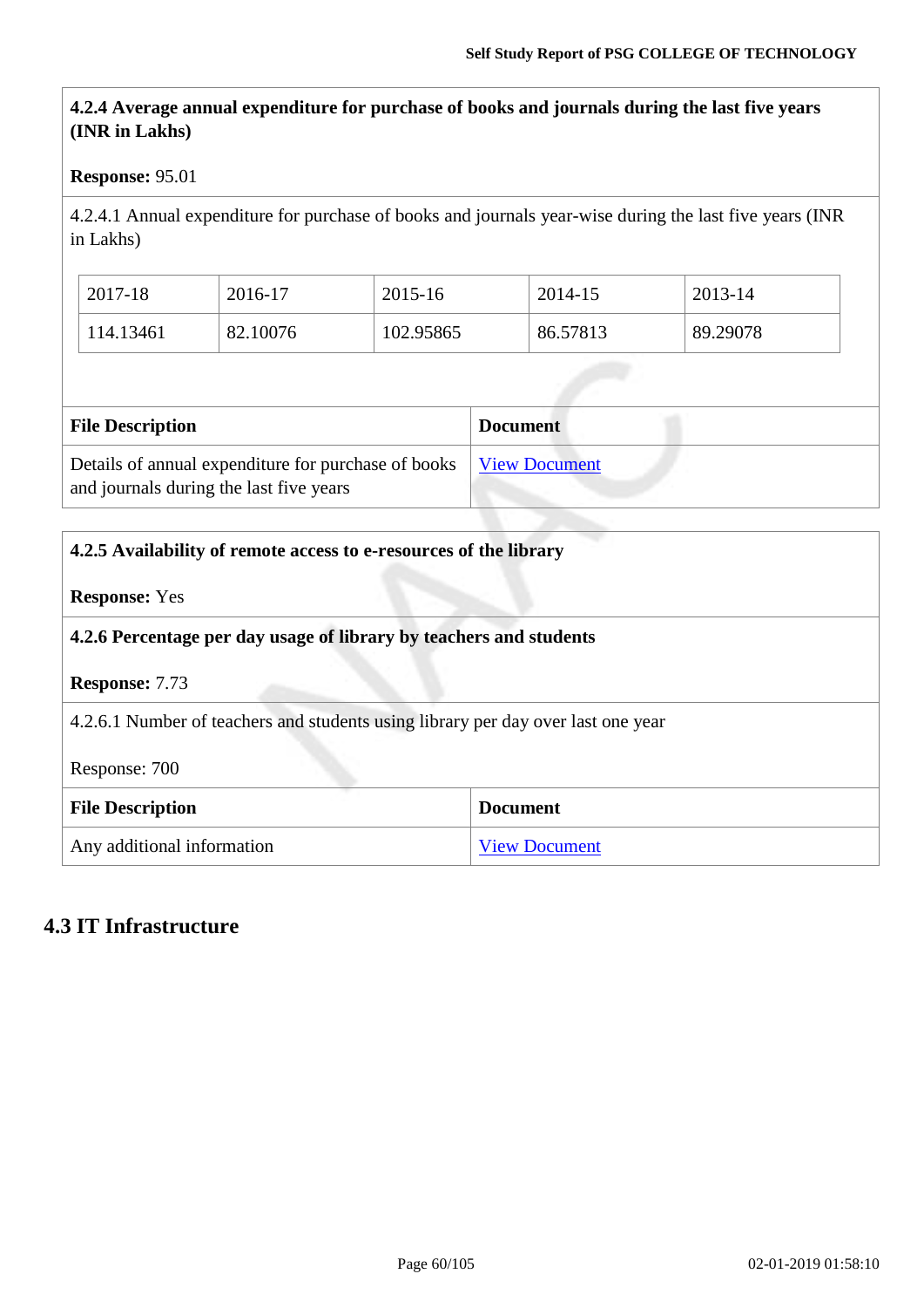**4.2.4 Average annual expenditure for purchase of books and journals during the last five years (INR in Lakhs)**

**Response:** 95.01

4.2.4.1 Annual expenditure for purchase of books and journals year-wise during the last five years (INR in Lakhs)

| 2017-18 | 2016-17 | 2015-16 | 2014-15 | 2013-14 |
|---|---|---|---|---|
| 114.13461 | 82.10076 | 102.95865 | 86.57813 | 89.29078 |

| File Description | Document |
|---|---|
| Details of annual expenditure for purchase of books and journals during the last five years | View Document |

**4.2.5 Availability of remote access to e-resources of the library**

**Response:** Yes

**4.2.6 Percentage per day usage of library by teachers and students**

**Response:** 7.73

4.2.6.1 Number of teachers and students using library per day over last one year

Response: 700

| File Description | Document |
|---|---|
| Any additional information | View Document |

## 4.3 IT Infrastructure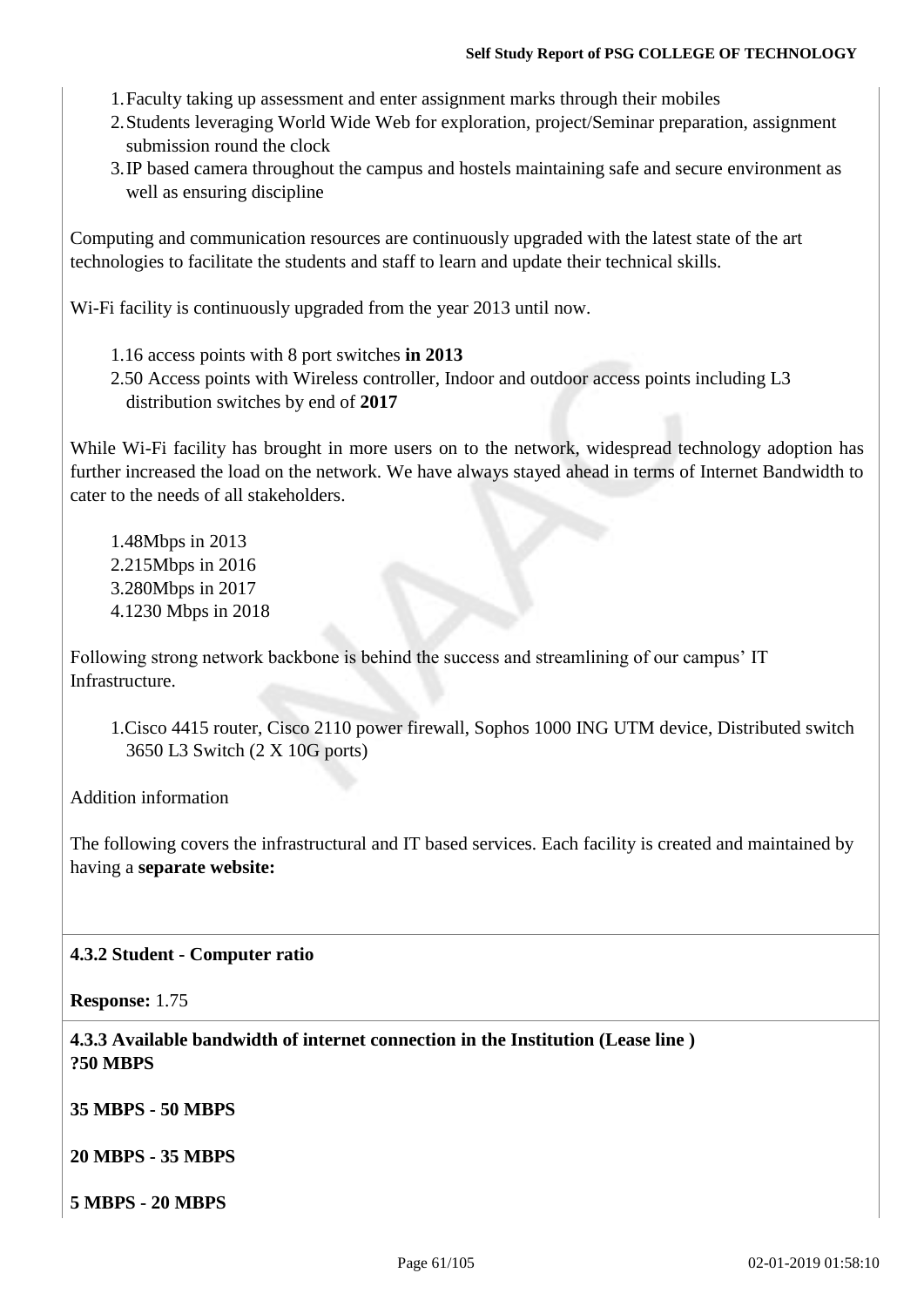1. Faculty taking up assessment and enter assignment marks through their mobiles
2. Students leveraging World Wide Web for exploration, project/Seminar preparation, assignment submission round the clock
3. IP based camera throughout the campus and hostels maintaining safe and secure environment as well as ensuring discipline

Computing and communication resources are continuously upgraded with the latest state of the art technologies to facilitate the students and staff to learn and update their technical skills.

Wi-Fi facility is continuously upgraded from the year 2013 until now.

1. 16 access points with 8 port switches **in 2013**
2. 50 Access points with Wireless controller, Indoor and outdoor access points including L3 distribution switches by end of **2017**

While Wi-Fi facility has brought in more users on to the network, widespread technology adoption has further increased the load on the network. We have always stayed ahead in terms of Internet Bandwidth to cater to the needs of all stakeholders.

1. 48Mbps in 2013
2. 215Mbps in 2016
3. 280Mbps in 2017
4. 1230 Mbps in 2018

Following strong network backbone is behind the success and streamlining of our campus' IT Infrastructure.

1. Cisco 4415 router, Cisco 2110 power firewall, Sophos 1000 ING UTM device, Distributed switch 3650 L3 Switch (2 X 10G ports)

Addition information

The following covers the infrastructural and IT based services. Each facility is created and maintained by having a **separate website:**

**4.3.2 Student - Computer ratio**

**Response:** 1.75

**4.3.3 Available bandwidth of internet connection in the Institution (Lease line )**
**?50 MBPS**

**35 MBPS - 50 MBPS**

**20 MBPS - 35 MBPS**

**5 MBPS - 20 MBPS**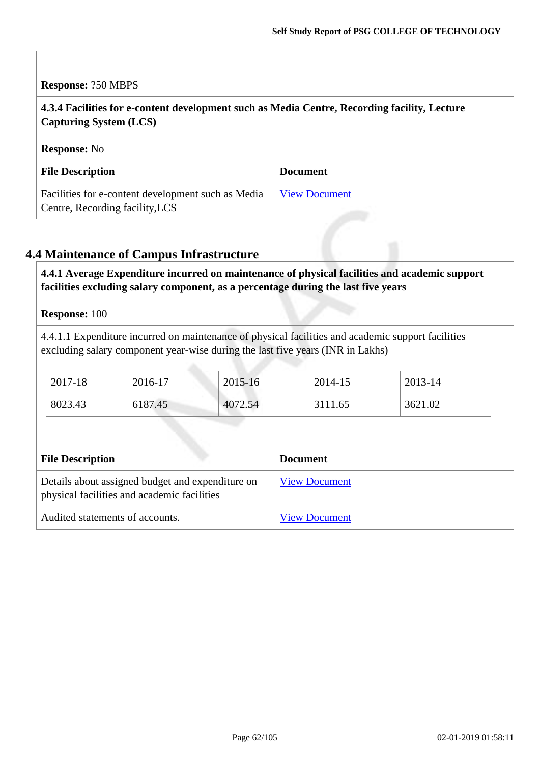**Response:** ?50 MBPS

**4.3.4 Facilities for e-content development such as Media Centre, Recording facility, Lecture Capturing System (LCS)**

**Response:** No

| File Description | Document |
|---|---|
| Facilities for e-content development such as Media Centre, Recording facility,LCS | View Document |

## 4.4 Maintenance of Campus Infrastructure

**4.4.1 Average Expenditure incurred on maintenance of physical facilities and academic support facilities excluding salary component, as a percentage during the last five years**

**Response:** 100

4.4.1.1 Expenditure incurred on maintenance of physical facilities and academic support facilities excluding salary component year-wise during the last five years (INR in Lakhs)

| 2017-18 | 2016-17 | 2015-16 | 2014-15 | 2013-14 |
|---|---|---|---|---|
| 8023.43 | 6187.45 | 4072.54 | 3111.65 | 3621.02 |

| File Description | Document |
|---|---|
| Details about assigned budget and expenditure on physical facilities and academic facilities | View Document |
| Audited statements of accounts. | View Document |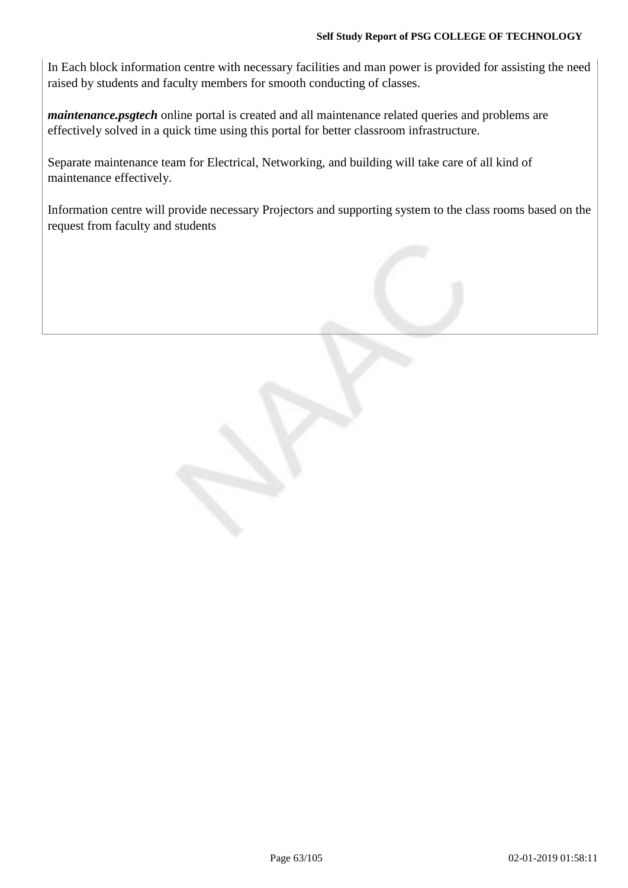In Each block information centre with necessary facilities and man power is provided for assisting the need raised by students and faculty members for smooth conducting of classes.

***maintenance.psgtech*** online portal is created and all maintenance related queries and problems are effectively solved in a quick time using this portal for better classroom infrastructure.

Separate maintenance team for Electrical, Networking, and building will take care of all kind of maintenance effectively.

Information centre will provide necessary Projectors and supporting system to the class rooms based on the request from faculty and students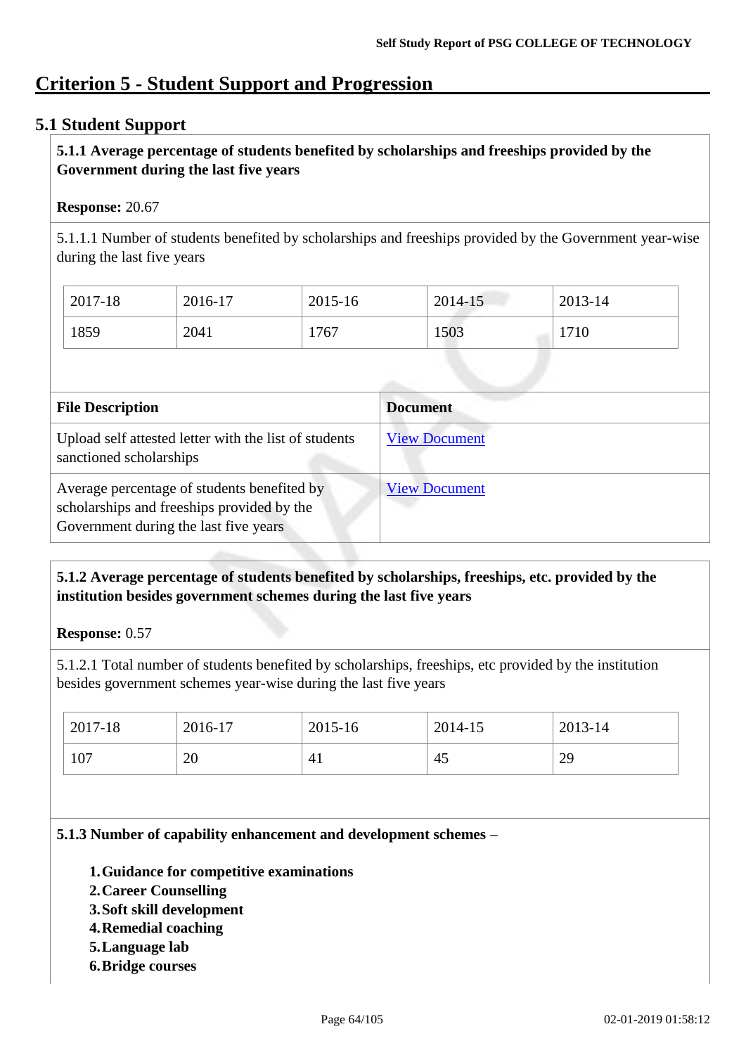# Criterion 5 - Student Support and Progression

## 5.1 Student Support

**5.1.1 Average percentage of students benefited by scholarships and freeships provided by the Government during the last five years**

**Response:** 20.67

5.1.1.1 Number of students benefited by scholarships and freeships provided by the Government year-wise during the last five years

| 2017-18 | 2016-17 | 2015-16 | 2014-15 | 2013-14 |
|---|---|---|---|---|
| 1859 | 2041 | 1767 | 1503 | 1710 |

| File Description | Document |
|---|---|
| Upload self attested letter with the list of students sanctioned scholarships | View Document |
| Average percentage of students benefited by scholarships and freeships provided by the Government during the last five years | View Document |

**5.1.2 Average percentage of students benefited by scholarships, freeships, etc. provided by the institution besides government schemes during the last five years**

**Response:** 0.57

5.1.2.1 Total number of students benefited by scholarships, freeships, etc provided by the institution besides government schemes year-wise during the last five years

| 2017-18 | 2016-17 | 2015-16 | 2014-15 | 2013-14 |
|---|---|---|---|---|
| 107 | 20 | 41 | 45 | 29 |

**5.1.3 Number of capability enhancement and development schemes –**

1. **Guidance for competitive examinations**
2. **Career Counselling**
3. **Soft skill development**
4. **Remedial coaching**
5. **Language lab**
6. **Bridge courses**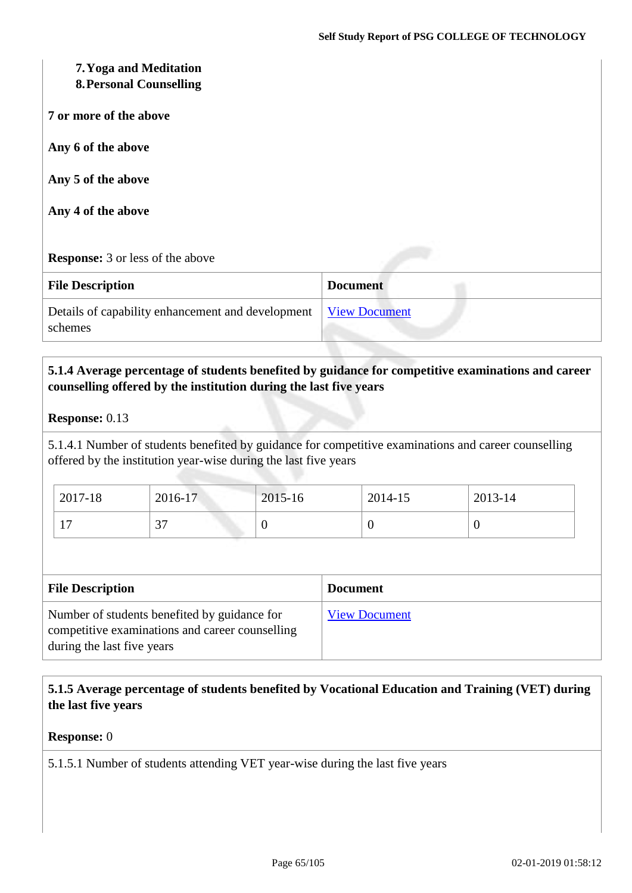7. **Yoga and Meditation**
8. **Personal Counselling**

**7 or more of the above**

**Any 6 of the above**

**Any 5 of the above**

**Any 4 of the above**

**Response:** 3 or less of the above

| File Description | Document |
|---|---|
| Details of capability enhancement and development schemes | View Document |

**5.1.4 Average percentage of students benefited by guidance for competitive examinations and career counselling offered by the institution during the last five years**

**Response:** 0.13

5.1.4.1 Number of students benefited by guidance for competitive examinations and career counselling offered by the institution year-wise during the last five years

| 2017-18 | 2016-17 | 2015-16 | 2014-15 | 2013-14 |
|---|---|---|---|---|
| 17 | 37 | 0 | 0 | 0 |

| File Description | Document |
|---|---|
| Number of students benefited by guidance for competitive examinations and career counselling during the last five years | View Document |

**5.1.5 Average percentage of students benefited by Vocational Education and Training (VET) during the last five years**

**Response:** 0

5.1.5.1 Number of students attending VET year-wise during the last five years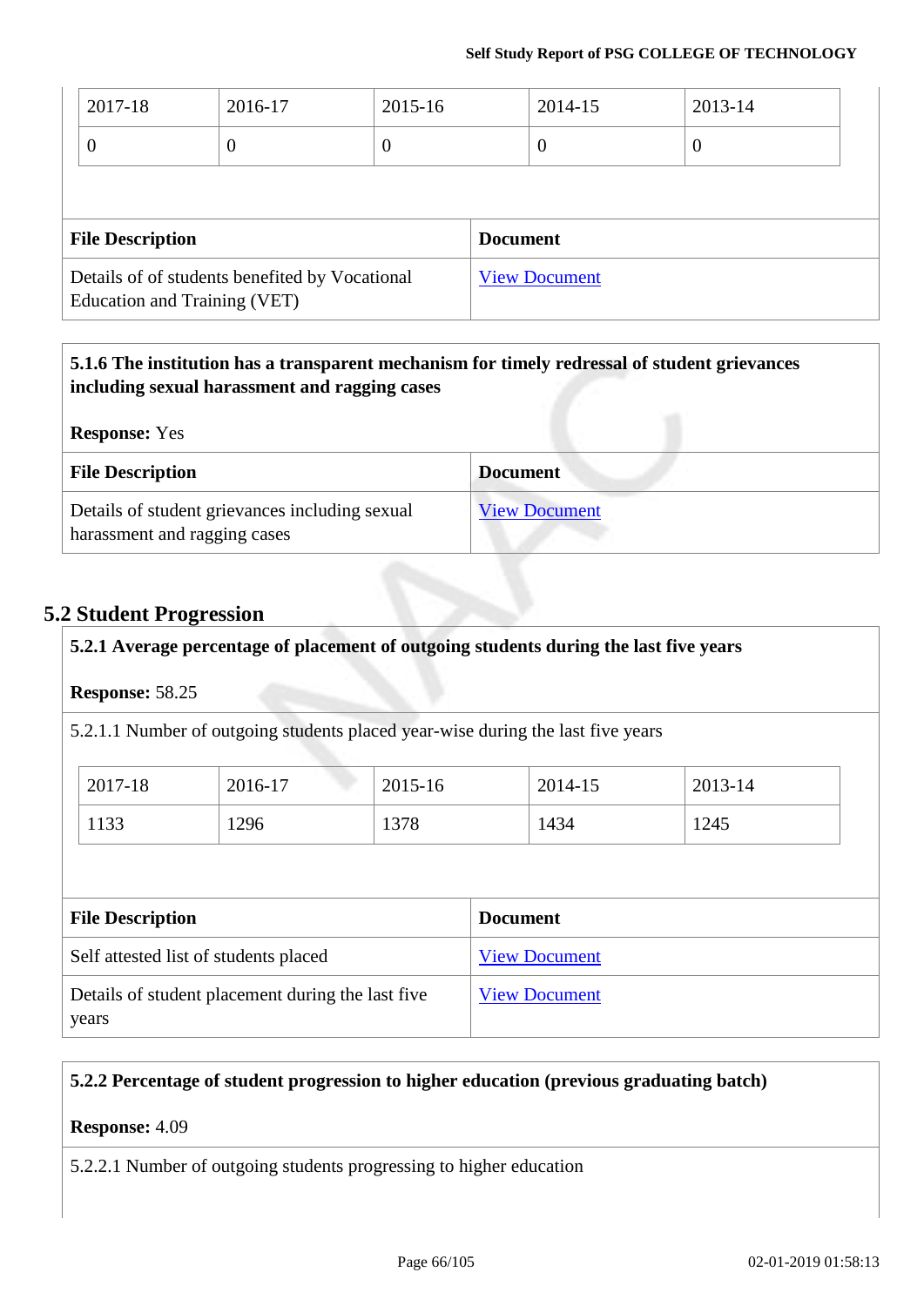| 2017-18 | 2016-17 | 2015-16 | 2014-15 | 2013-14 |
|---|---|---|---|---|
| 0 | 0 | 0 | 0 | 0 |

| File Description | Document |
|---|---|
| Details of of students benefited by Vocational Education and Training (VET) | View Document |

**5.1.6 The institution has a transparent mechanism for timely redressal of student grievances including sexual harassment and ragging cases**

**Response:** Yes

| File Description | Document |
|---|---|
| Details of student grievances including sexual harassment and ragging cases | View Document |

## 5.2 Student Progression

**5.2.1 Average percentage of placement of outgoing students during the last five years**

**Response:** 58.25

5.2.1.1 Number of outgoing students placed year-wise during the last five years

| 2017-18 | 2016-17 | 2015-16 | 2014-15 | 2013-14 |
|---|---|---|---|---|
| 1133 | 1296 | 1378 | 1434 | 1245 |

| File Description | Document |
|---|---|
| Self attested list of students placed | View Document |
| Details of student placement during the last five years | View Document |

**5.2.2 Percentage of student progression to higher education (previous graduating batch)**

**Response:** 4.09

5.2.2.1 Number of outgoing students progressing to higher education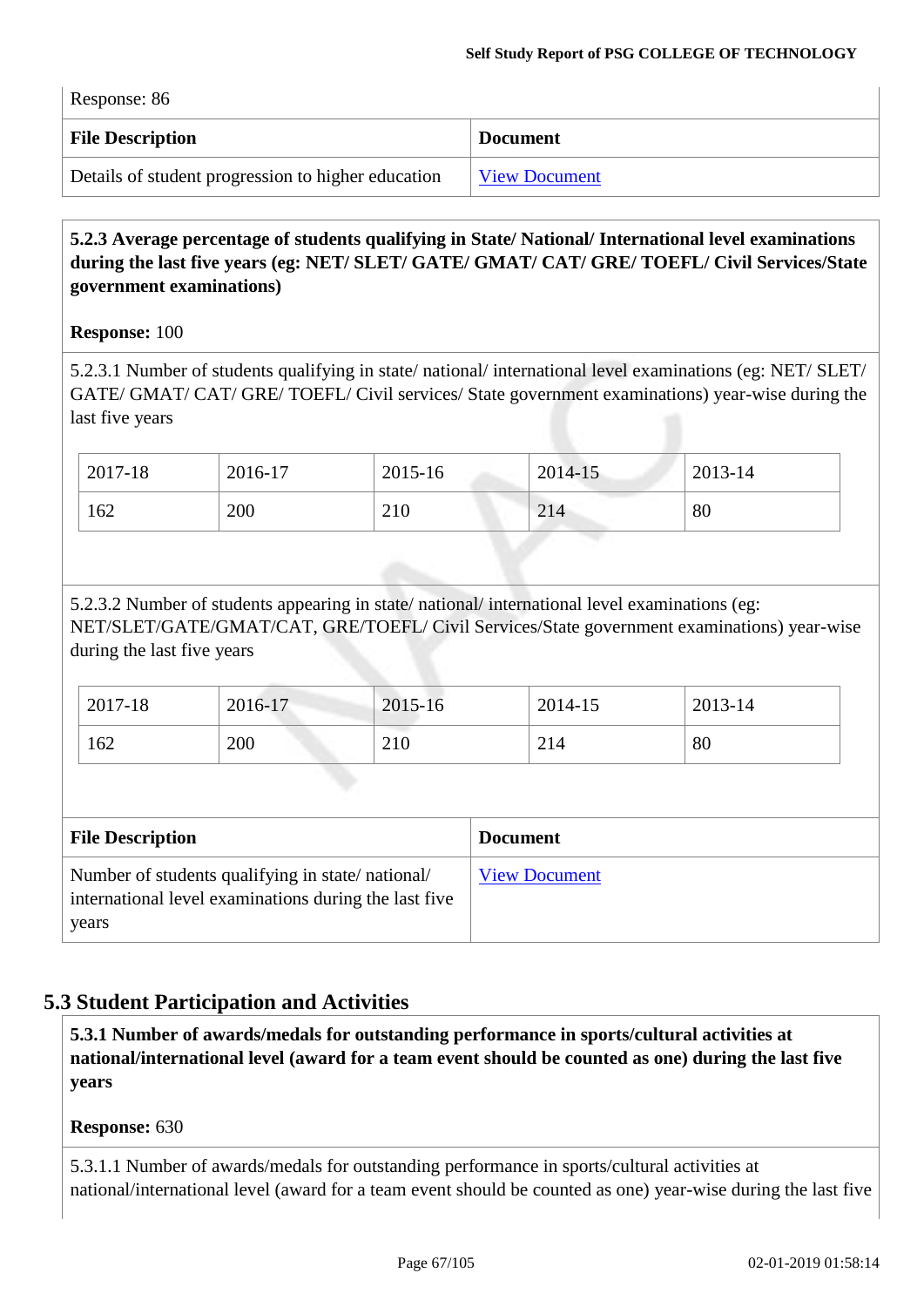Response: 86

| File Description | Document |
|---|---|
| Details of student progression to higher education | View Document |

**5.2.3 Average percentage of students qualifying in State/ National/ International level examinations during the last five years (eg: NET/ SLET/ GATE/ GMAT/ CAT/ GRE/ TOEFL/ Civil Services/State government examinations)**

**Response:** 100

5.2.3.1 Number of students qualifying in state/ national/ international level examinations (eg: NET/ SLET/ GATE/ GMAT/ CAT/ GRE/ TOEFL/ Civil services/ State government examinations) year-wise during the last five years

| 2017-18 | 2016-17 | 2015-16 | 2014-15 | 2013-14 |
|---|---|---|---|---|
| 162 | 200 | 210 | 214 | 80 |

5.2.3.2 Number of students appearing in state/ national/ international level examinations (eg: NET/SLET/GATE/GMAT/CAT, GRE/TOEFL/ Civil Services/State government examinations) year-wise during the last five years

| 2017-18 | 2016-17 | 2015-16 | 2014-15 | 2013-14 |
|---|---|---|---|---|
| 162 | 200 | 210 | 214 | 80 |

| File Description | Document |
|---|---|
| Number of students qualifying in state/ national/ international level examinations during the last five years | View Document |

## 5.3 Student Participation and Activities

**5.3.1 Number of awards/medals for outstanding performance in sports/cultural activities at national/international level (award for a team event should be counted as one) during the last five years**

**Response:** 630

5.3.1.1 Number of awards/medals for outstanding performance in sports/cultural activities at national/international level (award for a team event should be counted as one) year-wise during the last five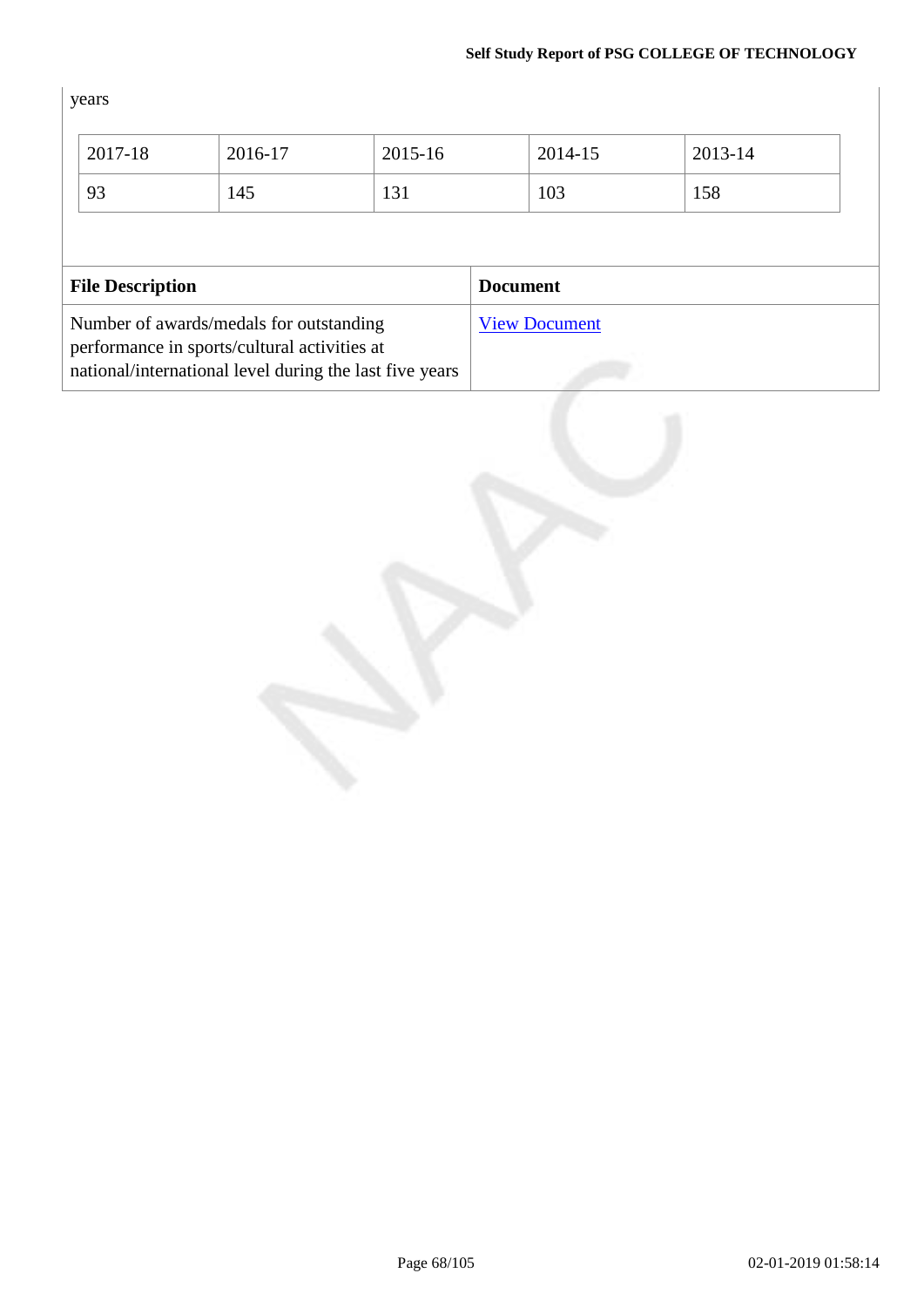years

| 2017-18 | 2016-17 | 2015-16 | 2014-15 | 2013-14 |
|---|---|---|---|---|
| 93 | 145 | 131 | 103 | 158 |

| File Description | Document |
|---|---|
| Number of awards/medals for outstanding performance in sports/cultural activities at national/international level during the last five years | View Document |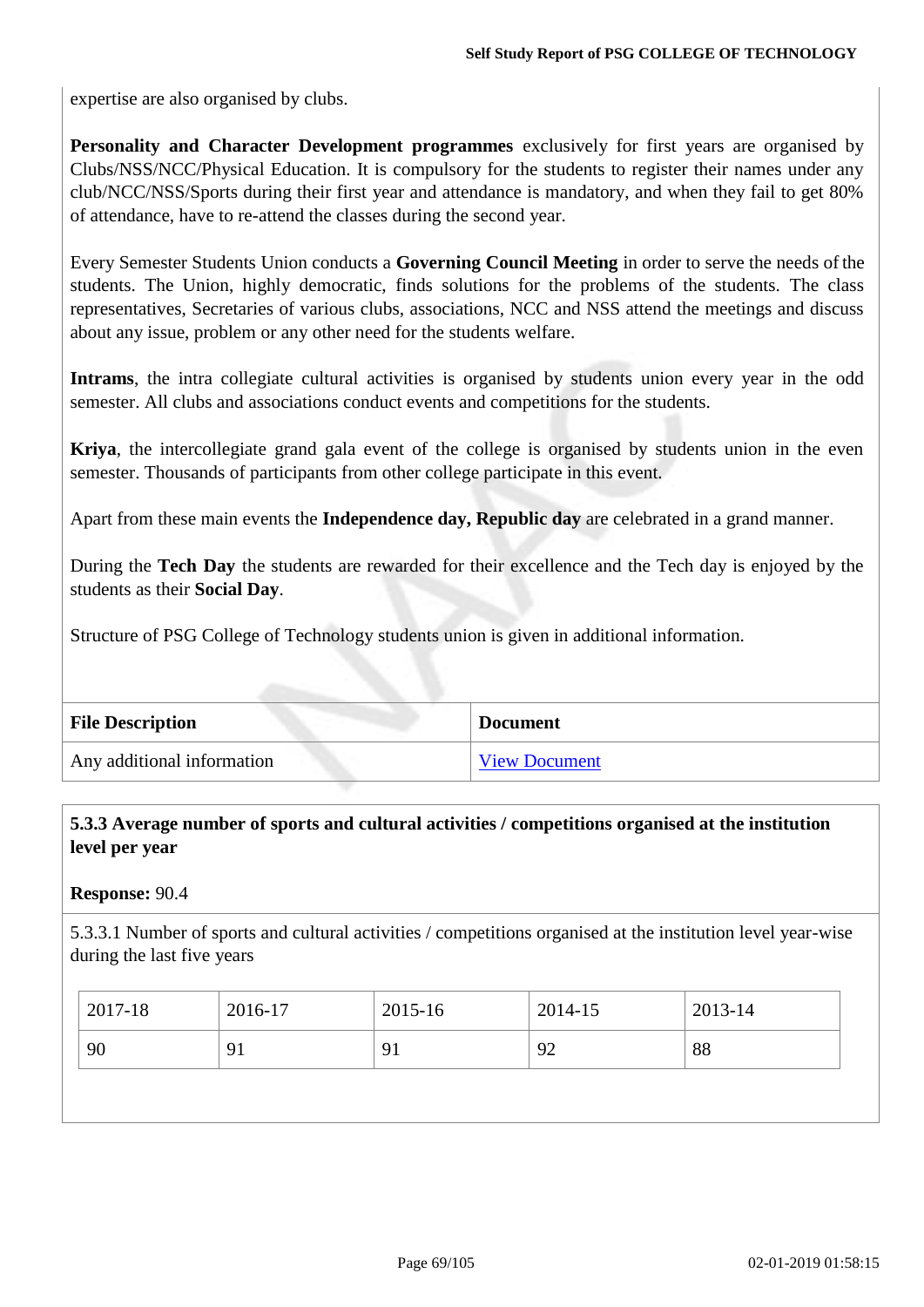expertise are also organised by clubs.

**Personality and Character Development programmes** exclusively for first years are organised by Clubs/NSS/NCC/Physical Education. It is compulsory for the students to register their names under any club/NCC/NSS/Sports during their first year and attendance is mandatory, and when they fail to get 80% of attendance, have to re-attend the classes during the second year.

Every Semester Students Union conducts a **Governing Council Meeting** in order to serve the needs of the students. The Union, highly democratic, finds solutions for the problems of the students. The class representatives, Secretaries of various clubs, associations, NCC and NSS attend the meetings and discuss about any issue, problem or any other need for the students welfare.

**Intrams**, the intra collegiate cultural activities is organised by students union every year in the odd semester. All clubs and associations conduct events and competitions for the students.

**Kriya**, the intercollegiate grand gala event of the college is organised by students union in the even semester. Thousands of participants from other college participate in this event.

Apart from these main events the **Independence day, Republic day** are celebrated in a grand manner.

During the **Tech Day** the students are rewarded for their excellence and the Tech day is enjoyed by the students as their **Social Day**.

Structure of PSG College of Technology students union is given in additional information.

| File Description | Document |
|---|---|
| Any additional information | View Document |

**5.3.3 Average number of sports and cultural activities / competitions organised at the institution level per year**

**Response:** 90.4

5.3.3.1 Number of sports and cultural activities / competitions organised at the institution level year-wise during the last five years

| 2017-18 | 2016-17 | 2015-16 | 2014-15 | 2013-14 |
|---|---|---|---|---|
| 90 | 91 | 91 | 92 | 88 |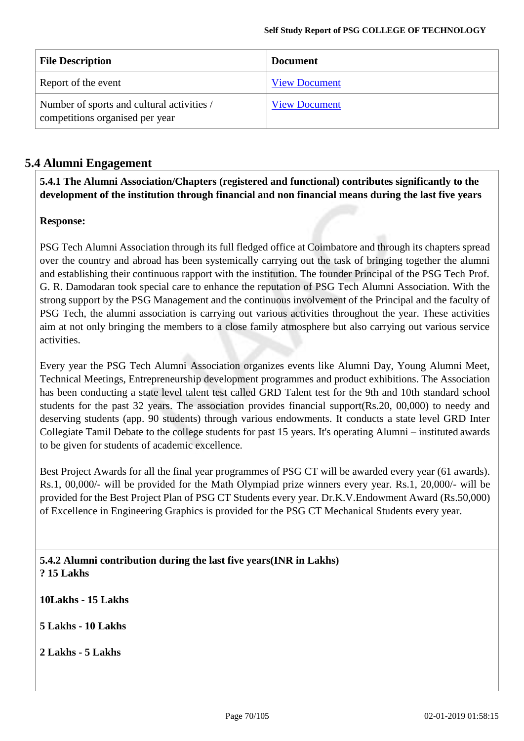| File Description | Document |
|---|---|
| Report of the event | View Document |
| Number of sports and cultural activities / competitions organised per year | View Document |

## 5.4 Alumni Engagement

**5.4.1 The Alumni Association/Chapters (registered and functional) contributes significantly to the development of the institution through financial and non financial means during the last five years**

**Response:**

PSG Tech Alumni Association through its full fledged office at Coimbatore and through its chapters spread over the country and abroad has been systemically carrying out the task of bringing together the alumni and establishing their continuous rapport with the institution. The founder Principal of the PSG Tech Prof. G. R. Damodaran took special care to enhance the reputation of PSG Tech Alumni Association. With the strong support by the PSG Management and the continuous involvement of the Principal and the faculty of PSG Tech, the alumni association is carrying out various activities throughout the year. These activities aim at not only bringing the members to a close family atmosphere but also carrying out various service activities.

Every year the PSG Tech Alumni Association organizes events like Alumni Day, Young Alumni Meet, Technical Meetings, Entrepreneurship development programmes and product exhibitions. The Association has been conducting a state level talent test called GRD Talent test for the 9th and 10th standard school students for the past 32 years. The association provides financial support(Rs.20, 00,000) to needy and deserving students (app. 90 students) through various endowments. It conducts a state level GRD Inter Collegiate Tamil Debate to the college students for past 15 years. It's operating Alumni – instituted awards to be given for students of academic excellence.

Best Project Awards for all the final year programmes of PSG CT will be awarded every year (61 awards). Rs.1, 00,000/- will be provided for the Math Olympiad prize winners every year. Rs.1, 20,000/- will be provided for the Best Project Plan of PSG CT Students every year. Dr.K.V.Endowment Award (Rs.50,000) of Excellence in Engineering Graphics is provided for the PSG CT Mechanical Students every year.

**5.4.2 Alumni contribution during the last five years(INR in Lakhs)**
**? 15 Lakhs**

**10Lakhs - 15 Lakhs**

**5 Lakhs - 10 Lakhs**

**2 Lakhs - 5 Lakhs**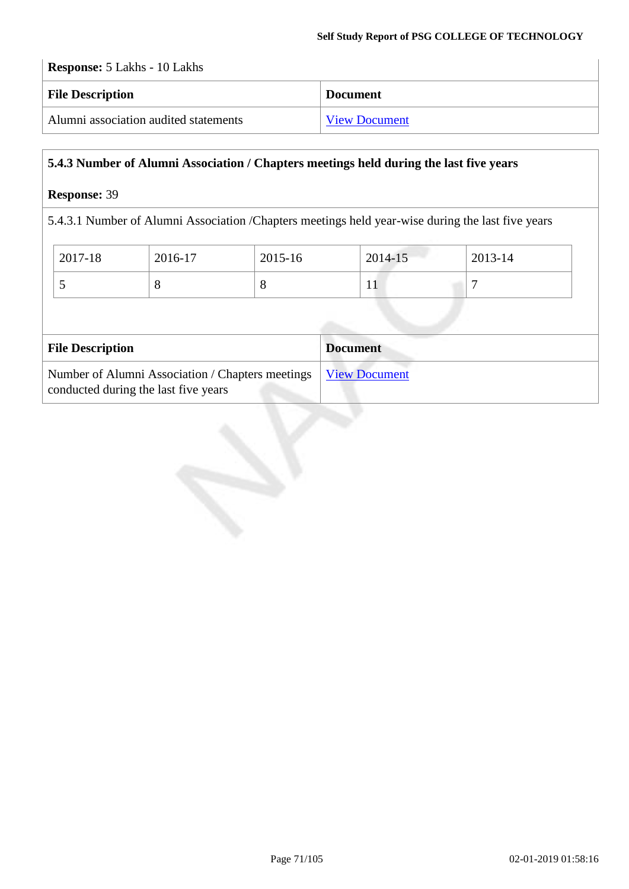**Response:** 5 Lakhs - 10 Lakhs

| File Description | Document |
|---|---|
| Alumni association audited statements | View Document |

**5.4.3 Number of Alumni Association / Chapters meetings held during the last five years**

**Response:** 39

5.4.3.1 Number of Alumni Association /Chapters meetings held year-wise during the last five years

| 2017-18 | 2016-17 | 2015-16 | 2014-15 | 2013-14 |
|---|---|---|---|---|
| 5 | 8 | 8 | 11 | 7 |

| File Description | Document |
|---|---|
| Number of Alumni Association / Chapters meetings conducted during the last five years | View Document |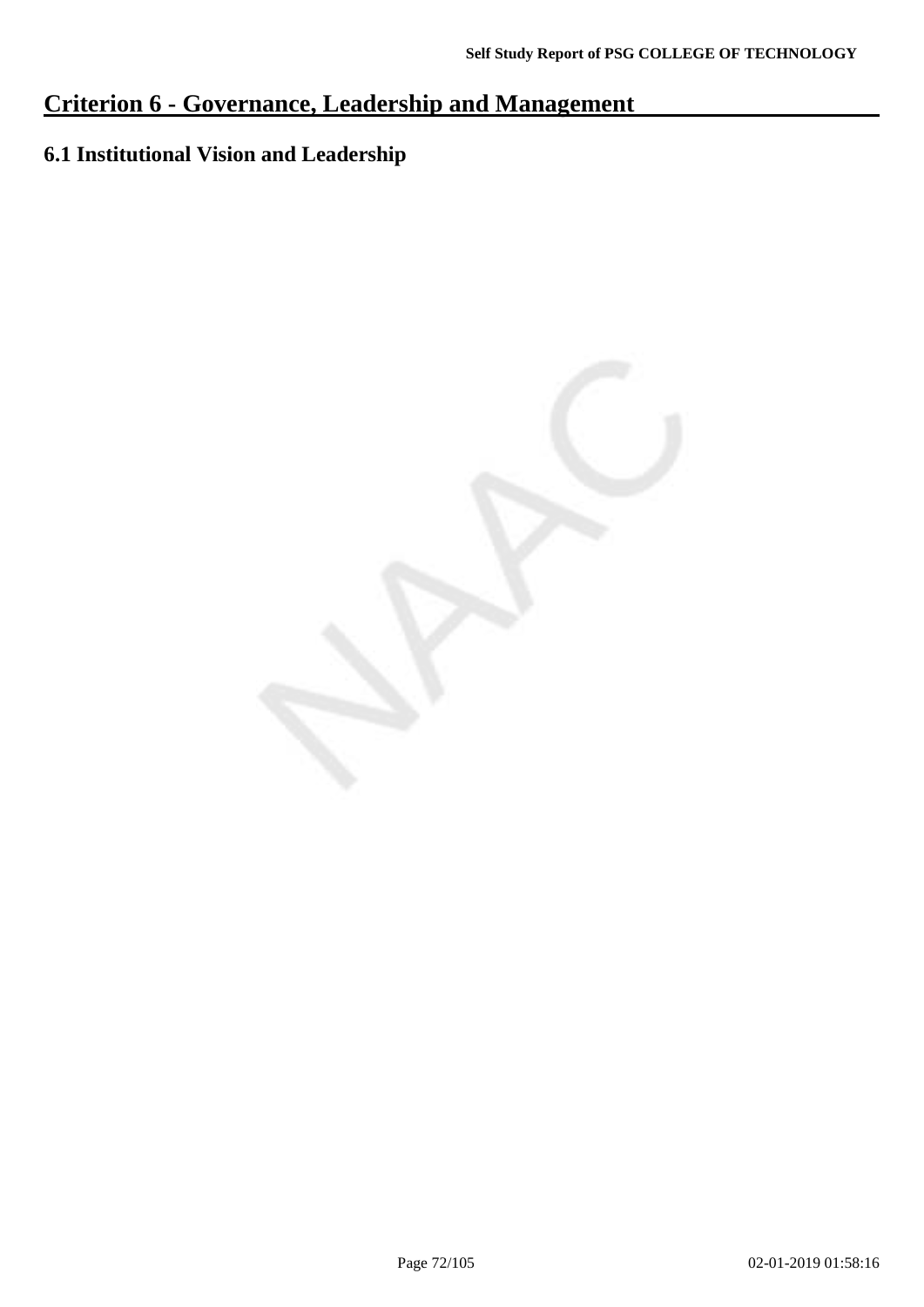# Criterion 6 - Governance, Leadership and Management

## 6.1 Institutional Vision and Leadership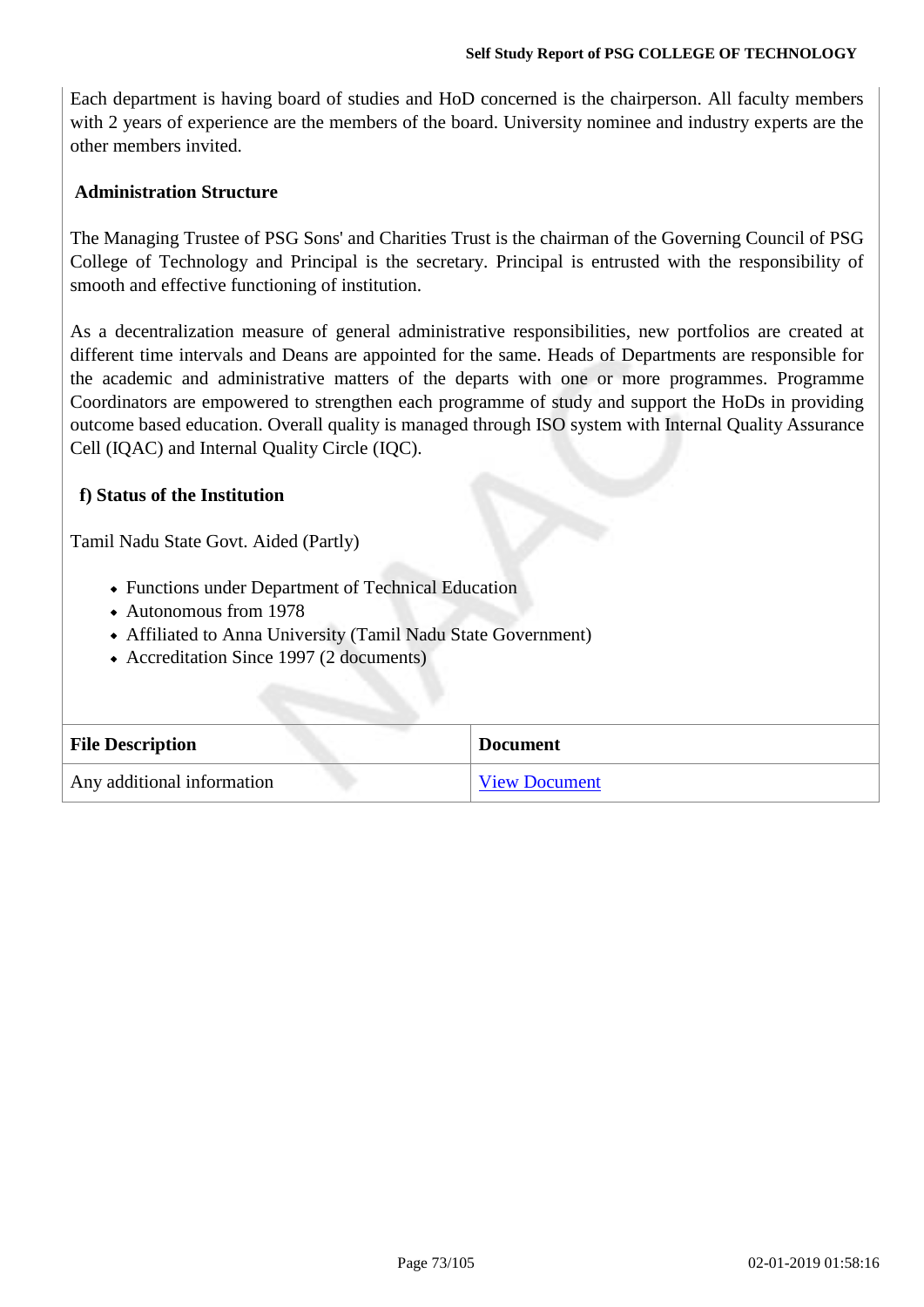Each department is having board of studies and HoD concerned is the chairperson. All faculty members with 2 years of experience are the members of the board. University nominee and industry experts are the other members invited.

**Administration Structure**

The Managing Trustee of PSG Sons' and Charities Trust is the chairman of the Governing Council of PSG College of Technology and Principal is the secretary. Principal is entrusted with the responsibility of smooth and effective functioning of institution.

As a decentralization measure of general administrative responsibilities, new portfolios are created at different time intervals and Deans are appointed for the same. Heads of Departments are responsible for the academic and administrative matters of the departs with one or more programmes. Programme Coordinators are empowered to strengthen each programme of study and support the HoDs in providing outcome based education. Overall quality is managed through ISO system with Internal Quality Assurance Cell (IQAC) and Internal Quality Circle (IQC).

**f) Status of the Institution**

Tamil Nadu State Govt. Aided (Partly)

- Functions under Department of Technical Education
- Autonomous from 1978
- Affiliated to Anna University (Tamil Nadu State Government)
- Accreditation Since 1997 (2 documents)

| File Description | Document |
|---|---|
| Any additional information | View Document |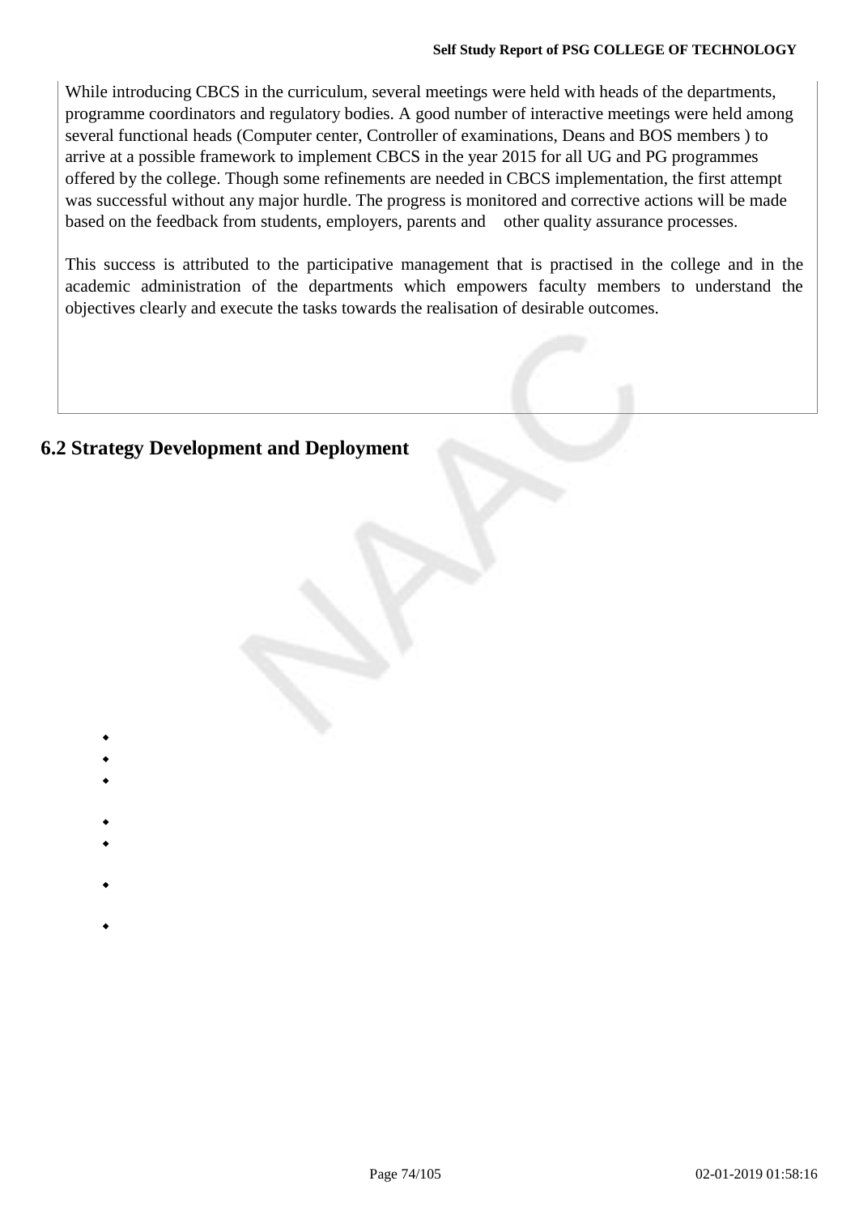While introducing CBCS in the curriculum, several meetings were held with heads of the departments, programme coordinators and regulatory bodies. A good number of interactive meetings were held among several functional heads (Computer center, Controller of examinations, Deans and BOS members ) to arrive at a possible framework to implement CBCS in the year 2015 for all UG and PG programmes offered by the college. Though some refinements are needed in CBCS implementation, the first attempt was successful without any major hurdle. The progress is monitored and corrective actions will be made based on the feedback from students, employers, parents and other quality assurance processes.

This success is attributed to the participative management that is practised in the college and in the academic administration of the departments which empowers faculty members to understand the objectives clearly and execute the tasks towards the realisation of desirable outcomes.

## 6.2 Strategy Development and Deployment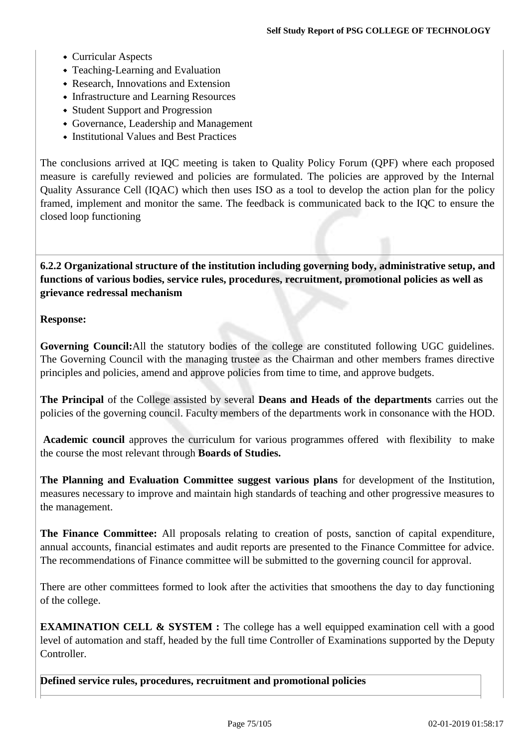- Curricular Aspects
- Teaching-Learning and Evaluation
- Research, Innovations and Extension
- Infrastructure and Learning Resources
- Student Support and Progression
- Governance, Leadership and Management
- Institutional Values and Best Practices

The conclusions arrived at IQC meeting is taken to Quality Policy Forum (QPF) where each proposed measure is carefully reviewed and policies are formulated. The policies are approved by the Internal Quality Assurance Cell (IQAC) which then uses ISO as a tool to develop the action plan for the policy framed, implement and monitor the same. The feedback is communicated back to the IQC to ensure the closed loop functioning

**6.2.2 Organizational structure of the institution including governing body, administrative setup, and functions of various bodies, service rules, procedures, recruitment, promotional policies as well as grievance redressal mechanism**

**Response:**

**Governing Council:**All the statutory bodies of the college are constituted following UGC guidelines. The Governing Council with the managing trustee as the Chairman and other members frames directive principles and policies, amend and approve policies from time to time, and approve budgets.

**The Principal** of the College assisted by several **Deans and Heads of the departments** carries out the policies of the governing council. Faculty members of the departments work in consonance with the HOD.

**Academic council** approves the curriculum for various programmes offered with flexibility to make the course the most relevant through **Boards of Studies.**

**The Planning and Evaluation Committee suggest various plans** for development of the Institution, measures necessary to improve and maintain high standards of teaching and other progressive measures to the management.

**The Finance Committee:** All proposals relating to creation of posts, sanction of capital expenditure, annual accounts, financial estimates and audit reports are presented to the Finance Committee for advice. The recommendations of Finance committee will be submitted to the governing council for approval.

There are other committees formed to look after the activities that smoothens the day to day functioning of the college.

**EXAMINATION CELL & SYSTEM :** The college has a well equipped examination cell with a good level of automation and staff, headed by the full time Controller of Examinations supported by the Deputy Controller.

**Defined service rules, procedures, recruitment and promotional policies**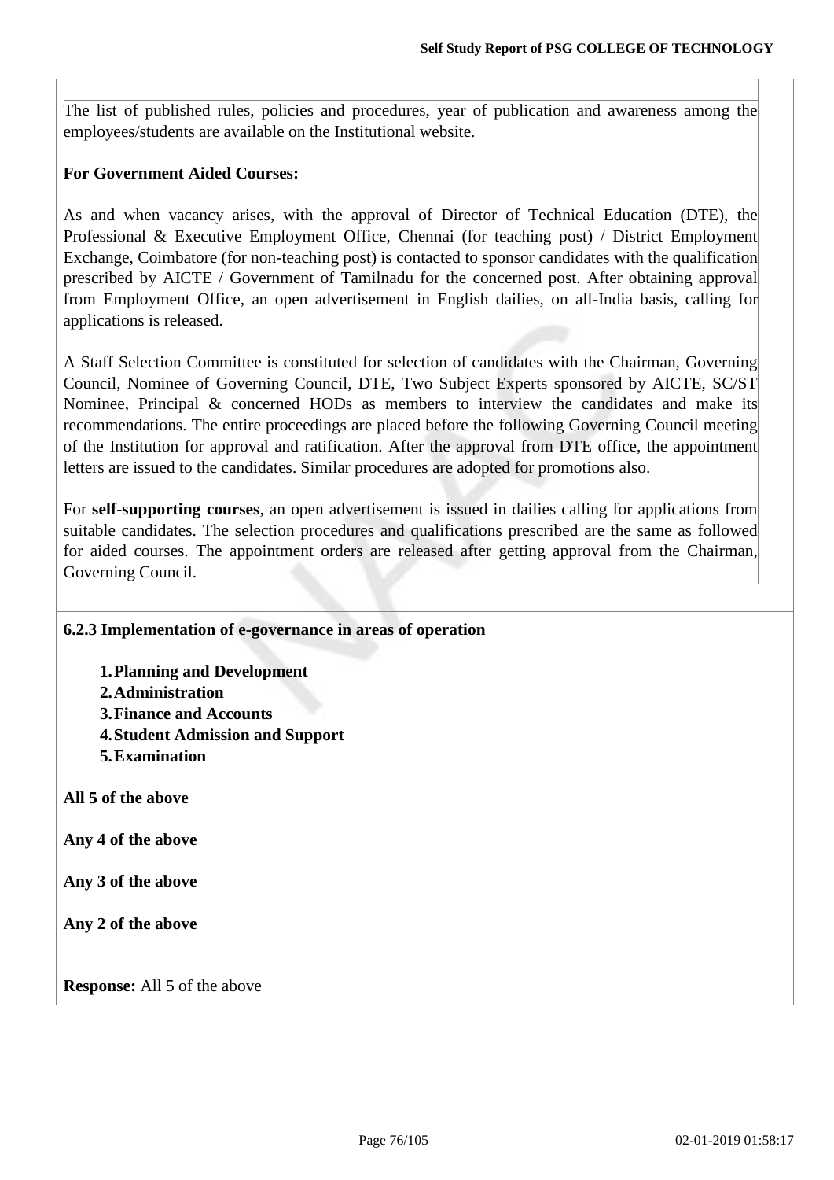The list of published rules, policies and procedures, year of publication and awareness among the employees/students are available on the Institutional website.

**For Government Aided Courses:**

As and when vacancy arises, with the approval of Director of Technical Education (DTE), the Professional & Executive Employment Office, Chennai (for teaching post) / District Employment Exchange, Coimbatore (for non-teaching post) is contacted to sponsor candidates with the qualification prescribed by AICTE / Government of Tamilnadu for the concerned post. After obtaining approval from Employment Office, an open advertisement in English dailies, on all-India basis, calling for applications is released.

A Staff Selection Committee is constituted for selection of candidates with the Chairman, Governing Council, Nominee of Governing Council, DTE, Two Subject Experts sponsored by AICTE, SC/ST Nominee, Principal & concerned HODs as members to interview the candidates and make its recommendations. The entire proceedings are placed before the following Governing Council meeting of the Institution for approval and ratification. After the approval from DTE office, the appointment letters are issued to the candidates. Similar procedures are adopted for promotions also.

For **self-supporting courses**, an open advertisement is issued in dailies calling for applications from suitable candidates. The selection procedures and qualifications prescribed are the same as followed for aided courses. The appointment orders are released after getting approval from the Chairman, Governing Council.

**6.2.3 Implementation of e-governance in areas of operation**

1. **Planning and Development**
2. **Administration**
3. **Finance and Accounts**
4. **Student Admission and Support**
5. **Examination**

**All 5 of the above**

**Any 4 of the above**

**Any 3 of the above**

**Any 2 of the above**

**Response:** All 5 of the above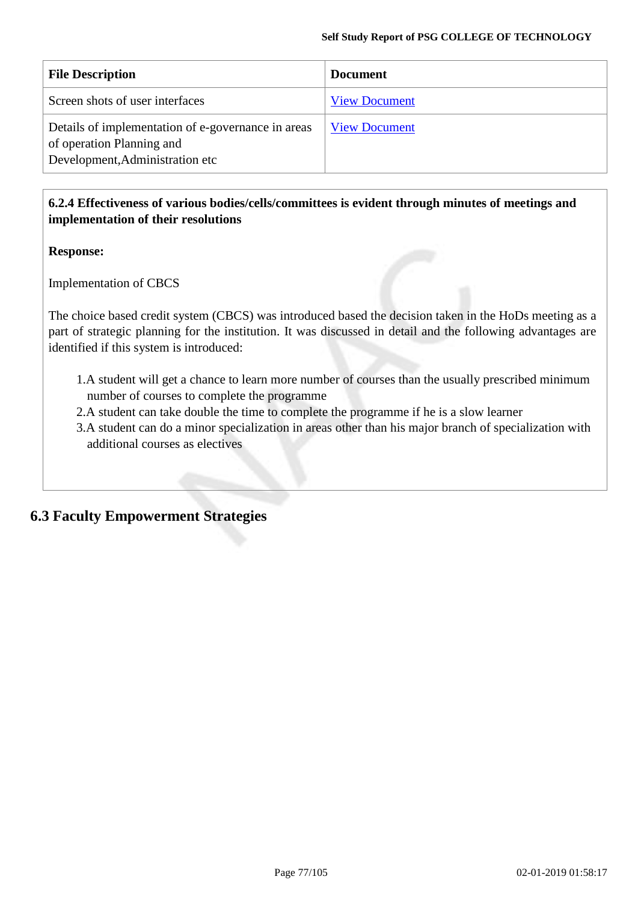| File Description | Document |
|---|---|
| Screen shots of user interfaces | View Document |
| Details of implementation of e-governance in areas of operation Planning and Development,Administration etc | View Document |

**6.2.4 Effectiveness of various bodies/cells/committees is evident through minutes of meetings and implementation of their resolutions**

**Response:**

Implementation of CBCS

The choice based credit system (CBCS) was introduced based the decision taken in the HoDs meeting as a part of strategic planning for the institution. It was discussed in detail and the following advantages are identified if this system is introduced:

1. A student will get a chance to learn more number of courses than the usually prescribed minimum number of courses to complete the programme
2. A student can take double the time to complete the programme if he is a slow learner
3. A student can do a minor specialization in areas other than his major branch of specialization with additional courses as electives

## 6.3 Faculty Empowerment Strategies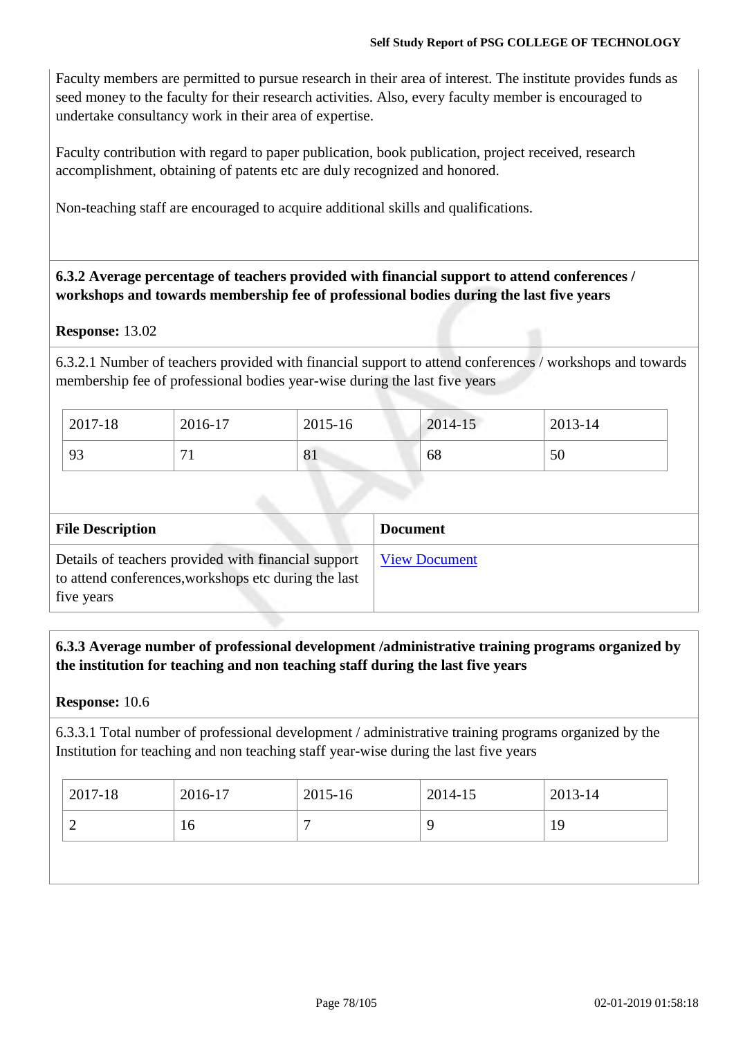Faculty members are permitted to pursue research in their area of interest. The institute provides funds as seed money to the faculty for their research activities. Also, every faculty member is encouraged to undertake consultancy work in their area of expertise.

Faculty contribution with regard to paper publication, book publication, project received, research accomplishment, obtaining of patents etc are duly recognized and honored.

Non-teaching staff are encouraged to acquire additional skills and qualifications.

**6.3.2 Average percentage of teachers provided with financial support to attend conferences / workshops and towards membership fee of professional bodies during the last five years**

**Response:** 13.02

6.3.2.1 Number of teachers provided with financial support to attend conferences / workshops and towards membership fee of professional bodies year-wise during the last five years

| 2017-18 | 2016-17 | 2015-16 | 2014-15 | 2013-14 |
|---|---|---|---|---|
| 93 | 71 | 81 | 68 | 50 |

| File Description | Document |
|---|---|
| Details of teachers provided with financial support to attend conferences,workshops etc during the last five years | View Document |

**6.3.3 Average number of professional development /administrative training programs organized by the institution for teaching and non teaching staff during the last five years**

**Response:** 10.6

6.3.3.1 Total number of professional development / administrative training programs organized by the Institution for teaching and non teaching staff year-wise during the last five years

| 2017-18 | 2016-17 | 2015-16 | 2014-15 | 2013-14 |
|---|---|---|---|---|
| 2 | 16 | 7 | 9 | 19 |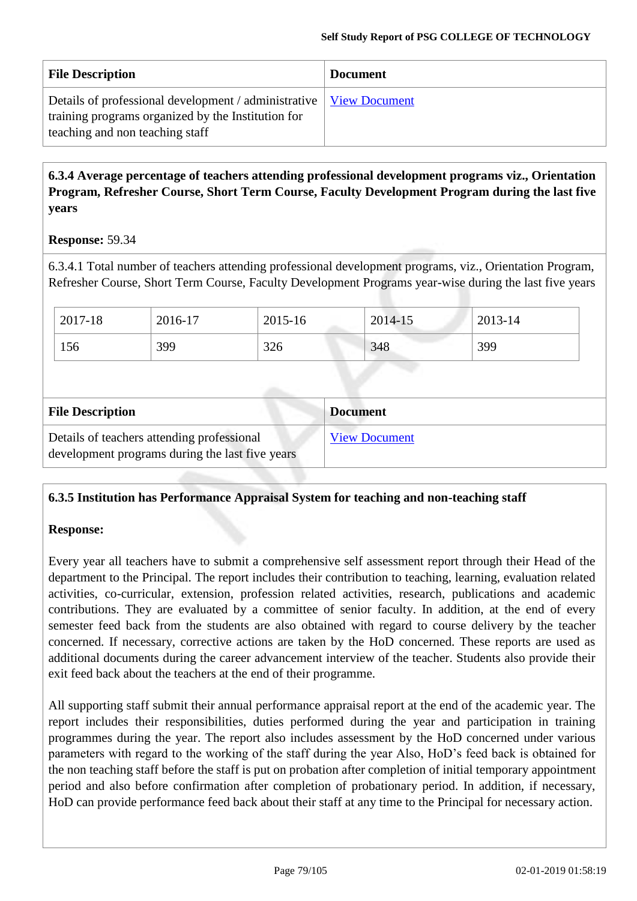| File Description | Document |
| --- | --- |
| Details of professional development / administrative training programs organized by the Institution for teaching and non teaching staff | View Document |

**6.3.4 Average percentage of teachers attending professional development programs viz., Orientation Program, Refresher Course, Short Term Course, Faculty Development Program during the last five years**

**Response:** 59.34

6.3.4.1 Total number of teachers attending professional development programs, viz., Orientation Program, Refresher Course, Short Term Course, Faculty Development Programs year-wise during the last five years

| 2017-18 | 2016-17 | 2015-16 | 2014-15 | 2013-14 |
| --- | --- | --- | --- | --- |
| 156 | 399 | 326 | 348 | 399 |

| File Description | Document |
| --- | --- |
| Details of teachers attending professional development programs during the last five years | View Document |

**6.3.5 Institution has Performance Appraisal System for teaching and non-teaching staff**

**Response:**

Every year all teachers have to submit a comprehensive self assessment report through their Head of the department to the Principal. The report includes their contribution to teaching, learning, evaluation related activities, co-curricular, extension, profession related activities, research, publications and academic contributions. They are evaluated by a committee of senior faculty. In addition, at the end of every semester feed back from the students are also obtained with regard to course delivery by the teacher concerned. If necessary, corrective actions are taken by the HoD concerned. These reports are used as additional documents during the career advancement interview of the teacher. Students also provide their exit feed back about the teachers at the end of their programme.

All supporting staff submit their annual performance appraisal report at the end of the academic year. The report includes their responsibilities, duties performed during the year and participation in training programmes during the year. The report also includes assessment by the HoD concerned under various parameters with regard to the working of the staff during the year Also, HoD's feed back is obtained for the non teaching staff before the staff is put on probation after completion of initial temporary appointment period and also before confirmation after completion of probationary period. In addition, if necessary, HoD can provide performance feed back about their staff at any time to the Principal for necessary action.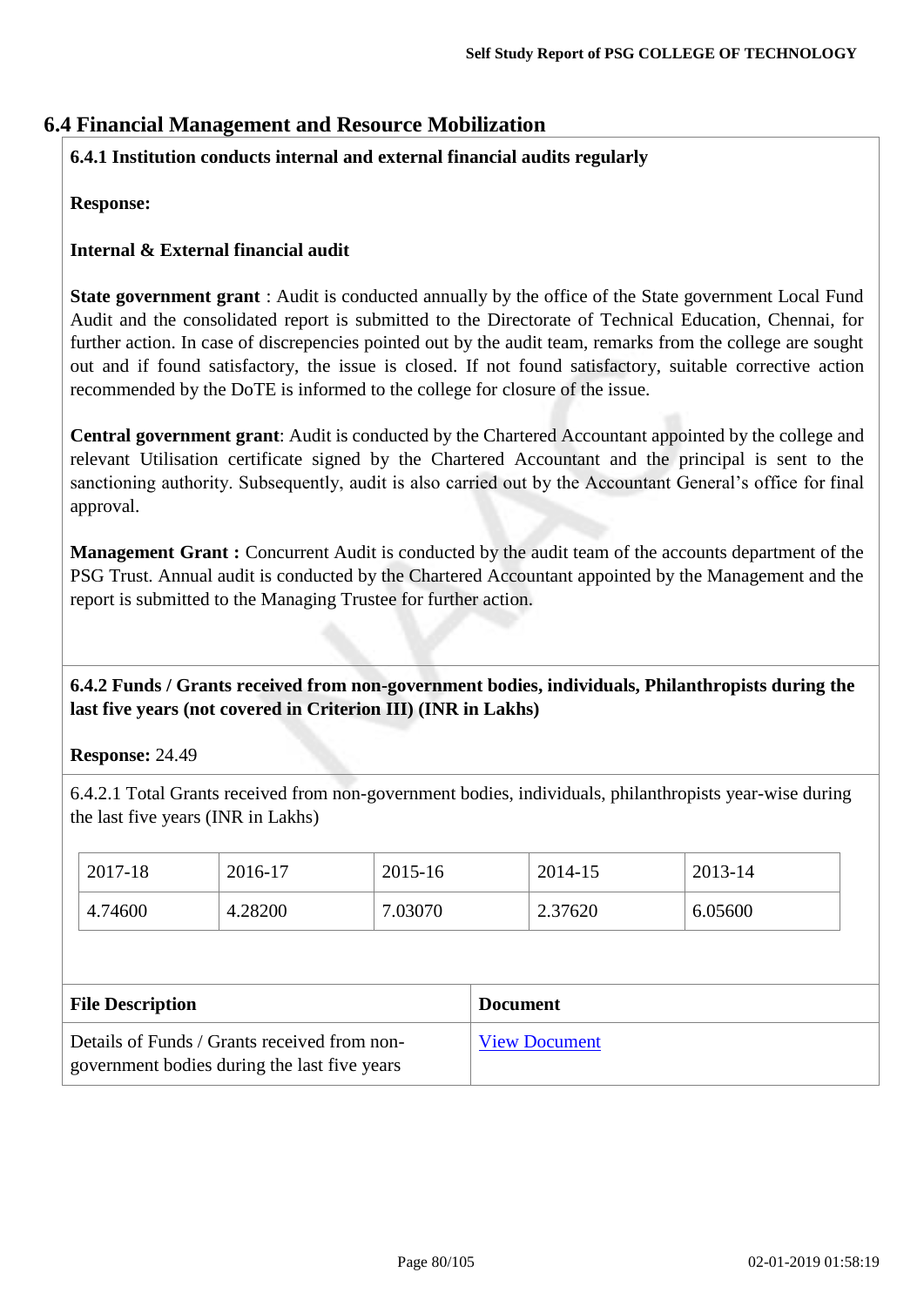## 6.4 Financial Management and Resource Mobilization

**6.4.1 Institution conducts internal and external financial audits regularly**

**Response:**

**Internal & External financial audit**

**State government grant** : Audit is conducted annually by the office of the State government Local Fund Audit and the consolidated report is submitted to the Directorate of Technical Education, Chennai, for further action. In case of discrepencies pointed out by the audit team, remarks from the college are sought out and if found satisfactory, the issue is closed. If not found satisfactory, suitable corrective action recommended by the DoTE is informed to the college for closure of the issue.

**Central government grant**: Audit is conducted by the Chartered Accountant appointed by the college and relevant Utilisation certificate signed by the Chartered Accountant and the principal is sent to the sanctioning authority. Subsequently, audit is also carried out by the Accountant General's office for final approval.

**Management Grant :** Concurrent Audit is conducted by the audit team of the accounts department of the PSG Trust. Annual audit is conducted by the Chartered Accountant appointed by the Management and the report is submitted to the Managing Trustee for further action.

**6.4.2 Funds / Grants received from non-government bodies, individuals, Philanthropists during the last five years (not covered in Criterion III) (INR in Lakhs)**

**Response:** 24.49

6.4.2.1 Total Grants received from non-government bodies, individuals, philanthropists year-wise during the last five years (INR in Lakhs)

| 2017-18 | 2016-17 | 2015-16 | 2014-15 | 2013-14 |
|---|---|---|---|---|
| 4.74600 | 4.28200 | 7.03070 | 2.37620 | 6.05600 |

| File Description | Document |
|---|---|
| Details of Funds / Grants received from non-government bodies during the last five years | View Document |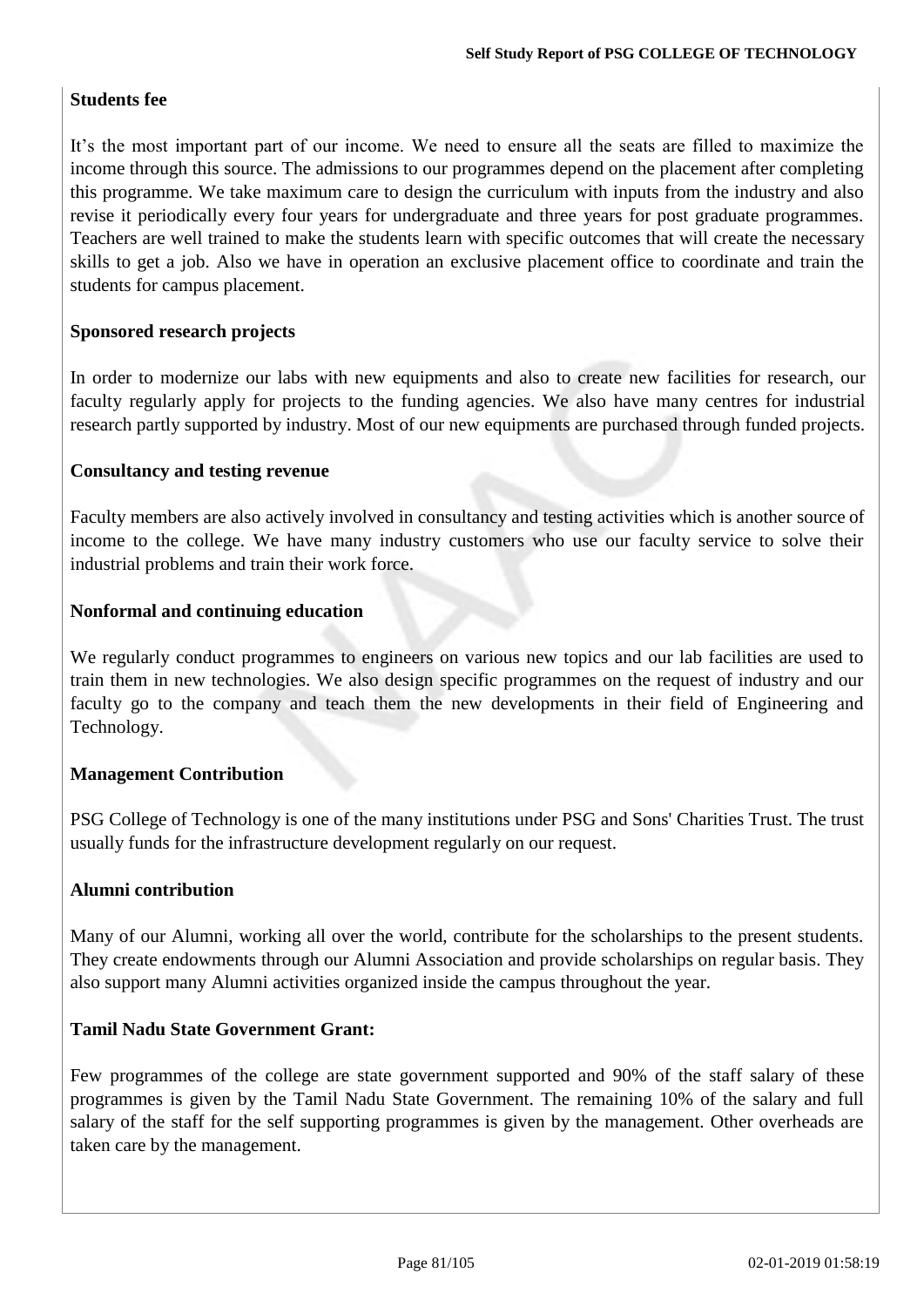**Students fee**

It's the most important part of our income. We need to ensure all the seats are filled to maximize the income through this source. The admissions to our programmes depend on the placement after completing this programme. We take maximum care to design the curriculum with inputs from the industry and also revise it periodically every four years for undergraduate and three years for post graduate programmes. Teachers are well trained to make the students learn with specific outcomes that will create the necessary skills to get a job. Also we have in operation an exclusive placement office to coordinate and train the students for campus placement.

**Sponsored research projects**

In order to modernize our labs with new equipments and also to create new facilities for research, our faculty regularly apply for projects to the funding agencies. We also have many centres for industrial research partly supported by industry. Most of our new equipments are purchased through funded projects.

**Consultancy and testing revenue**

Faculty members are also actively involved in consultancy and testing activities which is another source of income to the college. We have many industry customers who use our faculty service to solve their industrial problems and train their work force.

**Nonformal and continuing education**

We regularly conduct programmes to engineers on various new topics and our lab facilities are used to train them in new technologies. We also design specific programmes on the request of industry and our faculty go to the company and teach them the new developments in their field of Engineering and Technology.

**Management Contribution**

PSG College of Technology is one of the many institutions under PSG and Sons' Charities Trust. The trust usually funds for the infrastructure development regularly on our request.

**Alumni contribution**

Many of our Alumni, working all over the world, contribute for the scholarships to the present students. They create endowments through our Alumni Association and provide scholarships on regular basis. They also support many Alumni activities organized inside the campus throughout the year.

**Tamil Nadu State Government Grant:**

Few programmes of the college are state government supported and 90% of the staff salary of these programmes is given by the Tamil Nadu State Government. The remaining 10% of the salary and full salary of the staff for the self supporting programmes is given by the management. Other overheads are taken care by the management.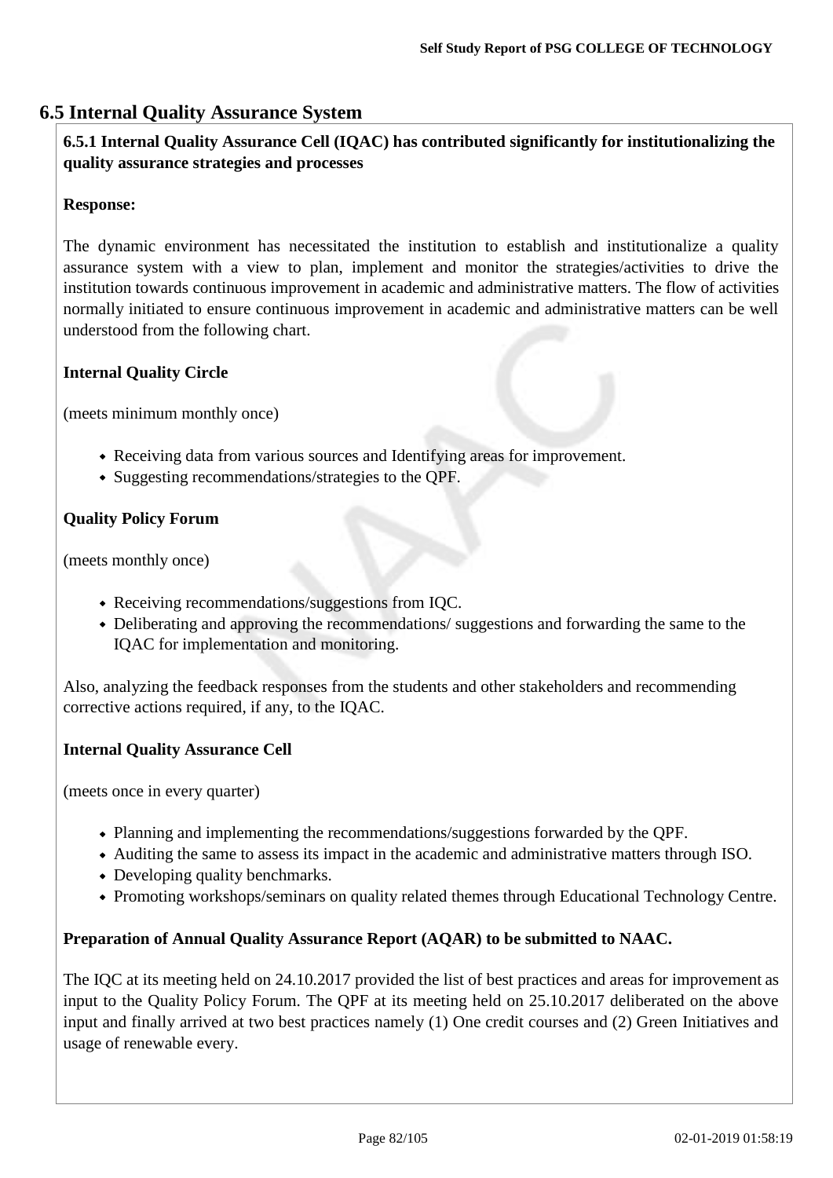## 6.5 Internal Quality Assurance System

**6.5.1 Internal Quality Assurance Cell (IQAC) has contributed significantly for institutionalizing the quality assurance strategies and processes**

**Response:**

The dynamic environment has necessitated the institution to establish and institutionalize a quality assurance system with a view to plan, implement and monitor the strategies/activities to drive the institution towards continuous improvement in academic and administrative matters. The flow of activities normally initiated to ensure continuous improvement in academic and administrative matters can be well understood from the following chart.

**Internal Quality Circle**

(meets minimum monthly once)

- Receiving data from various sources and Identifying areas for improvement.
- Suggesting recommendations/strategies to the QPF.

**Quality Policy Forum**

(meets monthly once)

- Receiving recommendations/suggestions from IQC.
- Deliberating and approving the recommendations/ suggestions and forwarding the same to the IQAC for implementation and monitoring.

Also, analyzing the feedback responses from the students and other stakeholders and recommending corrective actions required, if any, to the IQAC.

**Internal Quality Assurance Cell**

(meets once in every quarter)

- Planning and implementing the recommendations/suggestions forwarded by the QPF.
- Auditing the same to assess its impact in the academic and administrative matters through ISO.
- Developing quality benchmarks.
- Promoting workshops/seminars on quality related themes through Educational Technology Centre.

**Preparation of Annual Quality Assurance Report (AQAR) to be submitted to NAAC.**

The IQC at its meeting held on 24.10.2017 provided the list of best practices and areas for improvement as input to the Quality Policy Forum. The QPF at its meeting held on 25.10.2017 deliberated on the above input and finally arrived at two best practices namely (1) One credit courses and (2) Green Initiatives and usage of renewable every.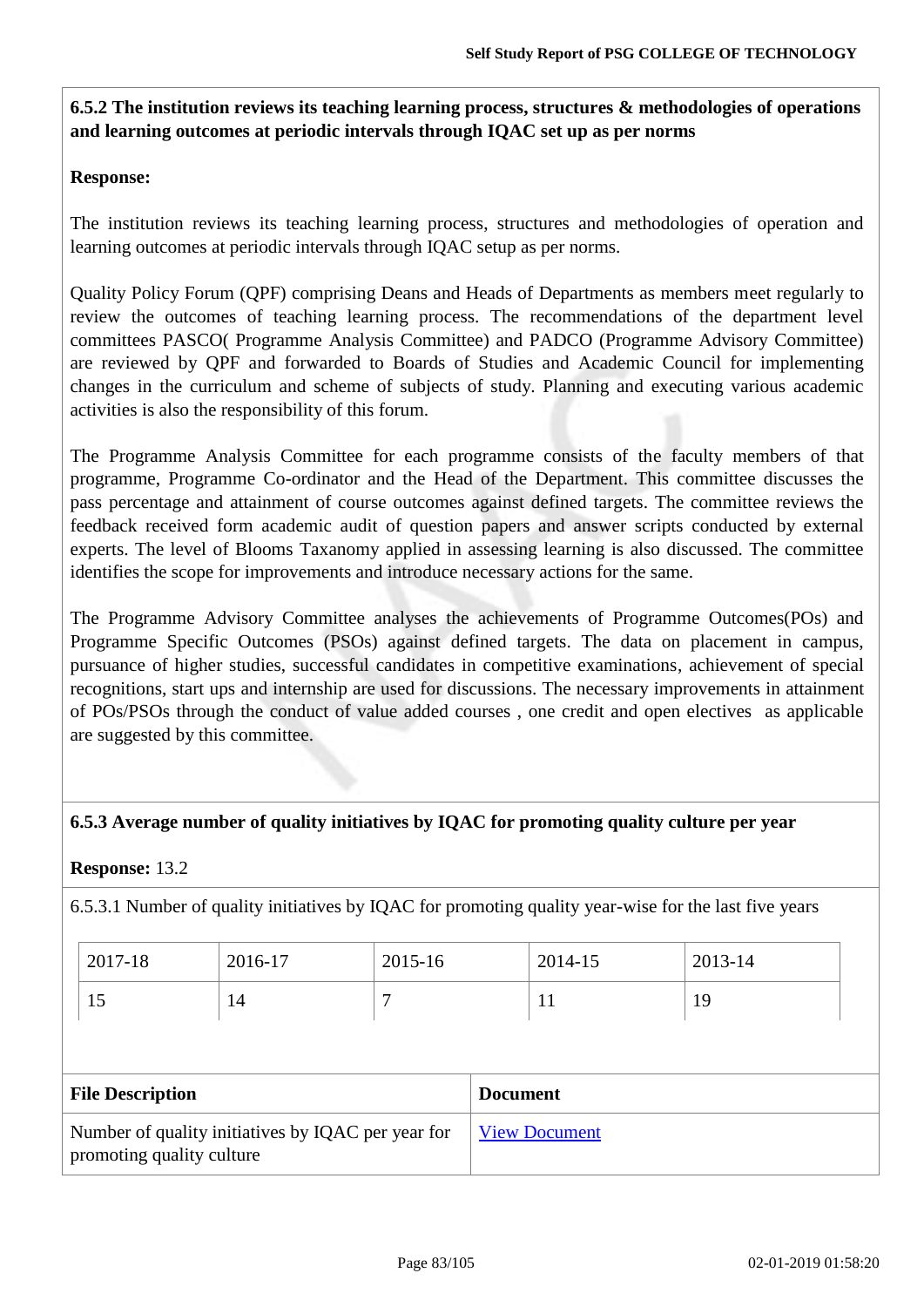**6.5.2 The institution reviews its teaching learning process, structures & methodologies of operations and learning outcomes at periodic intervals through IQAC set up as per norms**

**Response:**

The institution reviews its teaching learning process, structures and methodologies of operation and learning outcomes at periodic intervals through IQAC setup as per norms.

Quality Policy Forum (QPF) comprising Deans and Heads of Departments as members meet regularly to review the outcomes of teaching learning process. The recommendations of the department level committees PASCO( Programme Analysis Committee) and PADCO (Programme Advisory Committee) are reviewed by QPF and forwarded to Boards of Studies and Academic Council for implementing changes in the curriculum and scheme of subjects of study. Planning and executing various academic activities is also the responsibility of this forum.

The Programme Analysis Committee for each programme consists of the faculty members of that programme, Programme Co-ordinator and the Head of the Department. This committee discusses the pass percentage and attainment of course outcomes against defined targets. The committee reviews the feedback received form academic audit of question papers and answer scripts conducted by external experts. The level of Blooms Taxanomy applied in assessing learning is also discussed. The committee identifies the scope for improvements and introduce necessary actions for the same.

The Programme Advisory Committee analyses the achievements of Programme Outcomes(POs) and Programme Specific Outcomes (PSOs) against defined targets. The data on placement in campus, pursuance of higher studies, successful candidates in competitive examinations, achievement of special recognitions, start ups and internship are used for discussions. The necessary improvements in attainment of POs/PSOs through the conduct of value added courses , one credit and open electives as applicable are suggested by this committee.

**6.5.3 Average number of quality initiatives by IQAC for promoting quality culture per year**

**Response:** 13.2

6.5.3.1 Number of quality initiatives by IQAC for promoting quality year-wise for the last five years

| 2017-18 | 2016-17 | 2015-16 | 2014-15 | 2013-14 |
|---|---|---|---|---|
| 15 | 14 | 7 | 11 | 19 |

| File Description | Document |
|---|---|
| Number of quality initiatives by IQAC per year for promoting quality culture | View Document |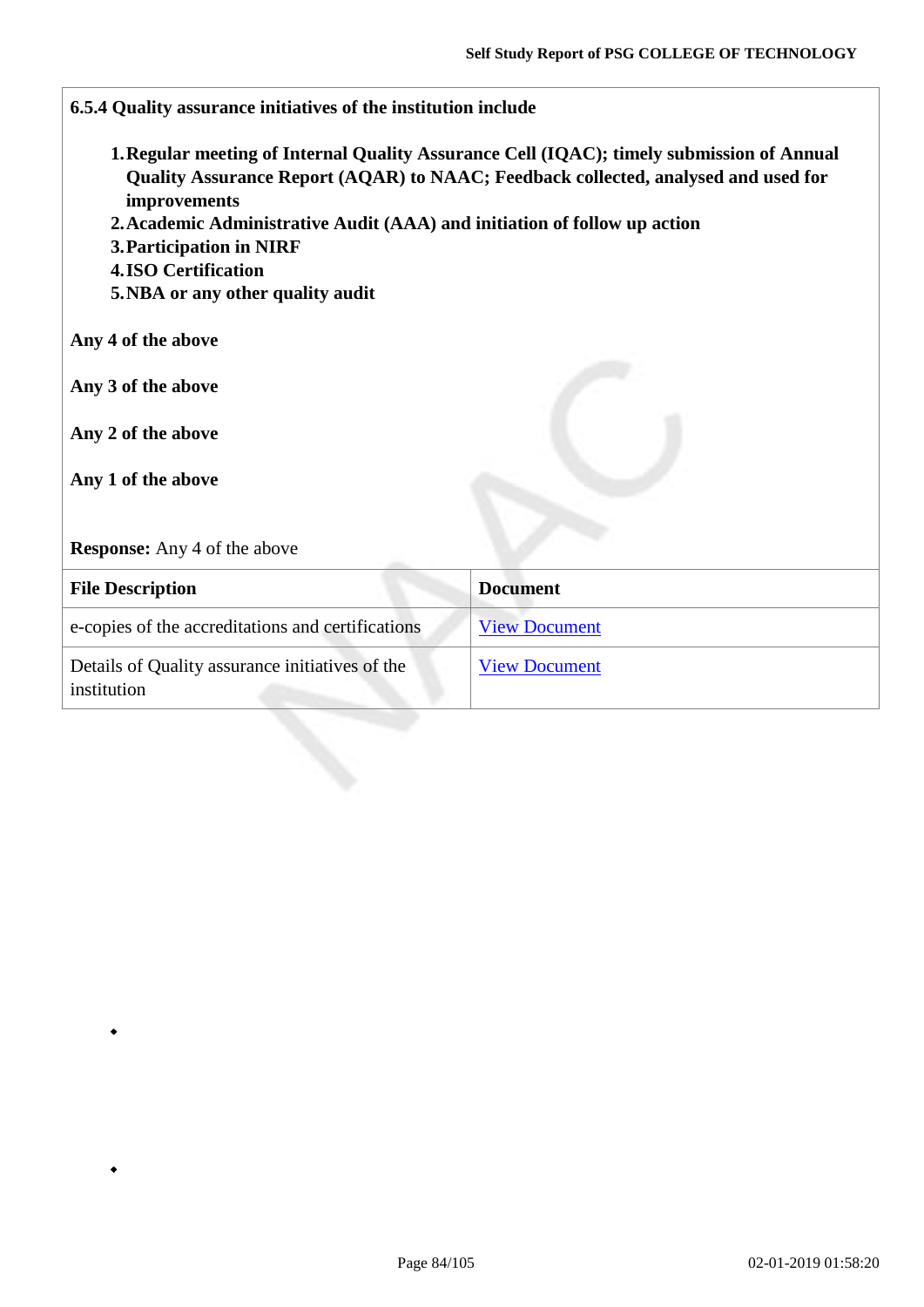**6.5.4 Quality assurance initiatives of the institution include**

1. **Regular meeting of Internal Quality Assurance Cell (IQAC); timely submission of Annual Quality Assurance Report (AQAR) to NAAC; Feedback collected, analysed and used for improvements**
2. **Academic Administrative Audit (AAA) and initiation of follow up action**
3. **Participation in NIRF**
4. **ISO Certification**
5. **NBA or any other quality audit**

**Any 4 of the above**

**Any 3 of the above**

**Any 2 of the above**

**Any 1 of the above**

**Response:** Any 4 of the above

| File Description | Document |
|---|---|
| e-copies of the accreditations and certifications | View Document |
| Details of Quality assurance initiatives of the institution | View Document |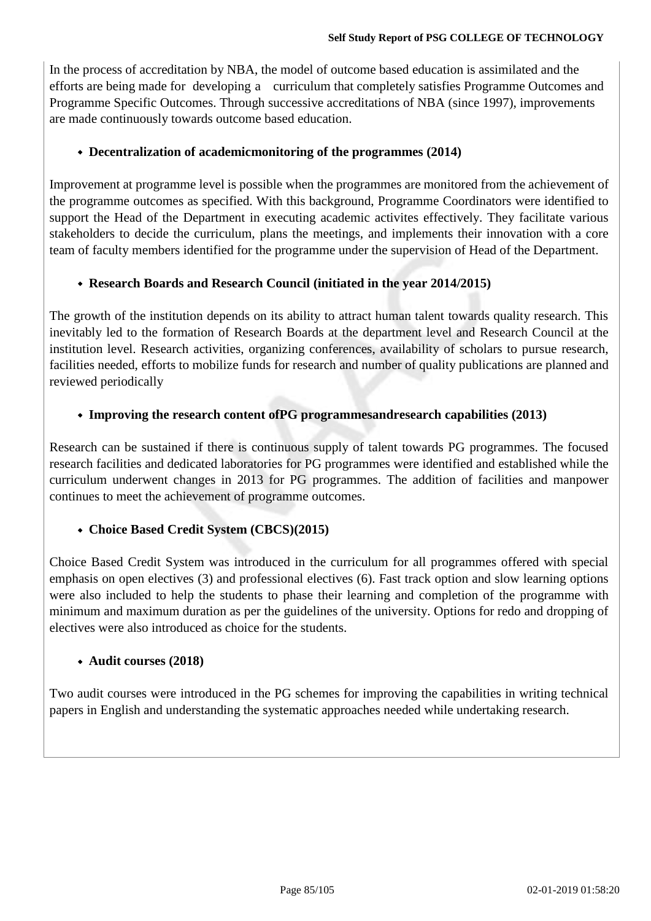In the process of accreditation by NBA, the model of outcome based education is assimilated and the efforts are being made for developing a curriculum that completely satisfies Programme Outcomes and Programme Specific Outcomes. Through successive accreditations of NBA (since 1997), improvements are made continuously towards outcome based education.

- **Decentralization of academicmonitoring of the programmes (2014)**

Improvement at programme level is possible when the programmes are monitored from the achievement of the programme outcomes as specified. With this background, Programme Coordinators were identified to support the Head of the Department in executing academic activites effectively. They facilitate various stakeholders to decide the curriculum, plans the meetings, and implements their innovation with a core team of faculty members identified for the programme under the supervision of Head of the Department.

- **Research Boards and Research Council (initiated in the year 2014/2015)**

The growth of the institution depends on its ability to attract human talent towards quality research. This inevitably led to the formation of Research Boards at the department level and Research Council at the institution level. Research activities, organizing conferences, availability of scholars to pursue research, facilities needed, efforts to mobilize funds for research and number of quality publications are planned and reviewed periodically

- **Improving the research content ofPG programmesandresearch capabilities (2013)**

Research can be sustained if there is continuous supply of talent towards PG programmes. The focused research facilities and dedicated laboratories for PG programmes were identified and established while the curriculum underwent changes in 2013 for PG programmes. The addition of facilities and manpower continues to meet the achievement of programme outcomes.

- **Choice Based Credit System (CBCS)(2015)**

Choice Based Credit System was introduced in the curriculum for all programmes offered with special emphasis on open electives (3) and professional electives (6). Fast track option and slow learning options were also included to help the students to phase their learning and completion of the programme with minimum and maximum duration as per the guidelines of the university. Options for redo and dropping of electives were also introduced as choice for the students.

- **Audit courses (2018)**

Two audit courses were introduced in the PG schemes for improving the capabilities in writing technical papers in English and understanding the systematic approaches needed while undertaking research.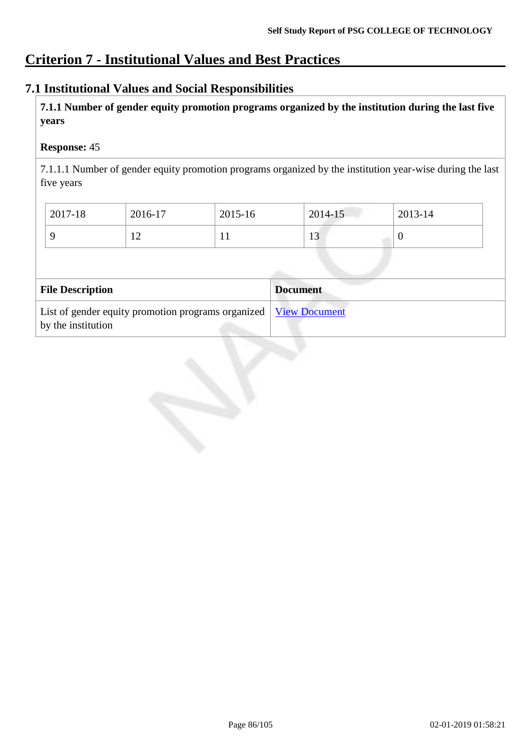# Criterion 7 - Institutional Values and Best Practices

## 7.1 Institutional Values and Social Responsibilities

**7.1.1 Number of gender equity promotion programs organized by the institution during the last five years**

**Response:** 45

7.1.1.1 Number of gender equity promotion programs organized by the institution year-wise during the last five years

| 2017-18 | 2016-17 | 2015-16 | 2014-15 | 2013-14 |
|---|---|---|---|---|
| 9 | 12 | 11 | 13 | 0 |

| File Description | Document |
|---|---|
| List of gender equity promotion programs organized by the institution | View Document |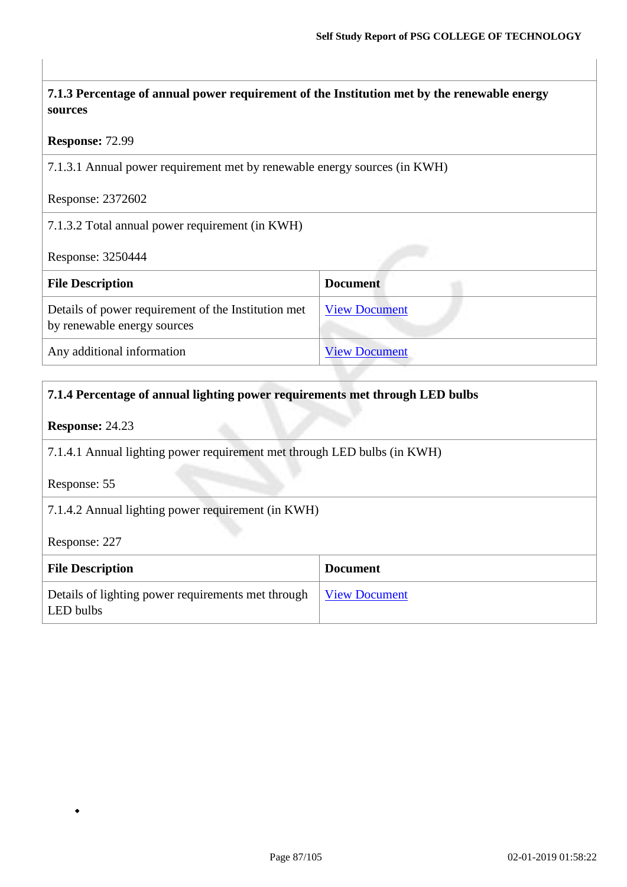**7.1.3 Percentage of annual power requirement of the Institution met by the renewable energy sources**

**Response:** 72.99

7.1.3.1 Annual power requirement met by renewable energy sources (in KWH)

Response: 2372602

7.1.3.2 Total annual power requirement (in KWH)

Response: 3250444

| File Description | Document |
|---|---|
| Details of power requirement of the Institution met by renewable energy sources | View Document |
| Any additional information | View Document |

**7.1.4 Percentage of annual lighting power requirements met through LED bulbs**

**Response:** 24.23

7.1.4.1 Annual lighting power requirement met through LED bulbs (in KWH)

Response: 55

7.1.4.2 Annual lighting power requirement (in KWH)

Response: 227

| File Description | Document |
|---|---|
| Details of lighting power requirements met through LED bulbs | View Document |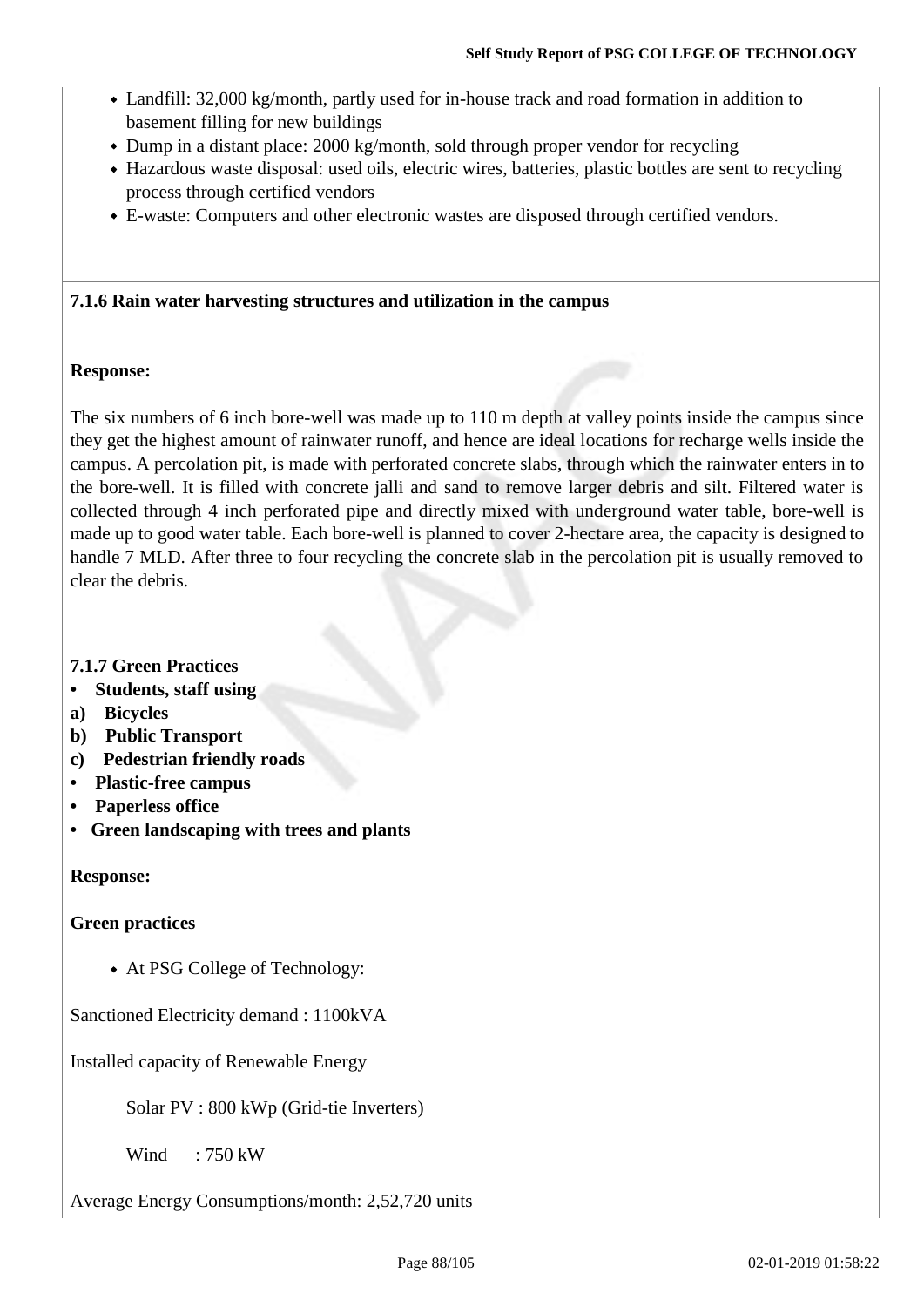- Landfill: 32,000 kg/month, partly used for in-house track and road formation in addition to basement filling for new buildings
- Dump in a distant place: 2000 kg/month, sold through proper vendor for recycling
- Hazardous waste disposal: used oils, electric wires, batteries, plastic bottles are sent to recycling process through certified vendors
- E-waste: Computers and other electronic wastes are disposed through certified vendors.

**7.1.6 Rain water harvesting structures and utilization in the campus**

**Response:**

The six numbers of 6 inch bore-well was made up to 110 m depth at valley points inside the campus since they get the highest amount of rainwater runoff, and hence are ideal locations for recharge wells inside the campus. A percolation pit, is made with perforated concrete slabs, through which the rainwater enters in to the bore-well. It is filled with concrete jalli and sand to remove larger debris and silt. Filtered water is collected through 4 inch perforated pipe and directly mixed with underground water table, bore-well is made up to good water table. Each bore-well is planned to cover 2-hectare area, the capacity is designed to handle 7 MLD. After three to four recycling the concrete slab in the percolation pit is usually removed to clear the debris.

**7.1.7 Green Practices**

- **Students, staff using**

**a) Bicycles**

**b) Public Transport**

**c) Pedestrian friendly roads**

- **Plastic-free campus**
- **Paperless office**
- **Green landscaping with trees and plants**

**Response:**

**Green practices**

- At PSG College of Technology:

Sanctioned Electricity demand : 1100kVA

Installed capacity of Renewable Energy

Solar PV : 800 kWp (Grid-tie Inverters)

Wind : 750 kW

Average Energy Consumptions/month: 2,52,720 units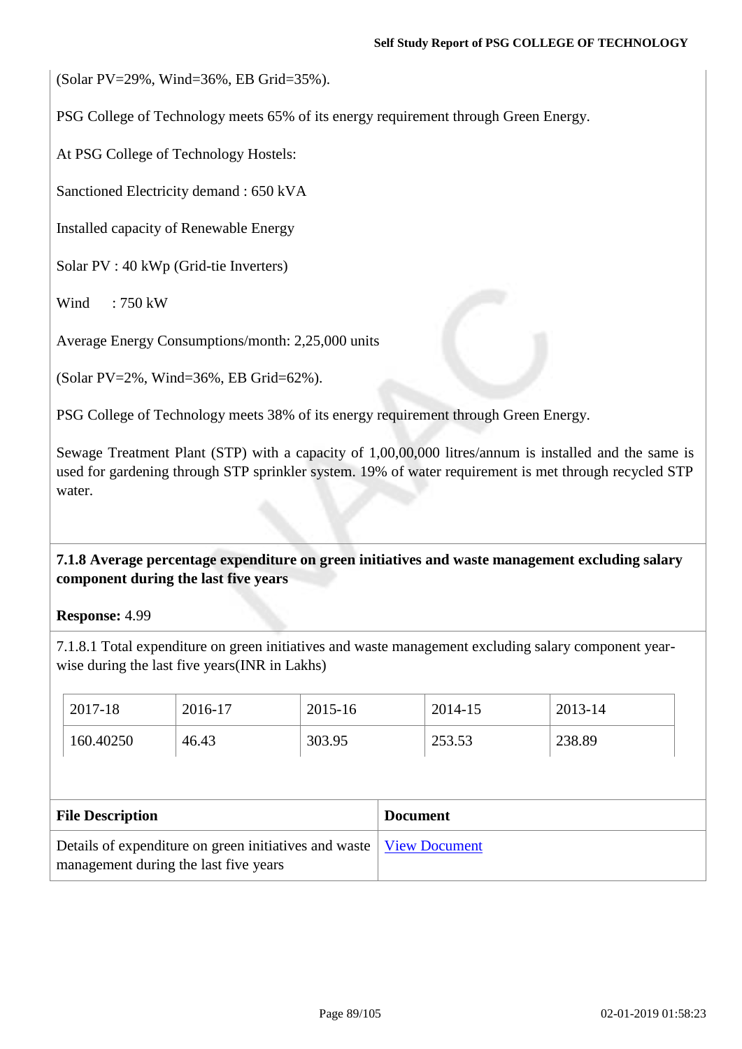(Solar PV=29%, Wind=36%, EB Grid=35%).

PSG College of Technology meets 65% of its energy requirement through Green Energy.

At PSG College of Technology Hostels:

Sanctioned Electricity demand : 650 kVA

Installed capacity of Renewable Energy

Solar PV : 40 kWp (Grid-tie Inverters)

Wind : 750 kW

Average Energy Consumptions/month: 2,25,000 units

(Solar PV=2%, Wind=36%, EB Grid=62%).

PSG College of Technology meets 38% of its energy requirement through Green Energy.

Sewage Treatment Plant (STP) with a capacity of 1,00,00,000 litres/annum is installed and the same is used for gardening through STP sprinkler system. 19% of water requirement is met through recycled STP water.

**7.1.8 Average percentage expenditure on green initiatives and waste management excluding salary component during the last five years**

**Response:** 4.99

7.1.8.1 Total expenditure on green initiatives and waste management excluding salary component year-wise during the last five years(INR in Lakhs)

| 2017-18 | 2016-17 | 2015-16 | 2014-15 | 2013-14 |
|---|---|---|---|---|
| 160.40250 | 46.43 | 303.95 | 253.53 | 238.89 |

| File Description | Document |
|---|---|
| Details of expenditure on green initiatives and waste management during the last five years | View Document |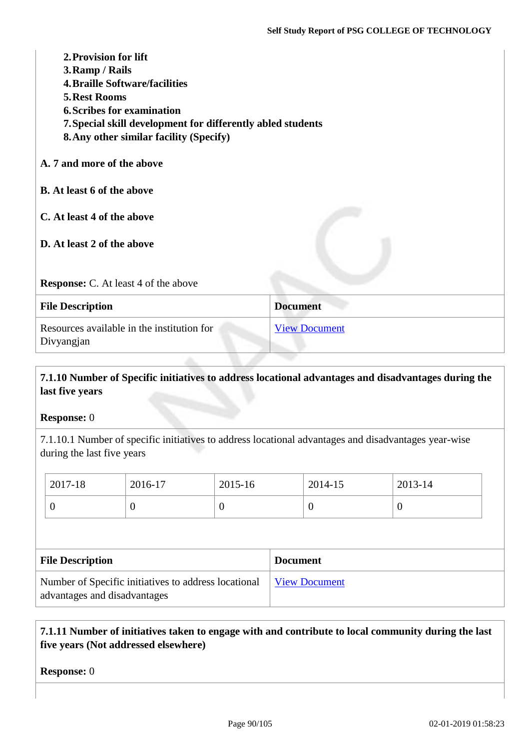2. **Provision for lift**
3. **Ramp / Rails**
4. **Braille Software/facilities**
5. **Rest Rooms**
6. **Scribes for examination**
7. **Special skill development for differently abled students**
8. **Any other similar facility (Specify)**

**A. 7 and more of the above**

**B. At least 6 of the above**

**C. At least 4 of the above**

**D. At least 2 of the above**

**Response:** C. At least 4 of the above

| File Description | Document |
|---|---|
| Resources available in the institution for Divyangjan | View Document |

**7.1.10 Number of Specific initiatives to address locational advantages and disadvantages during the last five years**

**Response:** 0

7.1.10.1 Number of specific initiatives to address locational advantages and disadvantages year-wise during the last five years

| 2017-18 | 2016-17 | 2015-16 | 2014-15 | 2013-14 |
|---|---|---|---|---|
| 0 | 0 | 0 | 0 | 0 |

| File Description | Document |
|---|---|
| Number of Specific initiatives to address locational advantages and disadvantages | View Document |

**7.1.11 Number of initiatives taken to engage with and contribute to local community during the last five years (Not addressed elsewhere)**

**Response:** 0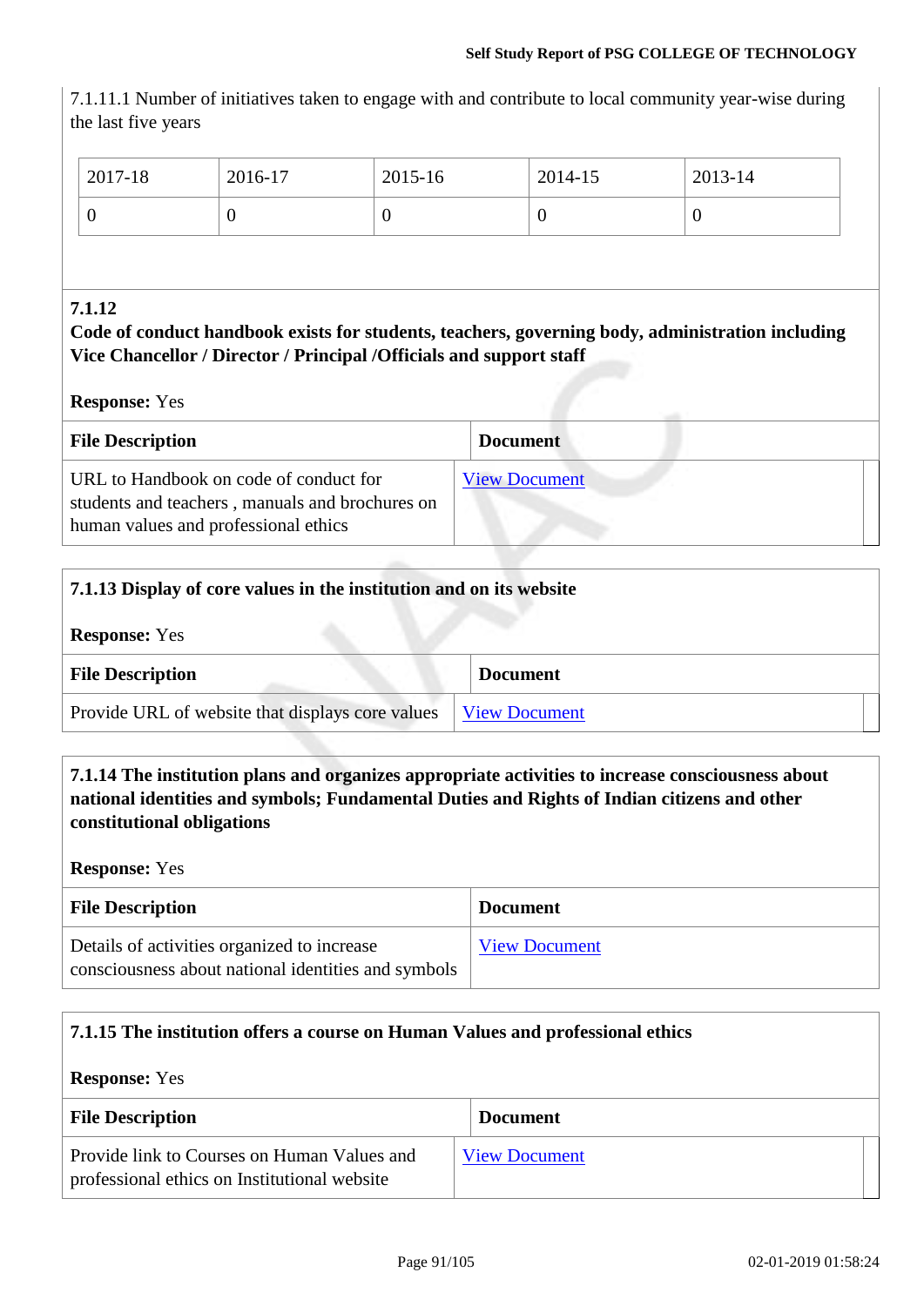7.1.11.1 Number of initiatives taken to engage with and contribute to local community year-wise during the last five years

| 2017-18 | 2016-17 | 2015-16 | 2014-15 | 2013-14 |
|---|---|---|---|---|
| 0 | 0 | 0 | 0 | 0 |

**7.1.12**

**Code of conduct handbook exists for students, teachers, governing body, administration including Vice Chancellor / Director / Principal /Officials and support staff**

**Response:** Yes

| File Description | Document |
|---|---|
| URL to Handbook on code of conduct for students and teachers , manuals and brochures on human values and professional ethics | View Document |

**7.1.13 Display of core values in the institution and on its website**

**Response:** Yes

| File Description | Document |
|---|---|
| Provide URL of website that displays core values | View Document |

**7.1.14 The institution plans and organizes appropriate activities to increase consciousness about national identities and symbols; Fundamental Duties and Rights of Indian citizens and other constitutional obligations**

**Response:** Yes

| File Description | Document |
|---|---|
| Details of activities organized to increase consciousness about national identities and symbols | View Document |

**7.1.15 The institution offers a course on Human Values and professional ethics**

**Response:** Yes

| File Description | Document |
|---|---|
| Provide link to Courses on Human Values and professional ethics on Institutional website | View Document |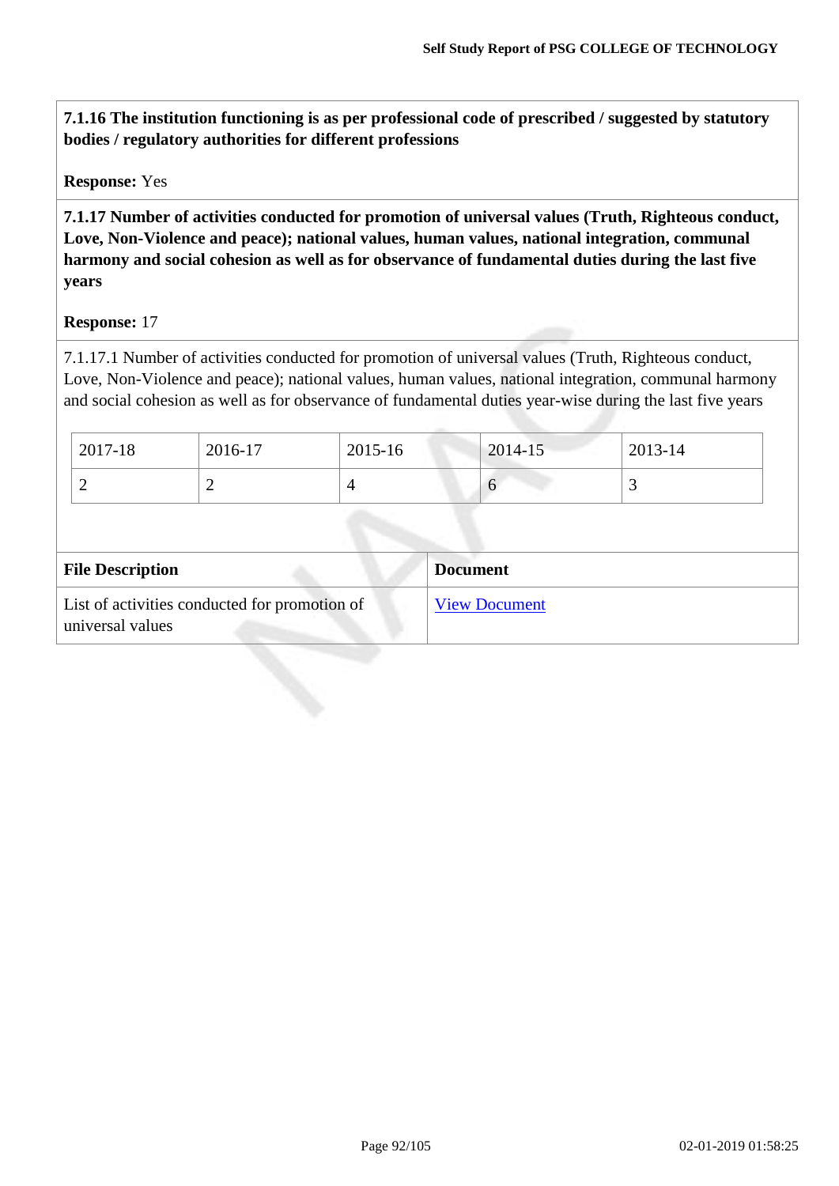**7.1.16 The institution functioning is as per professional code of prescribed / suggested by statutory bodies / regulatory authorities for different professions**

**Response:** Yes

**7.1.17 Number of activities conducted for promotion of universal values (Truth, Righteous conduct, Love, Non-Violence and peace); national values, human values, national integration, communal harmony and social cohesion as well as for observance of fundamental duties during the last five years**

**Response:** 17

7.1.17.1 Number of activities conducted for promotion of universal values (Truth, Righteous conduct, Love, Non-Violence and peace); national values, human values, national integration, communal harmony and social cohesion as well as for observance of fundamental duties year-wise during the last five years

| 2017-18 | 2016-17 | 2015-16 | 2014-15 | 2013-14 |
|---|---|---|---|---|
| 2 | 2 | 4 | 6 | 3 |

| File Description | Document |
|---|---|
| List of activities conducted for promotion of universal values | View Document |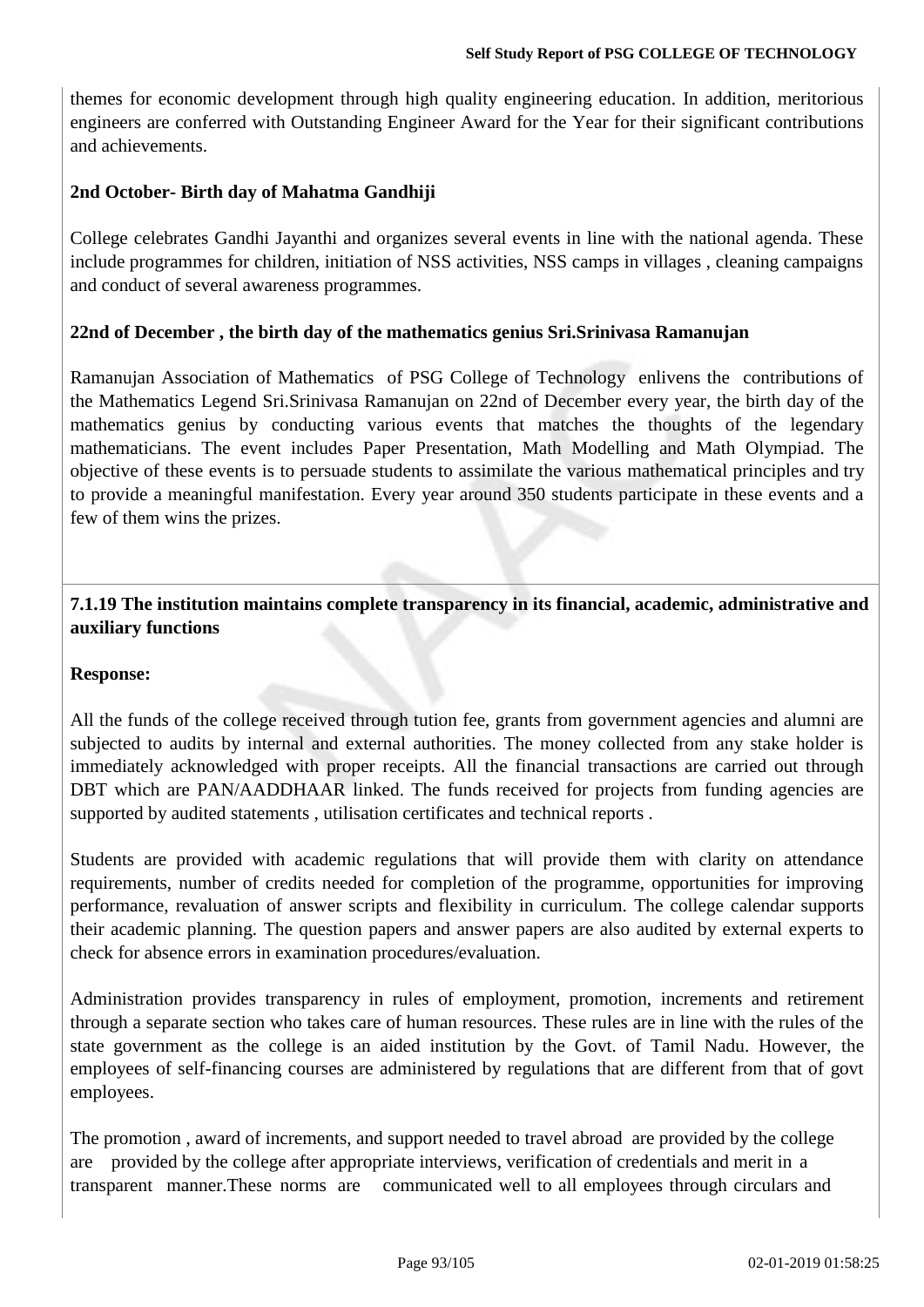themes for economic development through high quality engineering education. In addition, meritorious engineers are conferred with Outstanding Engineer Award for the Year for their significant contributions and achievements.

**2nd October- Birth day of Mahatma Gandhiji**

College celebrates Gandhi Jayanthi and organizes several events in line with the national agenda. These include programmes for children, initiation of NSS activities, NSS camps in villages , cleaning campaigns and conduct of several awareness programmes.

**22nd of December , the birth day of the mathematics genius Sri.Srinivasa Ramanujan**

Ramanujan Association of Mathematics of PSG College of Technology enlivens the contributions of the Mathematics Legend Sri.Srinivasa Ramanujan on 22nd of December every year, the birth day of the mathematics genius by conducting various events that matches the thoughts of the legendary mathematicians. The event includes Paper Presentation, Math Modelling and Math Olympiad. The objective of these events is to persuade students to assimilate the various mathematical principles and try to provide a meaningful manifestation. Every year around 350 students participate in these events and a few of them wins the prizes.

**7.1.19 The institution maintains complete transparency in its financial, academic, administrative and auxiliary functions**

**Response:**

All the funds of the college received through tution fee, grants from government agencies and alumni are subjected to audits by internal and external authorities. The money collected from any stake holder is immediately acknowledged with proper receipts. All the financial transactions are carried out through DBT which are PAN/AADDHAAR linked. The funds received for projects from funding agencies are supported by audited statements , utilisation certificates and technical reports .

Students are provided with academic regulations that will provide them with clarity on attendance requirements, number of credits needed for completion of the programme, opportunities for improving performance, revaluation of answer scripts and flexibility in curriculum. The college calendar supports their academic planning. The question papers and answer papers are also audited by external experts to check for absence errors in examination procedures/evaluation.

Administration provides transparency in rules of employment, promotion, increments and retirement through a separate section who takes care of human resources. These rules are in line with the rules of the state government as the college is an aided institution by the Govt. of Tamil Nadu. However, the employees of self-financing courses are administered by regulations that are different from that of govt employees.

The promotion , award of increments, and support needed to travel abroad are provided by the college are provided by the college after appropriate interviews, verification of credentials and merit in a transparent manner.These norms are communicated well to all employees through circulars and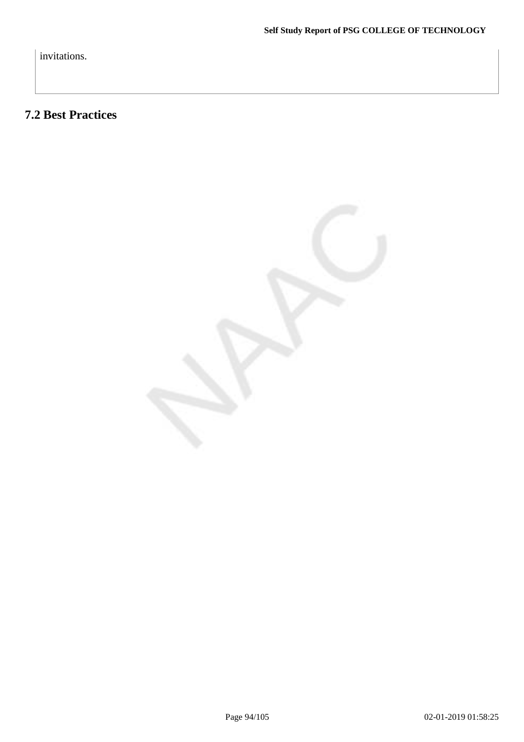invitations.

## 7.2 Best Practices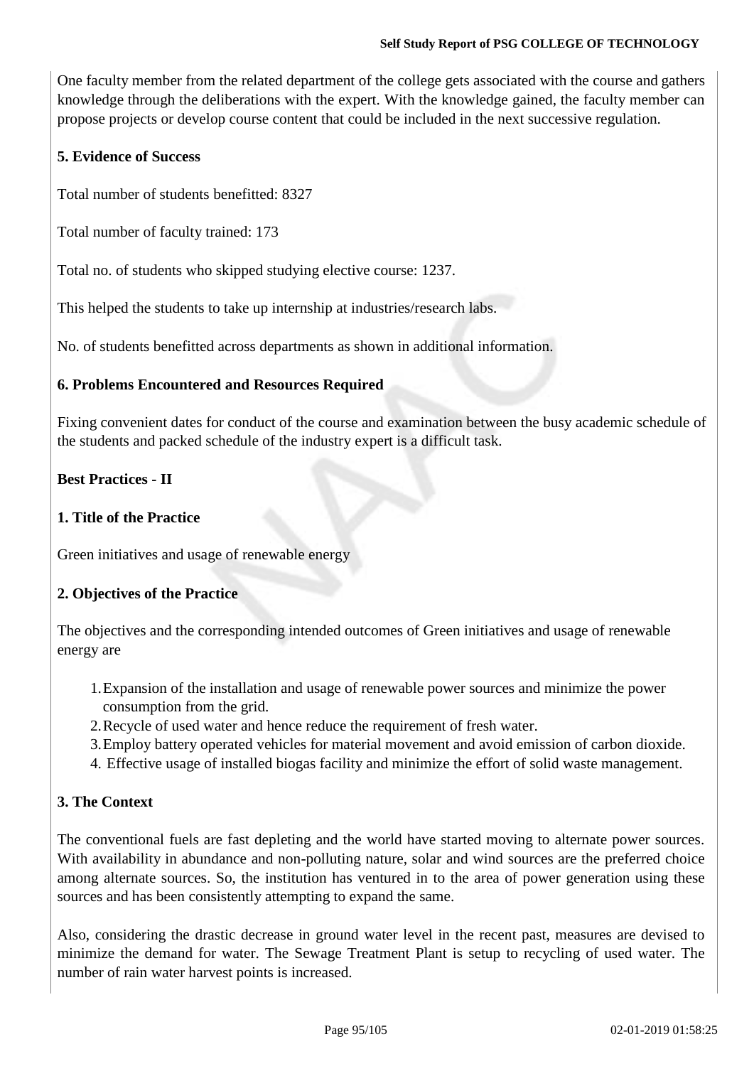One faculty member from the related department of the college gets associated with the course and gathers knowledge through the deliberations with the expert. With the knowledge gained, the faculty member can propose projects or develop course content that could be included in the next successive regulation.

**5. Evidence of Success**

Total number of students benefitted: 8327

Total number of faculty trained: 173

Total no. of students who skipped studying elective course: 1237.

This helped the students to take up internship at industries/research labs.

No. of students benefitted across departments as shown in additional information.

**6. Problems Encountered and Resources Required**

Fixing convenient dates for conduct of the course and examination between the busy academic schedule of the students and packed schedule of the industry expert is a difficult task.

**Best Practices - II**

**1. Title of the Practice**

Green initiatives and usage of renewable energy

**2. Objectives of the Practice**

The objectives and the corresponding intended outcomes of Green initiatives and usage of renewable energy are

1. Expansion of the installation and usage of renewable power sources and minimize the power consumption from the grid.
2. Recycle of used water and hence reduce the requirement of fresh water.
3. Employ battery operated vehicles for material movement and avoid emission of carbon dioxide.
4. Effective usage of installed biogas facility and minimize the effort of solid waste management.

**3. The Context**

The conventional fuels are fast depleting and the world have started moving to alternate power sources. With availability in abundance and non-polluting nature, solar and wind sources are the preferred choice among alternate sources. So, the institution has ventured in to the area of power generation using these sources and has been consistently attempting to expand the same.

Also, considering the drastic decrease in ground water level in the recent past, measures are devised to minimize the demand for water. The Sewage Treatment Plant is setup to recycling of used water. The number of rain water harvest points is increased.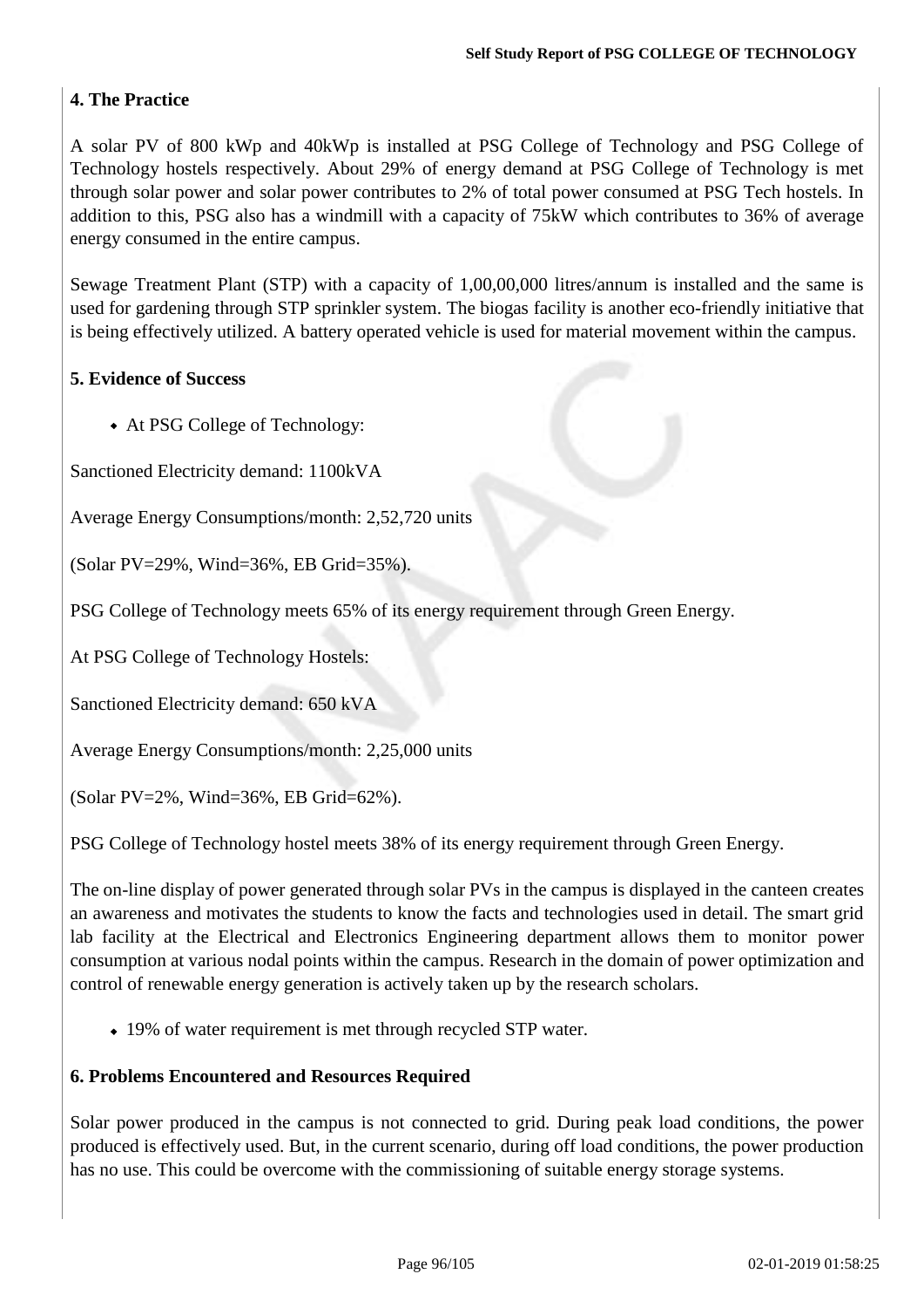**4. The Practice**

A solar PV of 800 kWp and 40kWp is installed at PSG College of Technology and PSG College of Technology hostels respectively. About 29% of energy demand at PSG College of Technology is met through solar power and solar power contributes to 2% of total power consumed at PSG Tech hostels. In addition to this, PSG also has a windmill with a capacity of 75kW which contributes to 36% of average energy consumed in the entire campus.

Sewage Treatment Plant (STP) with a capacity of 1,00,00,000 litres/annum is installed and the same is used for gardening through STP sprinkler system. The biogas facility is another eco-friendly initiative that is being effectively utilized. A battery operated vehicle is used for material movement within the campus.

**5. Evidence of Success**

- At PSG College of Technology:

Sanctioned Electricity demand: 1100kVA

Average Energy Consumptions/month: 2,52,720 units

(Solar PV=29%, Wind=36%, EB Grid=35%).

PSG College of Technology meets 65% of its energy requirement through Green Energy.

At PSG College of Technology Hostels:

Sanctioned Electricity demand: 650 kVA

Average Energy Consumptions/month: 2,25,000 units

(Solar PV=2%, Wind=36%, EB Grid=62%).

PSG College of Technology hostel meets 38% of its energy requirement through Green Energy.

The on-line display of power generated through solar PVs in the campus is displayed in the canteen creates an awareness and motivates the students to know the facts and technologies used in detail. The smart grid lab facility at the Electrical and Electronics Engineering department allows them to monitor power consumption at various nodal points within the campus. Research in the domain of power optimization and control of renewable energy generation is actively taken up by the research scholars.

- 19% of water requirement is met through recycled STP water.

**6. Problems Encountered and Resources Required**

Solar power produced in the campus is not connected to grid. During peak load conditions, the power produced is effectively used. But, in the current scenario, during off load conditions, the power production has no use. This could be overcome with the commissioning of suitable energy storage systems.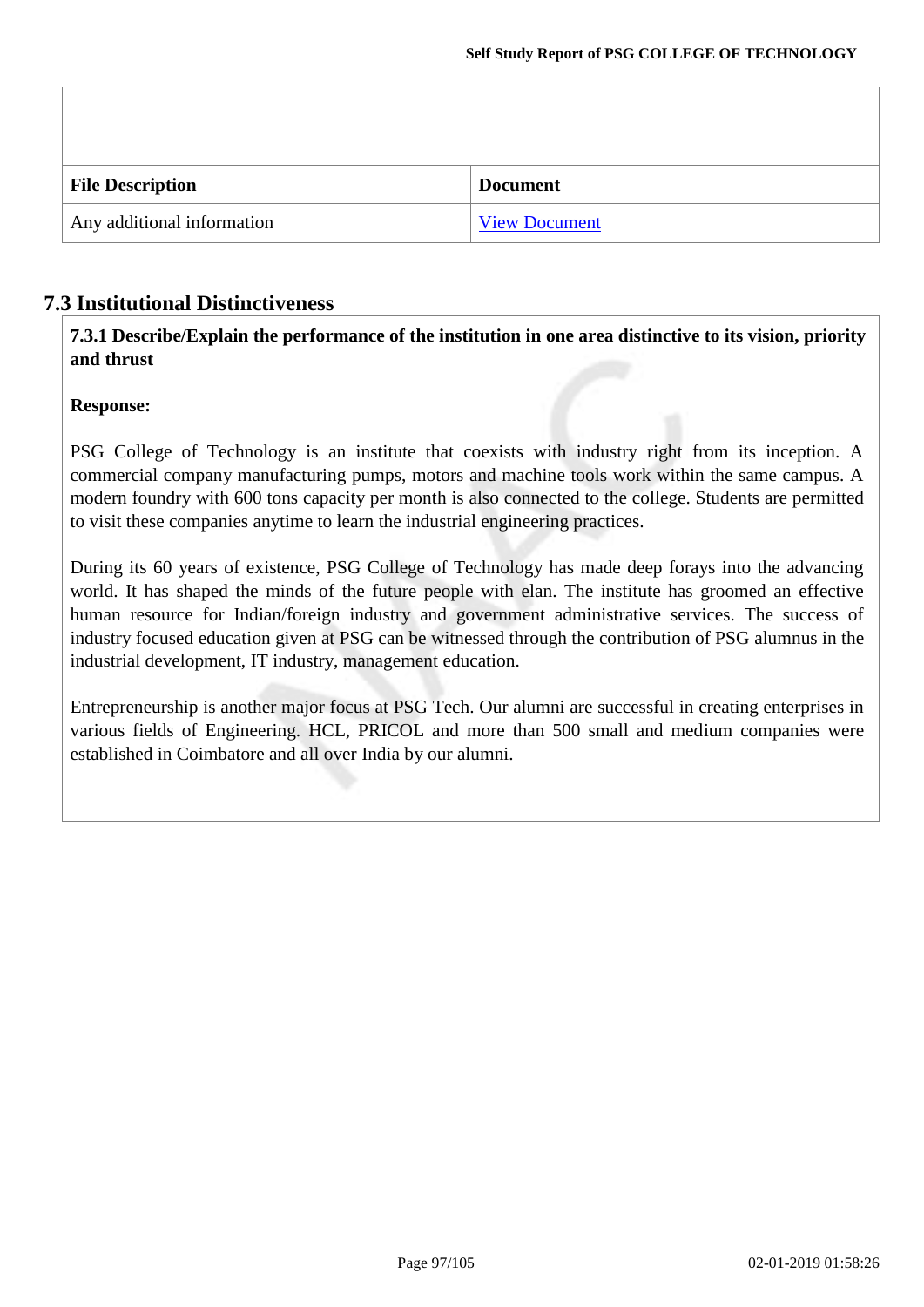| File Description | Document |
|---|---|
| Any additional information | View Document |

## 7.3 Institutional Distinctiveness

**7.3.1 Describe/Explain the performance of the institution in one area distinctive to its vision, priority and thrust**

**Response:**

PSG College of Technology is an institute that coexists with industry right from its inception. A commercial company manufacturing pumps, motors and machine tools work within the same campus. A modern foundry with 600 tons capacity per month is also connected to the college. Students are permitted to visit these companies anytime to learn the industrial engineering practices.

During its 60 years of existence, PSG College of Technology has made deep forays into the advancing world. It has shaped the minds of the future people with elan. The institute has groomed an effective human resource for Indian/foreign industry and government administrative services. The success of industry focused education given at PSG can be witnessed through the contribution of PSG alumnus in the industrial development, IT industry, management education.

Entrepreneurship is another major focus at PSG Tech. Our alumni are successful in creating enterprises in various fields of Engineering. HCL, PRICOL and more than 500 small and medium companies were established in Coimbatore and all over India by our alumni.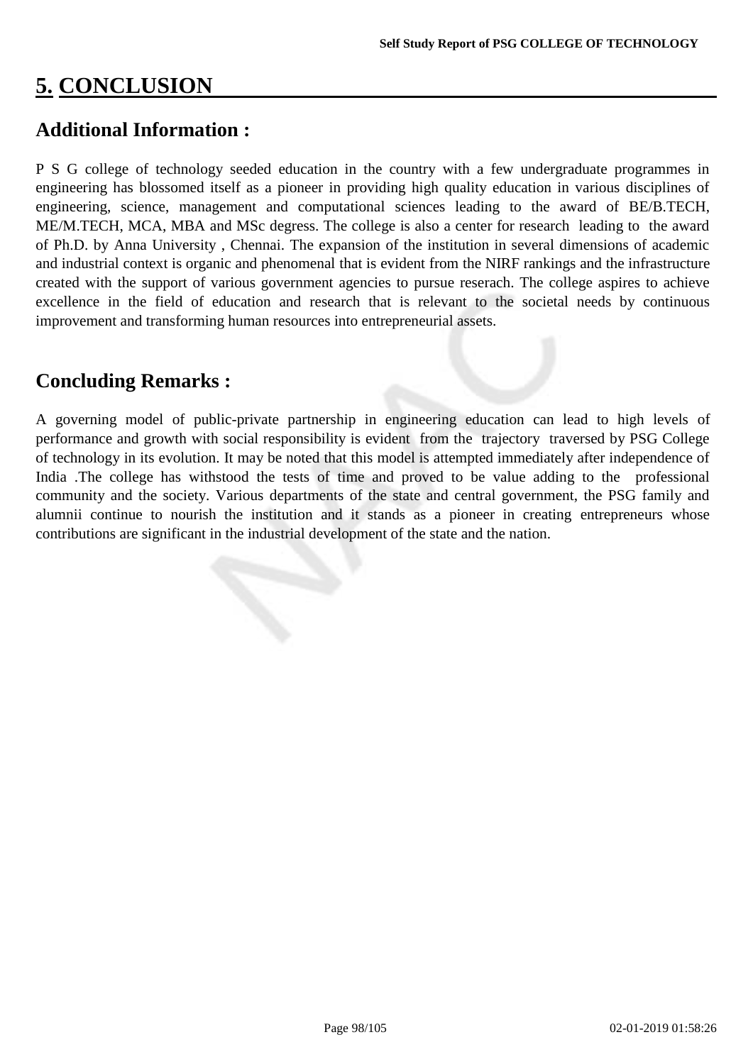# 5. CONCLUSION

## Additional Information :

P S G college of technology seeded education in the country with a few undergraduate programmes in engineering has blossomed itself as a pioneer in providing high quality education in various disciplines of engineering, science, management and computational sciences leading to the award of BE/B.TECH, ME/M.TECH, MCA, MBA and MSc degress. The college is also a center for research leading to the award of Ph.D. by Anna University , Chennai. The expansion of the institution in several dimensions of academic and industrial context is organic and phenomenal that is evident from the NIRF rankings and the infrastructure created with the support of various government agencies to pursue reserach. The college aspires to achieve excellence in the field of education and research that is relevant to the societal needs by continuous improvement and transforming human resources into entrepreneurial assets.

## Concluding Remarks :

A governing model of public-private partnership in engineering education can lead to high levels of performance and growth with social responsibility is evident from the trajectory traversed by PSG College of technology in its evolution. It may be noted that this model is attempted immediately after independence of India .The college has withstood the tests of time and proved to be value adding to the professional community and the society. Various departments of the state and central government, the PSG family and alumnii continue to nourish the institution and it stands as a pioneer in creating entrepreneurs whose contributions are significant in the industrial development of the state and the nation.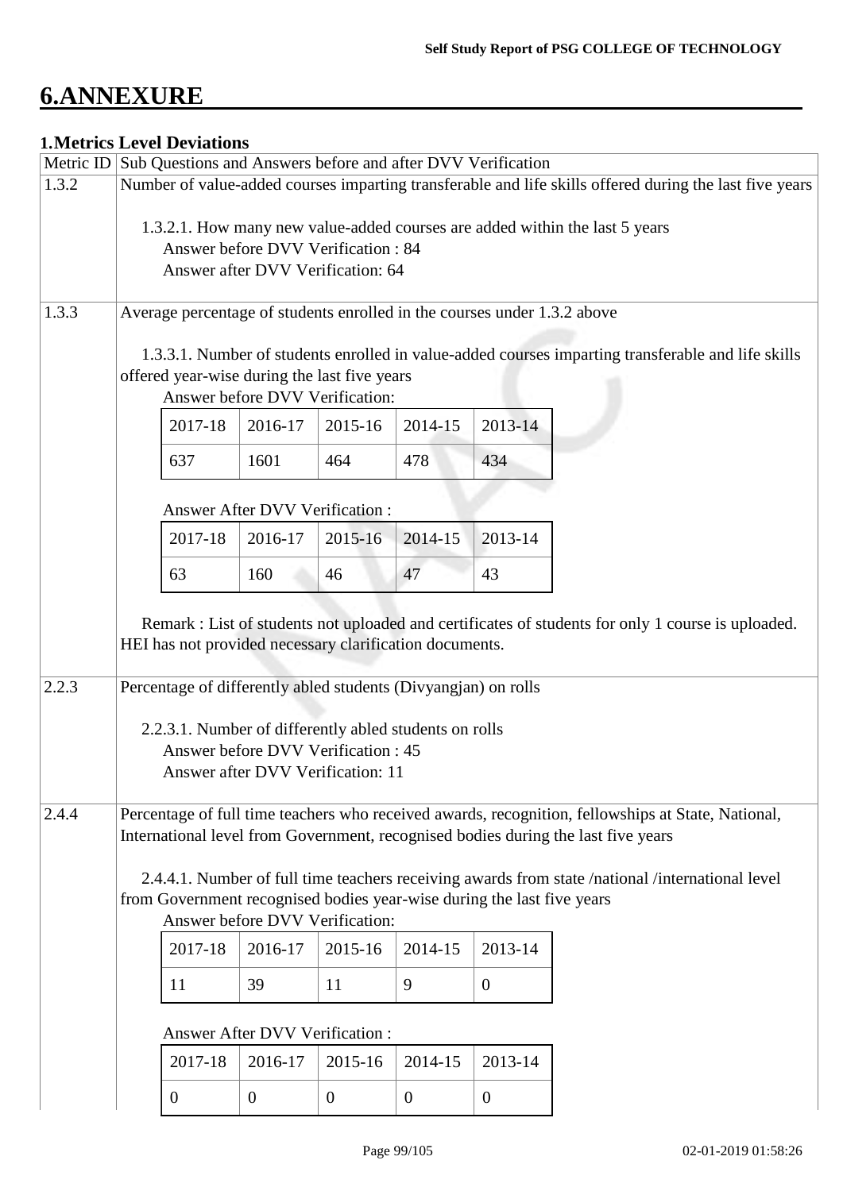# 6.ANNEXURE

## 1.Metrics Level Deviations

| Metric ID | Sub Questions and Answers before and after DVV Verification |
|---|---|
| 1.3.2 | Number of value-added courses imparting transferable and life skills offered during the last five years<br><br>1.3.2.1. How many new value-added courses are added within the last 5 years<br>Answer before DVV Verification : 84<br>Answer after DVV Verification: 64 |
| 1.3.3 | Average percentage of students enrolled in the courses under 1.3.2 above<br><br>1.3.3.1. Number of students enrolled in value-added courses imparting transferable and life skills offered year-wise during the last five years<br>Answer before DVV Verification:<br>2017-18: 637, 2016-17: 1601, 2015-16: 464, 2014-15: 478, 2013-14: 434<br><br>Answer After DVV Verification :<br>2017-18: 63, 2016-17: 160, 2015-16: 46, 2014-15: 47, 2013-14: 43<br><br>Remark : List of students not uploaded and certificates of students for only 1 course is uploaded. HEI has not provided necessary clarification documents. |
| 2.2.3 | Percentage of differently abled students (Divyangjan) on rolls<br><br>2.2.3.1. Number of differently abled students on rolls<br>Answer before DVV Verification : 45<br>Answer after DVV Verification: 11 |
| 2.4.4 | Percentage of full time teachers who received awards, recognition, fellowships at State, National, International level from Government, recognised bodies during the last five years<br><br>2.4.4.1. Number of full time teachers receiving awards from state /national /international level from Government recognised bodies year-wise during the last five years<br>Answer before DVV Verification:<br>2017-18: 11, 2016-17: 39, 2015-16: 11, 2014-15: 9, 2013-14: 0<br><br>Answer After DVV Verification :<br>2017-18: 0, 2016-17: 0, 2015-16: 0, 2014-15: 0, 2013-14: 0 |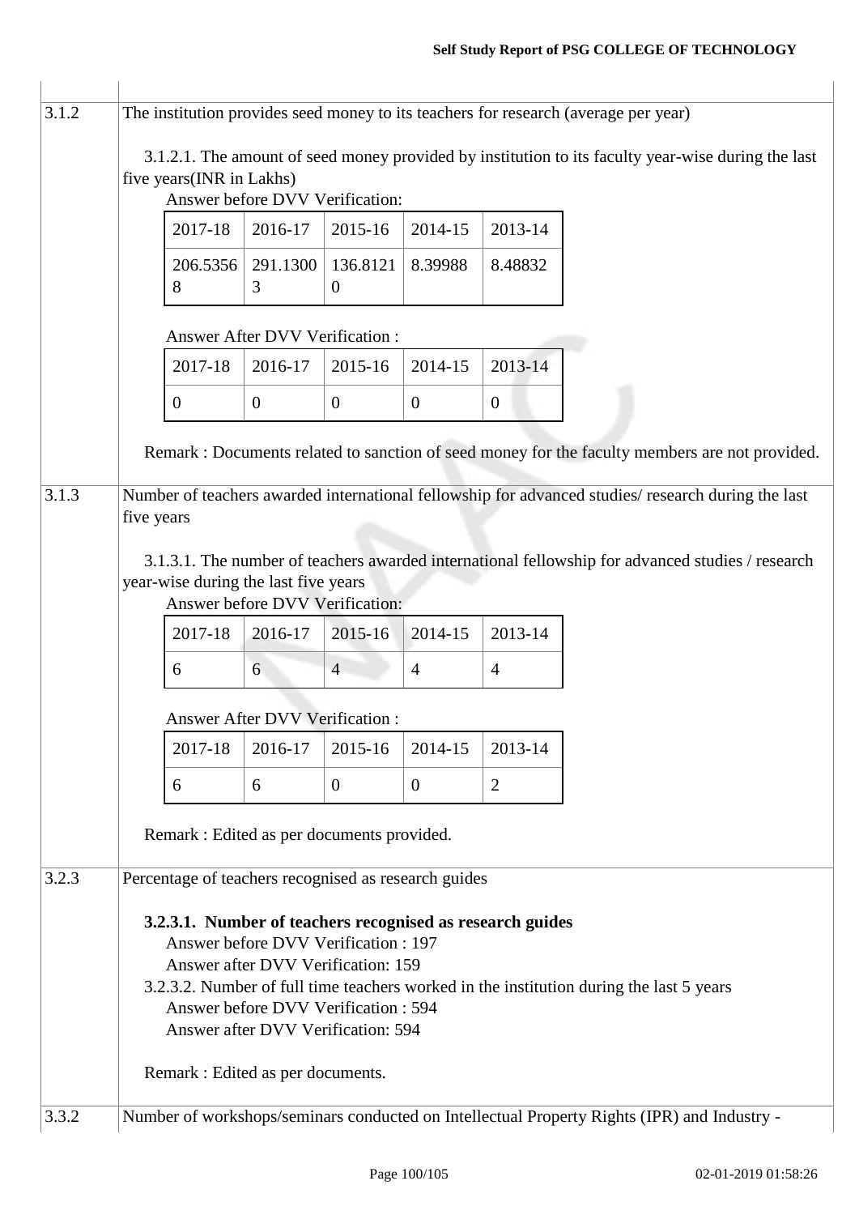| | |
|---|---|
| 3.1.2 | The institution provides seed money to its teachers for research (average per year) |

3.1.2.1. The amount of seed money provided by institution to its faculty year-wise during the last five years(INR in Lakhs)

Answer before DVV Verification:

| 2017-18 | 2016-17 | 2015-16 | 2014-15 | 2013-14 |
|---|---|---|---|---|
| 206.53568 | 291.13003 | 136.81210 | 8.39988 | 8.48832 |

Answer After DVV Verification :

| 2017-18 | 2016-17 | 2015-16 | 2014-15 | 2013-14 |
|---|---|---|---|---|
| 0 | 0 | 0 | 0 | 0 |

Remark : Documents related to sanction of seed money for the faculty members are not provided.

| | |
|---|---|
| 3.1.3 | Number of teachers awarded international fellowship for advanced studies/ research during the last five years |

3.1.3.1. The number of teachers awarded international fellowship for advanced studies / research year-wise during the last five years

Answer before DVV Verification:

| 2017-18 | 2016-17 | 2015-16 | 2014-15 | 2013-14 |
|---|---|---|---|---|
| 6 | 6 | 4 | 4 | 4 |

Answer After DVV Verification :

| 2017-18 | 2016-17 | 2015-16 | 2014-15 | 2013-14 |
|---|---|---|---|---|
| 6 | 6 | 0 | 0 | 2 |

Remark : Edited as per documents provided.

| | |
|---|---|
| 3.2.3 | Percentage of teachers recognised as research guides |

**3.2.3.1. Number of teachers recognised as research guides**

Answer before DVV Verification : 197

Answer after DVV Verification: 159

3.2.3.2. Number of full time teachers worked in the institution during the last 5 years

Answer before DVV Verification : 594

Answer after DVV Verification: 594

Remark : Edited as per documents.

| | |
|---|---|
| 3.3.2 | Number of workshops/seminars conducted on Intellectual Property Rights (IPR) and Industry - |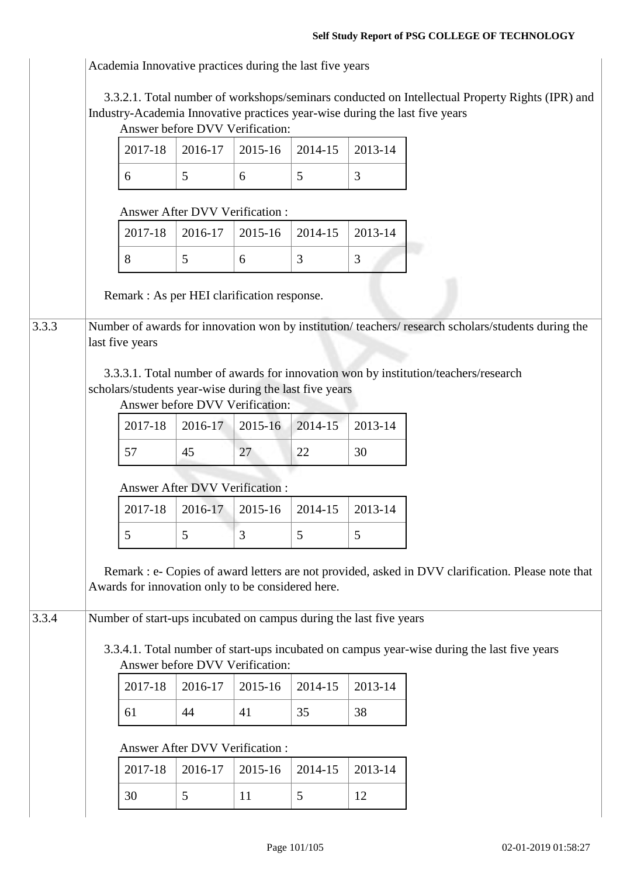| | |
|---|---|
| | Academia Innovative practices during the last five years<br><br>3.3.2.1. Total number of workshops/seminars conducted on Intellectual Property Rights (IPR) and Industry-Academia Innovative practices year-wise during the last five years |

Answer before DVV Verification:

| 2017-18 | 2016-17 | 2015-16 | 2014-15 | 2013-14 |
|---|---|---|---|---|
| 6 | 5 | 6 | 5 | 3 |

Answer After DVV Verification :

| 2017-18 | 2016-17 | 2015-16 | 2014-15 | 2013-14 |
|---|---|---|---|---|
| 8 | 5 | 6 | 3 | 3 |

Remark : As per HEI clarification response.

**3.3.3** Number of awards for innovation won by institution/ teachers/ research scholars/students during the last five years

3.3.3.1. Total number of awards for innovation won by institution/teachers/research scholars/students year-wise during the last five years

Answer before DVV Verification:

| 2017-18 | 2016-17 | 2015-16 | 2014-15 | 2013-14 |
|---|---|---|---|---|
| 57 | 45 | 27 | 22 | 30 |

Answer After DVV Verification :

| 2017-18 | 2016-17 | 2015-16 | 2014-15 | 2013-14 |
|---|---|---|---|---|
| 5 | 5 | 3 | 5 | 5 |

Remark : e- Copies of award letters are not provided, asked in DVV clarification. Please note that Awards for innovation only to be considered here.

**3.3.4** Number of start-ups incubated on campus during the last five years

3.3.4.1. Total number of start-ups incubated on campus year-wise during the last five years

Answer before DVV Verification:

| 2017-18 | 2016-17 | 2015-16 | 2014-15 | 2013-14 |
|---|---|---|---|---|
| 61 | 44 | 41 | 35 | 38 |

Answer After DVV Verification :

| 2017-18 | 2016-17 | 2015-16 | 2014-15 | 2013-14 |
|---|---|---|---|---|
| 30 | 5 | 11 | 5 | 12 |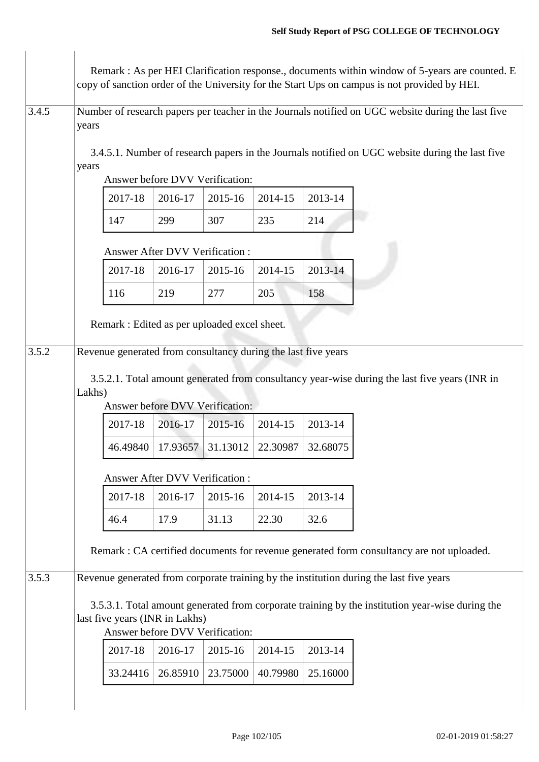Remark : As per HEI Clarification response., documents within window of 5-years are counted. E copy of sanction order of the University for the Start Ups on campus is not provided by HEI.

**3.4.5** Number of research papers per teacher in the Journals notified on UGC website during the last five years

3.4.5.1. Number of research papers in the Journals notified on UGC website during the last five years

Answer before DVV Verification:

| 2017-18 | 2016-17 | 2015-16 | 2014-15 | 2013-14 |
|---|---|---|---|---|
| 147 | 299 | 307 | 235 | 214 |

Answer After DVV Verification :

| 2017-18 | 2016-17 | 2015-16 | 2014-15 | 2013-14 |
|---|---|---|---|---|
| 116 | 219 | 277 | 205 | 158 |

Remark : Edited as per uploaded excel sheet.

**3.5.2** Revenue generated from consultancy during the last five years

3.5.2.1. Total amount generated from consultancy year-wise during the last five years (INR in Lakhs)

Answer before DVV Verification:

| 2017-18 | 2016-17 | 2015-16 | 2014-15 | 2013-14 |
|---|---|---|---|---|
| 46.49840 | 17.93657 | 31.13012 | 22.30987 | 32.68075 |

Answer After DVV Verification :

| 2017-18 | 2016-17 | 2015-16 | 2014-15 | 2013-14 |
|---|---|---|---|---|
| 46.4 | 17.9 | 31.13 | 22.30 | 32.6 |

Remark : CA certified documents for revenue generated form consultancy are not uploaded.

**3.5.3** Revenue generated from corporate training by the institution during the last five years

3.5.3.1. Total amount generated from corporate training by the institution year-wise during the last five years (INR in Lakhs)

Answer before DVV Verification:

| 2017-18 | 2016-17 | 2015-16 | 2014-15 | 2013-14 |
|---|---|---|---|---|
| 33.24416 | 26.85910 | 23.75000 | 40.79980 | 25.16000 |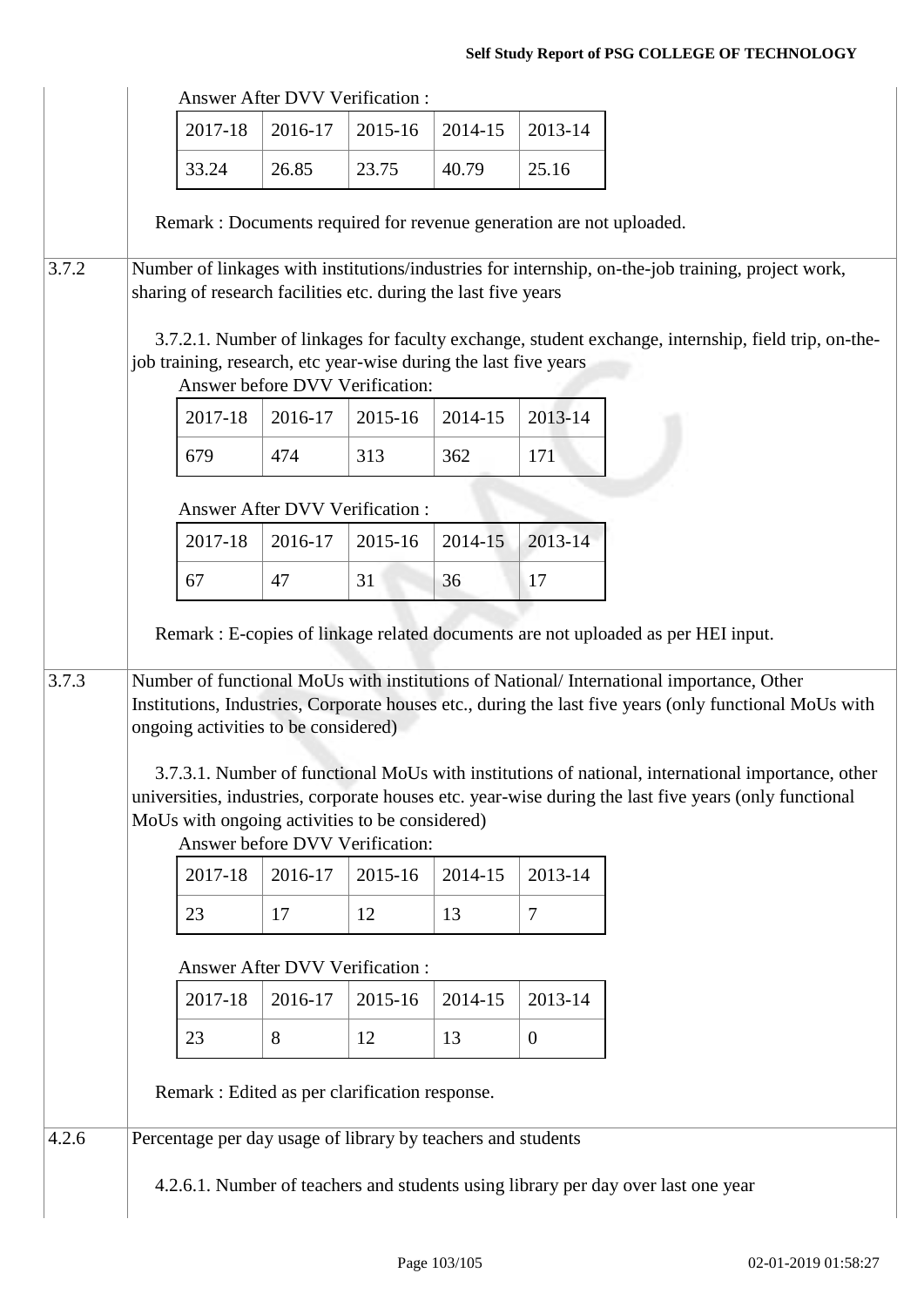Answer After DVV Verification :

| 2017-18 | 2016-17 | 2015-16 | 2014-15 | 2013-14 |
|---|---|---|---|---|
| 33.24 | 26.85 | 23.75 | 40.79 | 25.16 |

Remark : Documents required for revenue generation are not uploaded.

| | |
|---|---|
| 3.7.2 | Number of linkages with institutions/industries for internship, on-the-job training, project work, sharing of research facilities etc. during the last five years |

3.7.2.1. Number of linkages for faculty exchange, student exchange, internship, field trip, on-the-job training, research, etc year-wise during the last five years

Answer before DVV Verification:

| 2017-18 | 2016-17 | 2015-16 | 2014-15 | 2013-14 |
|---|---|---|---|---|
| 679 | 474 | 313 | 362 | 171 |

Answer After DVV Verification :

| 2017-18 | 2016-17 | 2015-16 | 2014-15 | 2013-14 |
|---|---|---|---|---|
| 67 | 47 | 31 | 36 | 17 |

Remark : E-copies of linkage related documents are not uploaded as per HEI input.

| | |
|---|---|
| 3.7.3 | Number of functional MoUs with institutions of National/ International importance, Other Institutions, Industries, Corporate houses etc., during the last five years (only functional MoUs with ongoing activities to be considered) |

3.7.3.1. Number of functional MoUs with institutions of national, international importance, other universities, industries, corporate houses etc. year-wise during the last five years (only functional MoUs with ongoing activities to be considered)

Answer before DVV Verification:

| 2017-18 | 2016-17 | 2015-16 | 2014-15 | 2013-14 |
|---|---|---|---|---|
| 23 | 17 | 12 | 13 | 7 |

Answer After DVV Verification :

| 2017-18 | 2016-17 | 2015-16 | 2014-15 | 2013-14 |
|---|---|---|---|---|
| 23 | 8 | 12 | 13 | 0 |

Remark : Edited as per clarification response.

| | |
|---|---|
| 4.2.6 | Percentage per day usage of library by teachers and students |

4.2.6.1. Number of teachers and students using library per day over last one year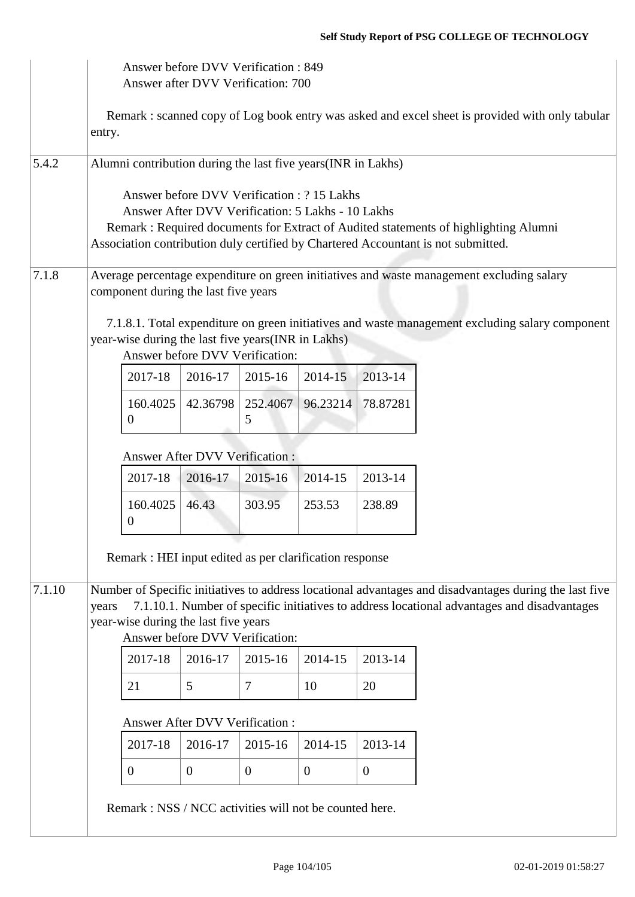| | |
|---|---|
| | Answer before DVV Verification : 849<br>Answer after DVV Verification: 700<br><br>Remark : scanned copy of Log book entry was asked and excel sheet is provided with only tabular entry. |
| 5.4.2 | Alumni contribution during the last five years(INR in Lakhs)<br><br>Answer before DVV Verification : ? 15 Lakhs<br>Answer After DVV Verification: 5 Lakhs - 10 Lakhs<br>Remark : Required documents for Extract of Audited statements of highlighting Alumni Association contribution duly certified by Chartered Accountant is not submitted. |
| 7.1.8 | Average percentage expenditure on green initiatives and waste management excluding salary component during the last five years<br><br>7.1.8.1. Total expenditure on green initiatives and waste management excluding salary component year-wise during the last five years(INR in Lakhs)<br>Answer before DVV Verification:<br><br>2017-18: 160.40250 / 2016-17: 42.36798 / 2015-16: 252.40675 / 2014-15: 96.23214 / 2013-14: 78.87281<br><br>Answer After DVV Verification :<br><br>2017-18: 160.40250 / 2016-17: 46.43 / 2015-16: 303.95 / 2014-15: 253.53 / 2013-14: 238.89<br><br>Remark : HEI input edited as per clarification response |
| 7.1.10 | Number of Specific initiatives to address locational advantages and disadvantages during the last five years 7.1.10.1. Number of specific initiatives to address locational advantages and disadvantages year-wise during the last five years<br>Answer before DVV Verification:<br><br>2017-18: 21 / 2016-17: 5 / 2015-16: 7 / 2014-15: 10 / 2013-14: 20<br><br>Answer After DVV Verification :<br><br>2017-18: 0 / 2016-17: 0 / 2015-16: 0 / 2014-15: 0 / 2013-14: 0<br><br>Remark : NSS / NCC activities will not be counted here. |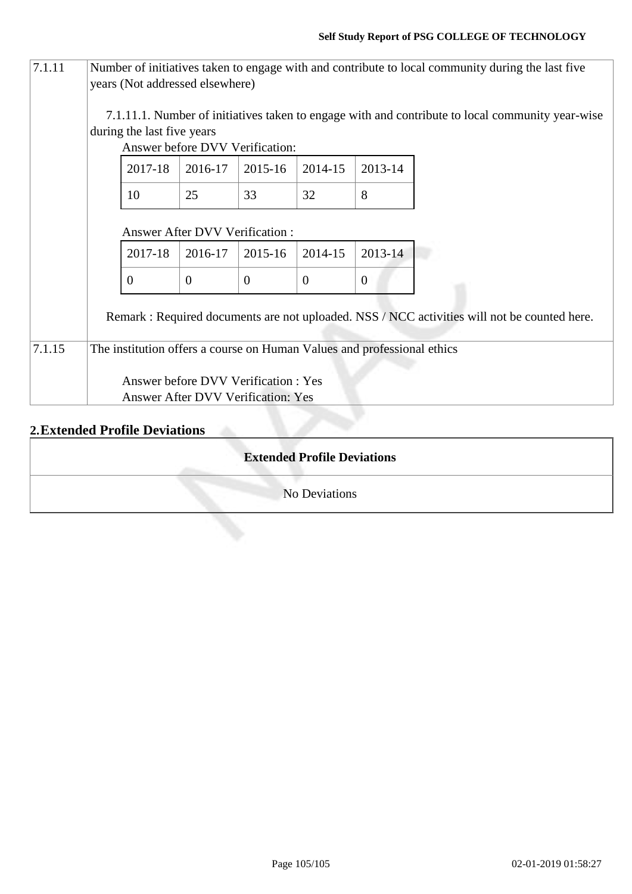| | |
|---|---|
| 7.1.11 | Number of initiatives taken to engage with and contribute to local community during the last five years (Not addressed elsewhere)<br><br>7.1.11.1. Number of initiatives taken to engage with and contribute to local community year-wise during the last five years<br>Answer before DVV Verification:<br>2017-18: 10, 2016-17: 25, 2015-16: 33, 2014-15: 32, 2013-14: 8<br><br>Answer After DVV Verification :<br>2017-18: 0, 2016-17: 0, 2015-16: 0, 2014-15: 0, 2013-14: 0<br><br>Remark : Required documents are not uploaded. NSS / NCC activities will not be counted here. |
| 7.1.15 | The institution offers a course on Human Values and professional ethics<br><br>Answer before DVV Verification : Yes<br>Answer After DVV Verification: Yes |

## 2.Extended Profile Deviations

| Extended Profile Deviations |
|---|
| No Deviations |